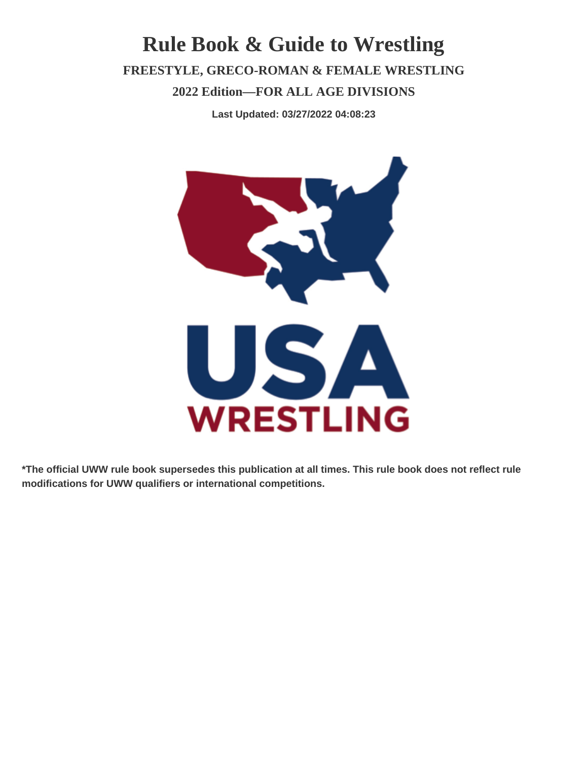# Rule Book & Guide to Wrestling

### FREESTYLE, GRECO-ROMAN & FEMALE WRESTLING

### 2022 Edition—FOR ALL AGE DIVISIONS

**Last Updated: 03/27/2022 04:08:23**

USA WRESTLING

**\*The official UWW rule book supersedes this publication at all times. This rule book does not reflect rule modifications for UWW qualifiers or international competitions.**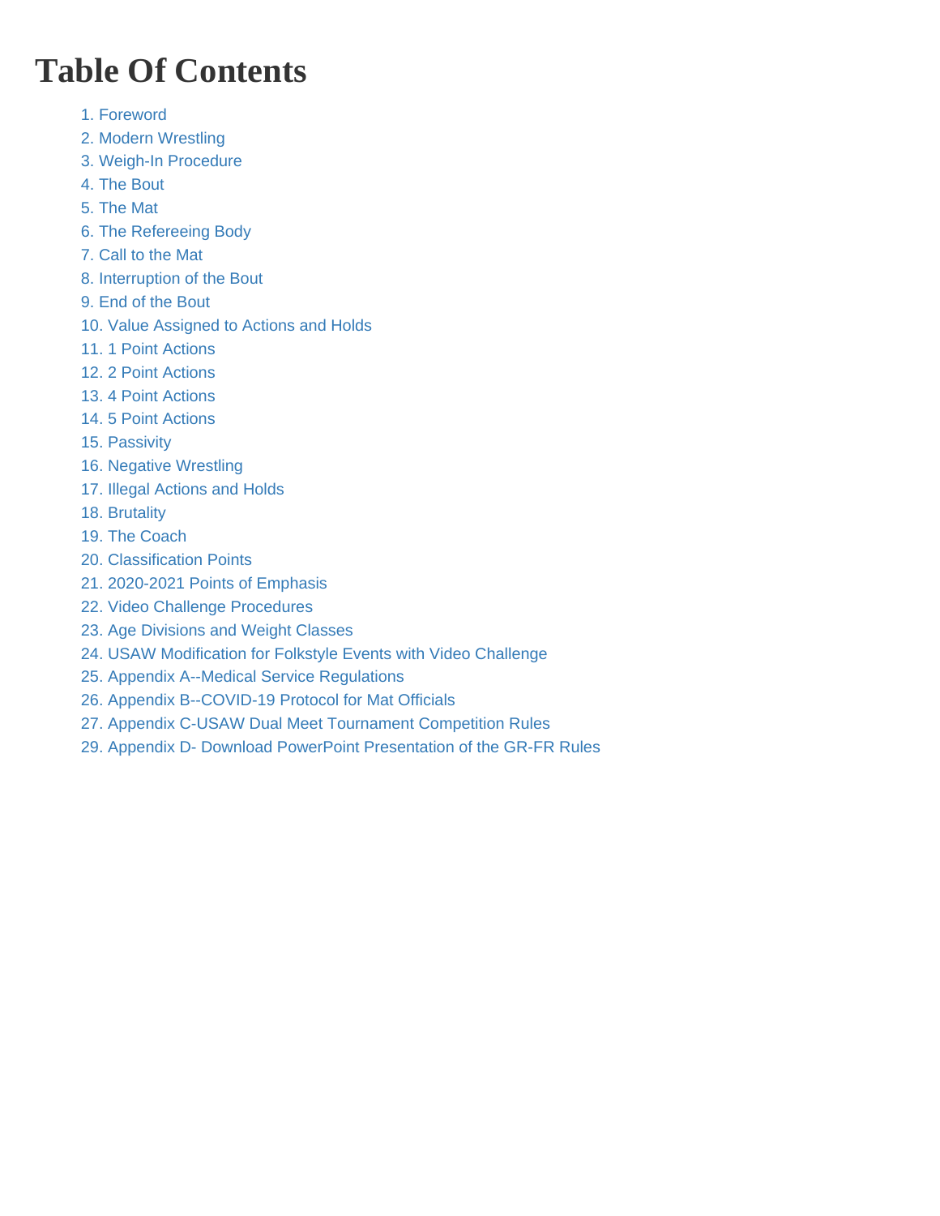# Table Of Contents

1. Foreword
2. Modern Wrestling
3. Weigh-In Procedure
4. The Bout
5. The Mat
6. The Refereeing Body
7. Call to the Mat
8. Interruption of the Bout
9. End of the Bout
10. Value Assigned to Actions and Holds
11. 1 Point Actions
12. 2 Point Actions
13. 4 Point Actions
14. 5 Point Actions
15. Passivity
16. Negative Wrestling
17. Illegal Actions and Holds
18. Brutality
19. The Coach
20. Classification Points
21. 2020-2021 Points of Emphasis
22. Video Challenge Procedures
23. Age Divisions and Weight Classes
24. USAW Modification for Folkstyle Events with Video Challenge
25. Appendix A--Medical Service Regulations
26. Appendix B--COVID-19 Protocol for Mat Officials
27. Appendix C-USAW Dual Meet Tournament Competition Rules
29. Appendix D- Download PowerPoint Presentation of the GR-FR Rules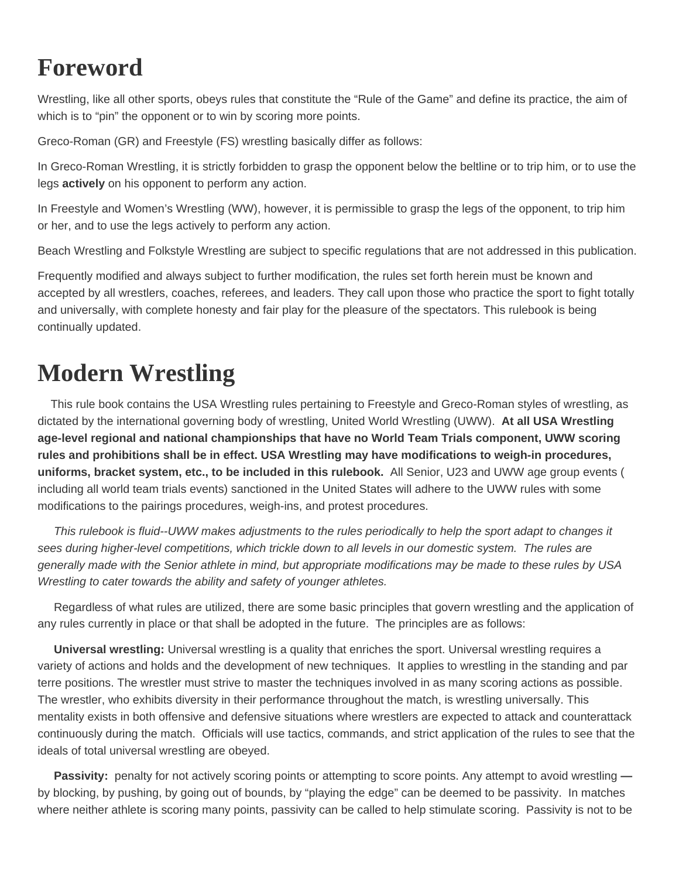# Foreword

Wrestling, like all other sports, obeys rules that constitute the "Rule of the Game" and define its practice, the aim of which is to "pin" the opponent or to win by scoring more points.

Greco-Roman (GR) and Freestyle (FS) wrestling basically differ as follows:

In Greco-Roman Wrestling, it is strictly forbidden to grasp the opponent below the beltline or to trip him, or to use the legs **actively** on his opponent to perform any action.

In Freestyle and Women's Wrestling (WW), however, it is permissible to grasp the legs of the opponent, to trip him or her, and to use the legs actively to perform any action.

Beach Wrestling and Folkstyle Wrestling are subject to specific regulations that are not addressed in this publication.

Frequently modified and always subject to further modification, the rules set forth herein must be known and accepted by all wrestlers, coaches, referees, and leaders. They call upon those who practice the sport to fight totally and universally, with complete honesty and fair play for the pleasure of the spectators. This rulebook is being continually updated.

# Modern Wrestling

This rule book contains the USA Wrestling rules pertaining to Freestyle and Greco-Roman styles of wrestling, as dictated by the international governing body of wrestling, United World Wrestling (UWW). **At all USA Wrestling age-level regional and national championships that have no World Team Trials component, UWW scoring rules and prohibitions shall be in effect. USA Wrestling may have modifications to weigh-in procedures, uniforms, bracket system, etc., to be included in this rulebook.** All Senior, U23 and UWW age group events ( including all world team trials events) sanctioned in the United States will adhere to the UWW rules with some modifications to the pairings procedures, weigh-ins, and protest procedures.

*This rulebook is fluid--UWW makes adjustments to the rules periodically to help the sport adapt to changes it sees during higher-level competitions, which trickle down to all levels in our domestic system. The rules are generally made with the Senior athlete in mind, but appropriate modifications may be made to these rules by USA Wrestling to cater towards the ability and safety of younger athletes.*

Regardless of what rules are utilized, there are some basic principles that govern wrestling and the application of any rules currently in place or that shall be adopted in the future. The principles are as follows:

**Universal wrestling:** Universal wrestling is a quality that enriches the sport. Universal wrestling requires a variety of actions and holds and the development of new techniques. It applies to wrestling in the standing and par terre positions. The wrestler must strive to master the techniques involved in as many scoring actions as possible. The wrestler, who exhibits diversity in their performance throughout the match, is wrestling universally. This mentality exists in both offensive and defensive situations where wrestlers are expected to attack and counterattack continuously during the match. Officials will use tactics, commands, and strict application of the rules to see that the ideals of total universal wrestling are obeyed.

**Passivity:** penalty for not actively scoring points or attempting to score points. Any attempt to avoid wrestling **—** by blocking, by pushing, by going out of bounds, by "playing the edge" can be deemed to be passivity. In matches where neither athlete is scoring many points, passivity can be called to help stimulate scoring. Passivity is not to be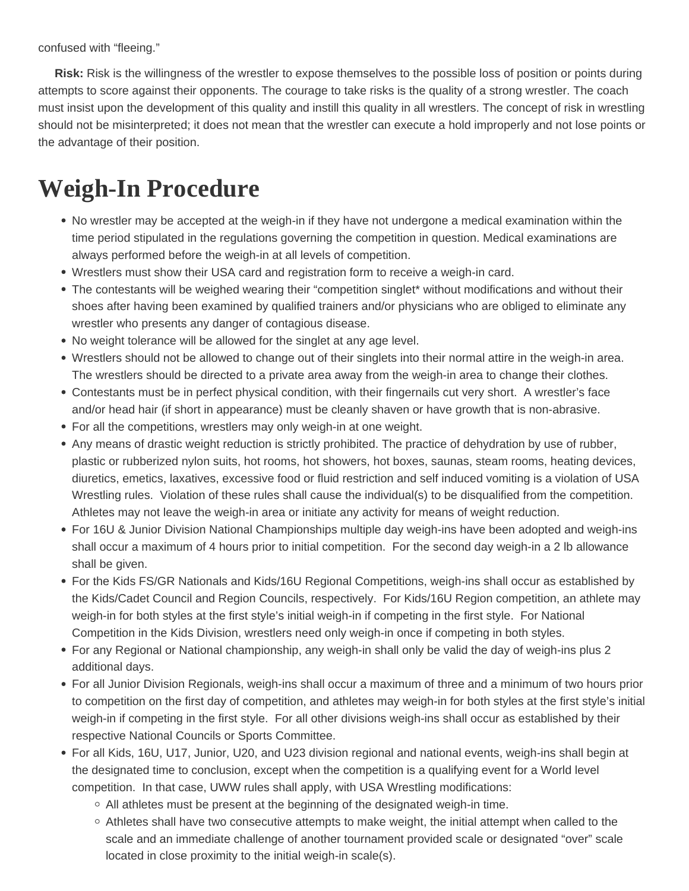confused with "fleeing."

**Risk:** Risk is the willingness of the wrestler to expose themselves to the possible loss of position or points during attempts to score against their opponents. The courage to take risks is the quality of a strong wrestler. The coach must insist upon the development of this quality and instill this quality in all wrestlers. The concept of risk in wrestling should not be misinterpreted; it does not mean that the wrestler can execute a hold improperly and not lose points or the advantage of their position.

# Weigh-In Procedure

- No wrestler may be accepted at the weigh-in if they have not undergone a medical examination within the time period stipulated in the regulations governing the competition in question. Medical examinations are always performed before the weigh-in at all levels of competition.
- Wrestlers must show their USA card and registration form to receive a weigh-in card.
- The contestants will be weighed wearing their "competition singlet* without modifications and without their shoes after having been examined by qualified trainers and/or physicians who are obliged to eliminate any wrestler who presents any danger of contagious disease.
- No weight tolerance will be allowed for the singlet at any age level.
- Wrestlers should not be allowed to change out of their singlets into their normal attire in the weigh-in area. The wrestlers should be directed to a private area away from the weigh-in area to change their clothes.
- Contestants must be in perfect physical condition, with their fingernails cut very short. A wrestler's face and/or head hair (if short in appearance) must be cleanly shaven or have growth that is non-abrasive.
- For all the competitions, wrestlers may only weigh-in at one weight.
- Any means of drastic weight reduction is strictly prohibited. The practice of dehydration by use of rubber, plastic or rubberized nylon suits, hot rooms, hot showers, hot boxes, saunas, steam rooms, heating devices, diuretics, emetics, laxatives, excessive food or fluid restriction and self induced vomiting is a violation of USA Wrestling rules. Violation of these rules shall cause the individual(s) to be disqualified from the competition. Athletes may not leave the weigh-in area or initiate any activity for means of weight reduction.
- For 16U & Junior Division National Championships multiple day weigh-ins have been adopted and weigh-ins shall occur a maximum of 4 hours prior to initial competition. For the second day weigh-in a 2 lb allowance shall be given.
- For the Kids FS/GR Nationals and Kids/16U Regional Competitions, weigh-ins shall occur as established by the Kids/Cadet Council and Region Councils, respectively. For Kids/16U Region competition, an athlete may weigh-in for both styles at the first style's initial weigh-in if competing in the first style. For National Competition in the Kids Division, wrestlers need only weigh-in once if competing in both styles.
- For any Regional or National championship, any weigh-in shall only be valid the day of weigh-ins plus 2 additional days.
- For all Junior Division Regionals, weigh-ins shall occur a maximum of three and a minimum of two hours prior to competition on the first day of competition, and athletes may weigh-in for both styles at the first style's initial weigh-in if competing in the first style. For all other divisions weigh-ins shall occur as established by their respective National Councils or Sports Committee.
- For all Kids, 16U, U17, Junior, U20, and U23 division regional and national events, weigh-ins shall begin at the designated time to conclusion, except when the competition is a qualifying event for a World level competition. In that case, UWW rules shall apply, with USA Wrestling modifications:
  - All athletes must be present at the beginning of the designated weigh-in time.
  - Athletes shall have two consecutive attempts to make weight, the initial attempt when called to the scale and an immediate challenge of another tournament provided scale or designated "over" scale located in close proximity to the initial weigh-in scale(s).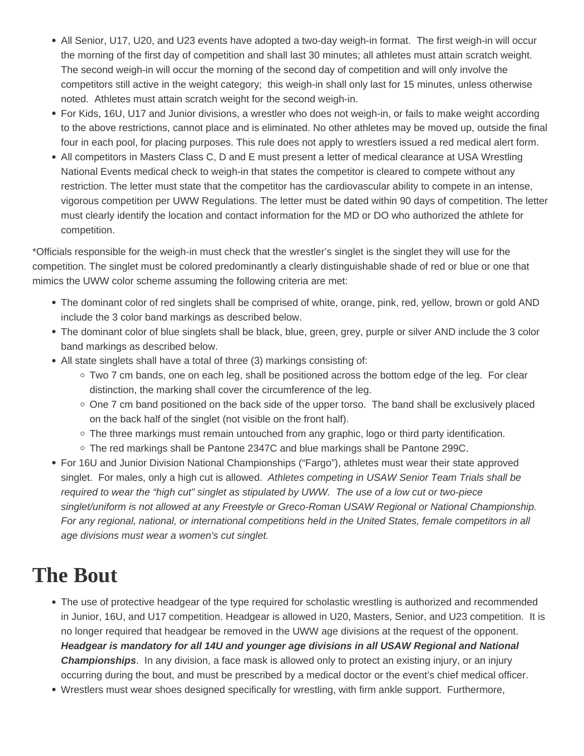- All Senior, U17, U20, and U23 events have adopted a two-day weigh-in format. The first weigh-in will occur the morning of the first day of competition and shall last 30 minutes; all athletes must attain scratch weight. The second weigh-in will occur the morning of the second day of competition and will only involve the competitors still active in the weight category; this weigh-in shall only last for 15 minutes, unless otherwise noted. Athletes must attain scratch weight for the second weigh-in.
- For Kids, 16U, U17 and Junior divisions, a wrestler who does not weigh-in, or fails to make weight according to the above restrictions, cannot place and is eliminated. No other athletes may be moved up, outside the final four in each pool, for placing purposes. This rule does not apply to wrestlers issued a red medical alert form.
- All competitors in Masters Class C, D and E must present a letter of medical clearance at USA Wrestling National Events medical check to weigh-in that states the competitor is cleared to compete without any restriction. The letter must state that the competitor has the cardiovascular ability to compete in an intense, vigorous competition per UWW Regulations. The letter must be dated within 90 days of competition. The letter must clearly identify the location and contact information for the MD or DO who authorized the athlete for competition.

*Officials responsible for the weigh-in must check that the wrestler's singlet is the singlet they will use for the competition. The singlet must be colored predominantly a clearly distinguishable shade of red or blue or one that mimics the UWW color scheme assuming the following criteria are met:

- The dominant color of red singlets shall be comprised of white, orange, pink, red, yellow, brown or gold AND include the 3 color band markings as described below.
- The dominant color of blue singlets shall be black, blue, green, grey, purple or silver AND include the 3 color band markings as described below.
- All state singlets shall have a total of three (3) markings consisting of:
  - Two 7 cm bands, one on each leg, shall be positioned across the bottom edge of the leg. For clear distinction, the marking shall cover the circumference of the leg.
  - One 7 cm band positioned on the back side of the upper torso. The band shall be exclusively placed on the back half of the singlet (not visible on the front half).
  - The three markings must remain untouched from any graphic, logo or third party identification.
  - The red markings shall be Pantone 2347C and blue markings shall be Pantone 299C.
- For 16U and Junior Division National Championships ("Fargo"), athletes must wear their state approved singlet. For males, only a high cut is allowed. *Athletes competing in USAW Senior Team Trials shall be required to wear the "high cut" singlet as stipulated by UWW. The use of a low cut or two-piece singlet/uniform is not allowed at any Freestyle or Greco-Roman USAW Regional or National Championship. For any regional, national, or international competitions held in the United States, female competitors in all age divisions must wear a women's cut singlet.*

# The Bout

- The use of protective headgear of the type required for scholastic wrestling is authorized and recommended in Junior, 16U, and U17 competition. Headgear is allowed in U20, Masters, Senior, and U23 competition. It is no longer required that headgear be removed in the UWW age divisions at the request of the opponent. ***Headgear is mandatory for all 14U and younger age divisions in all USAW Regional and National Championships***. In any division, a face mask is allowed only to protect an existing injury, or an injury occurring during the bout, and must be prescribed by a medical doctor or the event's chief medical officer.
- Wrestlers must wear shoes designed specifically for wrestling, with firm ankle support. Furthermore,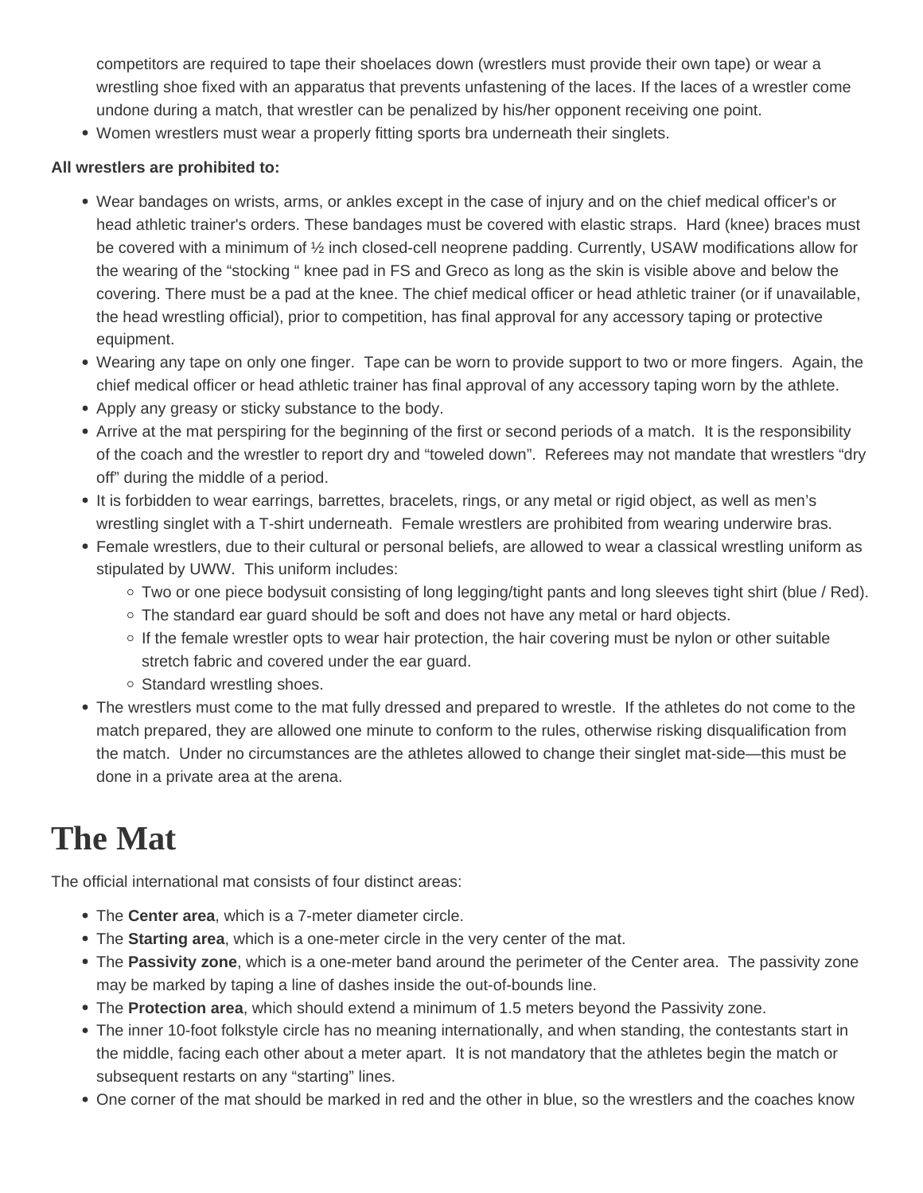competitors are required to tape their shoelaces down (wrestlers must provide their own tape) or wear a wrestling shoe fixed with an apparatus that prevents unfastening of the laces. If the laces of a wrestler come undone during a match, that wrestler can be penalized by his/her opponent receiving one point.

- Women wrestlers must wear a properly fitting sports bra underneath their singlets.

**All wrestlers are prohibited to:**

- Wear bandages on wrists, arms, or ankles except in the case of injury and on the chief medical officer's or head athletic trainer's orders. These bandages must be covered with elastic straps. Hard (knee) braces must be covered with a minimum of ½ inch closed-cell neoprene padding. Currently, USAW modifications allow for the wearing of the "stocking " knee pad in FS and Greco as long as the skin is visible above and below the covering. There must be a pad at the knee. The chief medical officer or head athletic trainer (or if unavailable, the head wrestling official), prior to competition, has final approval for any accessory taping or protective equipment.
- Wearing any tape on only one finger. Tape can be worn to provide support to two or more fingers. Again, the chief medical officer or head athletic trainer has final approval of any accessory taping worn by the athlete.
- Apply any greasy or sticky substance to the body.
- Arrive at the mat perspiring for the beginning of the first or second periods of a match. It is the responsibility of the coach and the wrestler to report dry and "toweled down". Referees may not mandate that wrestlers "dry off" during the middle of a period.
- It is forbidden to wear earrings, barrettes, bracelets, rings, or any metal or rigid object, as well as men's wrestling singlet with a T-shirt underneath. Female wrestlers are prohibited from wearing underwire bras.
- Female wrestlers, due to their cultural or personal beliefs, are allowed to wear a classical wrestling uniform as stipulated by UWW. This uniform includes:
  - Two or one piece bodysuit consisting of long legging/tight pants and long sleeves tight shirt (blue / Red).
  - The standard ear guard should be soft and does not have any metal or hard objects.
  - If the female wrestler opts to wear hair protection, the hair covering must be nylon or other suitable stretch fabric and covered under the ear guard.
  - Standard wrestling shoes.
- The wrestlers must come to the mat fully dressed and prepared to wrestle. If the athletes do not come to the match prepared, they are allowed one minute to conform to the rules, otherwise risking disqualification from the match. Under no circumstances are the athletes allowed to change their singlet mat-side—this must be done in a private area at the arena.

# The Mat

The official international mat consists of four distinct areas:

- The **Center area**, which is a 7-meter diameter circle.
- The **Starting area**, which is a one-meter circle in the very center of the mat.
- The **Passivity zone**, which is a one-meter band around the perimeter of the Center area. The passivity zone may be marked by taping a line of dashes inside the out-of-bounds line.
- The **Protection area**, which should extend a minimum of 1.5 meters beyond the Passivity zone.
- The inner 10-foot folkstyle circle has no meaning internationally, and when standing, the contestants start in the middle, facing each other about a meter apart. It is not mandatory that the athletes begin the match or subsequent restarts on any "starting" lines.
- One corner of the mat should be marked in red and the other in blue, so the wrestlers and the coaches know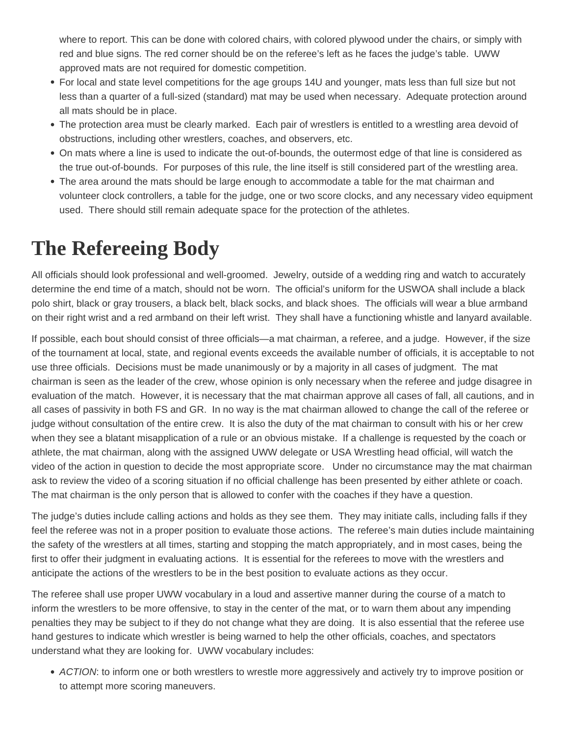where to report. This can be done with colored chairs, with colored plywood under the chairs, or simply with red and blue signs. The red corner should be on the referee's left as he faces the judge's table. UWW approved mats are not required for domestic competition.

- For local and state level competitions for the age groups 14U and younger, mats less than full size but not less than a quarter of a full-sized (standard) mat may be used when necessary. Adequate protection around all mats should be in place.
- The protection area must be clearly marked. Each pair of wrestlers is entitled to a wrestling area devoid of obstructions, including other wrestlers, coaches, and observers, etc.
- On mats where a line is used to indicate the out-of-bounds, the outermost edge of that line is considered as the true out-of-bounds. For purposes of this rule, the line itself is still considered part of the wrestling area.
- The area around the mats should be large enough to accommodate a table for the mat chairman and volunteer clock controllers, a table for the judge, one or two score clocks, and any necessary video equipment used. There should still remain adequate space for the protection of the athletes.

# The Refereeing Body

All officials should look professional and well-groomed. Jewelry, outside of a wedding ring and watch to accurately determine the end time of a match, should not be worn. The official's uniform for the USWOA shall include a black polo shirt, black or gray trousers, a black belt, black socks, and black shoes. The officials will wear a blue armband on their right wrist and a red armband on their left wrist. They shall have a functioning whistle and lanyard available.

If possible, each bout should consist of three officials—a mat chairman, a referee, and a judge. However, if the size of the tournament at local, state, and regional events exceeds the available number of officials, it is acceptable to not use three officials. Decisions must be made unanimously or by a majority in all cases of judgment. The mat chairman is seen as the leader of the crew, whose opinion is only necessary when the referee and judge disagree in evaluation of the match. However, it is necessary that the mat chairman approve all cases of fall, all cautions, and in all cases of passivity in both FS and GR. In no way is the mat chairman allowed to change the call of the referee or judge without consultation of the entire crew. It is also the duty of the mat chairman to consult with his or her crew when they see a blatant misapplication of a rule or an obvious mistake. If a challenge is requested by the coach or athlete, the mat chairman, along with the assigned UWW delegate or USA Wrestling head official, will watch the video of the action in question to decide the most appropriate score. Under no circumstance may the mat chairman ask to review the video of a scoring situation if no official challenge has been presented by either athlete or coach. The mat chairman is the only person that is allowed to confer with the coaches if they have a question.

The judge's duties include calling actions and holds as they see them. They may initiate calls, including falls if they feel the referee was not in a proper position to evaluate those actions. The referee's main duties include maintaining the safety of the wrestlers at all times, starting and stopping the match appropriately, and in most cases, being the first to offer their judgment in evaluating actions. It is essential for the referees to move with the wrestlers and anticipate the actions of the wrestlers to be in the best position to evaluate actions as they occur.

The referee shall use proper UWW vocabulary in a loud and assertive manner during the course of a match to inform the wrestlers to be more offensive, to stay in the center of the mat, or to warn them about any impending penalties they may be subject to if they do not change what they are doing. It is also essential that the referee use hand gestures to indicate which wrestler is being warned to help the other officials, coaches, and spectators understand what they are looking for. UWW vocabulary includes:

- *ACTION*: to inform one or both wrestlers to wrestle more aggressively and actively try to improve position or to attempt more scoring maneuvers.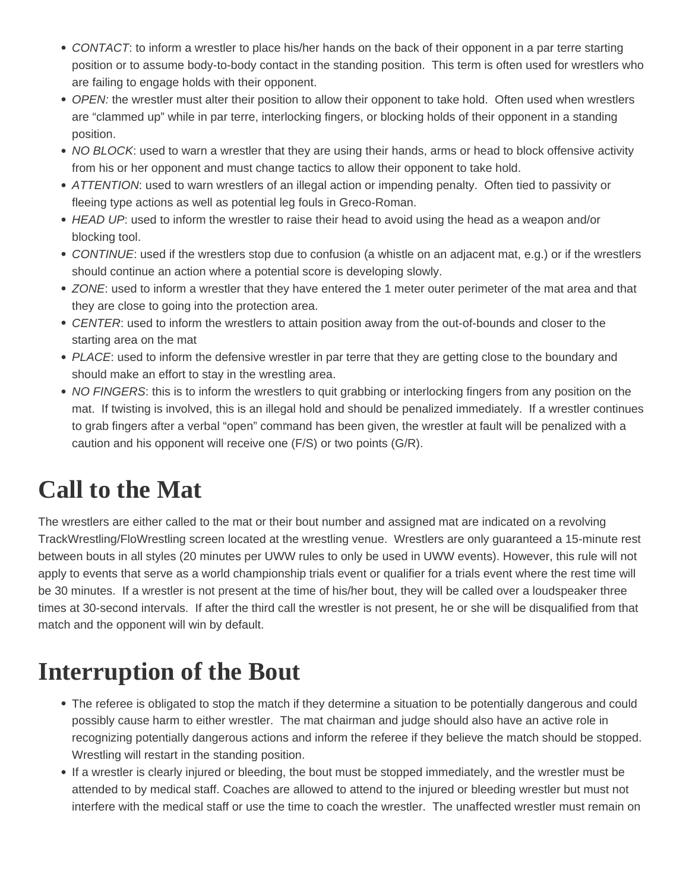- *CONTACT*: to inform a wrestler to place his/her hands on the back of their opponent in a par terre starting position or to assume body-to-body contact in the standing position. This term is often used for wrestlers who are failing to engage holds with their opponent.
- *OPEN:* the wrestler must alter their position to allow their opponent to take hold. Often used when wrestlers are "clammed up" while in par terre, interlocking fingers, or blocking holds of their opponent in a standing position.
- *NO BLOCK*: used to warn a wrestler that they are using their hands, arms or head to block offensive activity from his or her opponent and must change tactics to allow their opponent to take hold.
- *ATTENTION*: used to warn wrestlers of an illegal action or impending penalty. Often tied to passivity or fleeing type actions as well as potential leg fouls in Greco-Roman.
- *HEAD UP*: used to inform the wrestler to raise their head to avoid using the head as a weapon and/or blocking tool.
- *CONTINUE*: used if the wrestlers stop due to confusion (a whistle on an adjacent mat, e.g.) or if the wrestlers should continue an action where a potential score is developing slowly.
- *ZONE*: used to inform a wrestler that they have entered the 1 meter outer perimeter of the mat area and that they are close to going into the protection area.
- *CENTER*: used to inform the wrestlers to attain position away from the out-of-bounds and closer to the starting area on the mat
- *PLACE*: used to inform the defensive wrestler in par terre that they are getting close to the boundary and should make an effort to stay in the wrestling area.
- *NO FINGERS*: this is to inform the wrestlers to quit grabbing or interlocking fingers from any position on the mat. If twisting is involved, this is an illegal hold and should be penalized immediately. If a wrestler continues to grab fingers after a verbal "open" command has been given, the wrestler at fault will be penalized with a caution and his opponent will receive one (F/S) or two points (G/R).

# Call to the Mat

The wrestlers are either called to the mat or their bout number and assigned mat are indicated on a revolving TrackWrestling/FloWrestling screen located at the wrestling venue. Wrestlers are only guaranteed a 15-minute rest between bouts in all styles (20 minutes per UWW rules to only be used in UWW events). However, this rule will not apply to events that serve as a world championship trials event or qualifier for a trials event where the rest time will be 30 minutes. If a wrestler is not present at the time of his/her bout, they will be called over a loudspeaker three times at 30-second intervals. If after the third call the wrestler is not present, he or she will be disqualified from that match and the opponent will win by default.

# Interruption of the Bout

- The referee is obligated to stop the match if they determine a situation to be potentially dangerous and could possibly cause harm to either wrestler. The mat chairman and judge should also have an active role in recognizing potentially dangerous actions and inform the referee if they believe the match should be stopped. Wrestling will restart in the standing position.
- If a wrestler is clearly injured or bleeding, the bout must be stopped immediately, and the wrestler must be attended to by medical staff. Coaches are allowed to attend to the injured or bleeding wrestler but must not interfere with the medical staff or use the time to coach the wrestler. The unaffected wrestler must remain on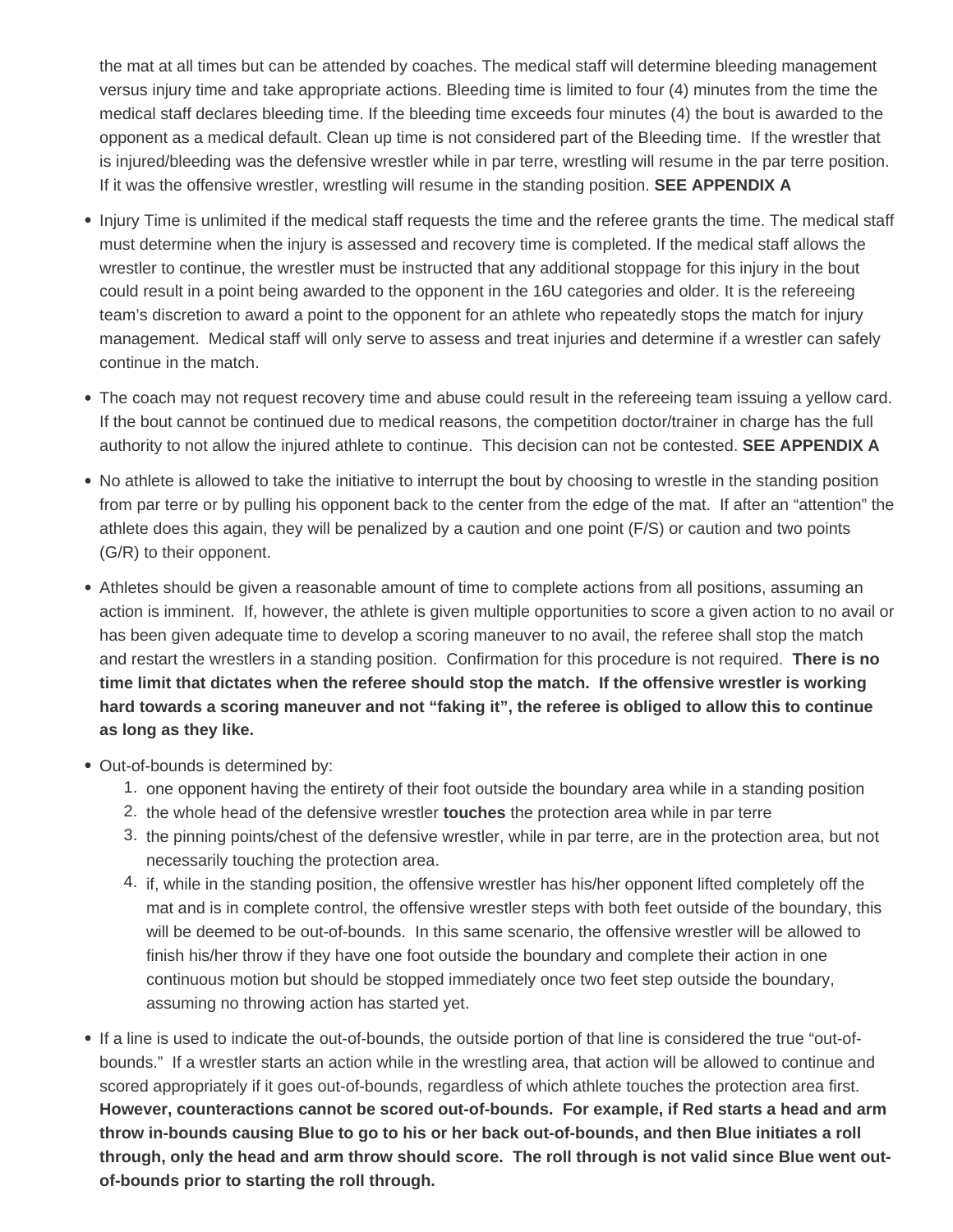the mat at all times but can be attended by coaches. The medical staff will determine bleeding management versus injury time and take appropriate actions. Bleeding time is limited to four (4) minutes from the time the medical staff declares bleeding time. If the bleeding time exceeds four minutes (4) the bout is awarded to the opponent as a medical default. Clean up time is not considered part of the Bleeding time. If the wrestler that is injured/bleeding was the defensive wrestler while in par terre, wrestling will resume in the par terre position. If it was the offensive wrestler, wrestling will resume in the standing position. **SEE APPENDIX A**

- Injury Time is unlimited if the medical staff requests the time and the referee grants the time. The medical staff must determine when the injury is assessed and recovery time is completed. If the medical staff allows the wrestler to continue, the wrestler must be instructed that any additional stoppage for this injury in the bout could result in a point being awarded to the opponent in the 16U categories and older. It is the refereeing team's discretion to award a point to the opponent for an athlete who repeatedly stops the match for injury management. Medical staff will only serve to assess and treat injuries and determine if a wrestler can safely continue in the match.
- The coach may not request recovery time and abuse could result in the refereeing team issuing a yellow card. If the bout cannot be continued due to medical reasons, the competition doctor/trainer in charge has the full authority to not allow the injured athlete to continue. This decision can not be contested. **SEE APPENDIX A**
- No athlete is allowed to take the initiative to interrupt the bout by choosing to wrestle in the standing position from par terre or by pulling his opponent back to the center from the edge of the mat. If after an "attention" the athlete does this again, they will be penalized by a caution and one point (F/S) or caution and two points (G/R) to their opponent.
- Athletes should be given a reasonable amount of time to complete actions from all positions, assuming an action is imminent. If, however, the athlete is given multiple opportunities to score a given action to no avail or has been given adequate time to develop a scoring maneuver to no avail, the referee shall stop the match and restart the wrestlers in a standing position. Confirmation for this procedure is not required. **There is no time limit that dictates when the referee should stop the match. If the offensive wrestler is working hard towards a scoring maneuver and not "faking it", the referee is obliged to allow this to continue as long as they like.**
- Out-of-bounds is determined by:
  1. one opponent having the entirety of their foot outside the boundary area while in a standing position
  2. the whole head of the defensive wrestler **touches** the protection area while in par terre
  3. the pinning points/chest of the defensive wrestler, while in par terre, are in the protection area, but not necessarily touching the protection area.
  4. if, while in the standing position, the offensive wrestler has his/her opponent lifted completely off the mat and is in complete control, the offensive wrestler steps with both feet outside of the boundary, this will be deemed to be out-of-bounds. In this same scenario, the offensive wrestler will be allowed to finish his/her throw if they have one foot outside the boundary and complete their action in one continuous motion but should be stopped immediately once two feet step outside the boundary, assuming no throwing action has started yet.
- If a line is used to indicate the out-of-bounds, the outside portion of that line is considered the true "out-of-bounds." If a wrestler starts an action while in the wrestling area, that action will be allowed to continue and scored appropriately if it goes out-of-bounds, regardless of which athlete touches the protection area first. **However, counteractions cannot be scored out-of-bounds. For example, if Red starts a head and arm throw in-bounds causing Blue to go to his or her back out-of-bounds, and then Blue initiates a roll through, only the head and arm throw should score. The roll through is not valid since Blue went out-of-bounds prior to starting the roll through.**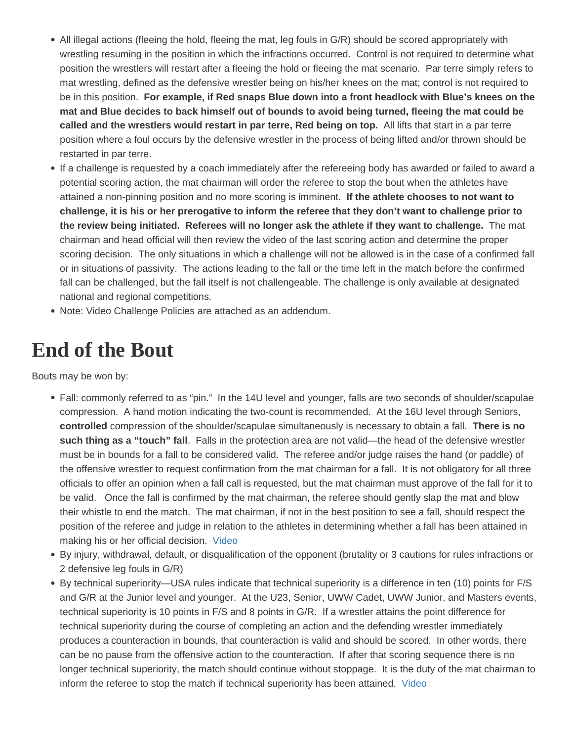- All illegal actions (fleeing the hold, fleeing the mat, leg fouls in G/R) should be scored appropriately with wrestling resuming in the position in which the infractions occurred.  Control is not required to determine what position the wrestlers will restart after a fleeing the hold or fleeing the mat scenario.  Par terre simply refers to mat wrestling, defined as the defensive wrestler being on his/her knees on the mat; control is not required to be in this position.  **For example, if Red snaps Blue down into a front headlock with Blue's knees on the mat and Blue decides to back himself out of bounds to avoid being turned, fleeing the mat could be called and the wrestlers would restart in par terre, Red being on top.**  All lifts that start in a par terre position where a foul occurs by the defensive wrestler in the process of being lifted and/or thrown should be restarted in par terre.
- If a challenge is requested by a coach immediately after the refereeing body has awarded or failed to award a potential scoring action, the mat chairman will order the referee to stop the bout when the athletes have attained a non-pinning position and no more scoring is imminent.  **If the athlete chooses to not want to challenge, it is his or her prerogative to inform the referee that they don't want to challenge prior to the review being initiated.  Referees will no longer ask the athlete if they want to challenge.**  The mat chairman and head official will then review the video of the last scoring action and determine the proper scoring decision.  The only situations in which a challenge will not be allowed is in the case of a confirmed fall or in situations of passivity.  The actions leading to the fall or the time left in the match before the confirmed fall can be challenged, but the fall itself is not challengeable. The challenge is only available at designated national and regional competitions.
- Note: Video Challenge Policies are attached as an addendum.

# End of the Bout

Bouts may be won by:

- Fall: commonly referred to as "pin."  In the 14U level and younger, falls are two seconds of shoulder/scapulae compression.  A hand motion indicating the two-count is recommended.  At the 16U level through Seniors, **controlled** compression of the shoulder/scapulae simultaneously is necessary to obtain a fall.  **There is no such thing as a "touch" fall**.  Falls in the protection area are not valid—the head of the defensive wrestler must be in bounds for a fall to be considered valid.  The referee and/or judge raises the hand (or paddle) of the offensive wrestler to request confirmation from the mat chairman for a fall.  It is not obligatory for all three officials to offer an opinion when a fall call is requested, but the mat chairman must approve of the fall for it to be valid.   Once the fall is confirmed by the mat chairman, the referee should gently slap the mat and blow their whistle to end the match.  The mat chairman, if not in the best position to see a fall, should respect the position of the referee and judge in relation to the athletes in determining whether a fall has been attained in making his or her official decision.  Video
- By injury, withdrawal, default, or disqualification of the opponent (brutality or 3 cautions for rules infractions or 2 defensive leg fouls in G/R)
- By technical superiority—USA rules indicate that technical superiority is a difference in ten (10) points for F/S and G/R at the Junior level and younger.  At the U23, Senior, UWW Cadet, UWW Junior, and Masters events, technical superiority is 10 points in F/S and 8 points in G/R.  If a wrestler attains the point difference for technical superiority during the course of completing an action and the defending wrestler immediately produces a counteraction in bounds, that counteraction is valid and should be scored.  In other words, there can be no pause from the offensive action to the counteraction.  If after that scoring sequence there is no longer technical superiority, the match should continue without stoppage.  It is the duty of the mat chairman to inform the referee to stop the match if technical superiority has been attained.  Video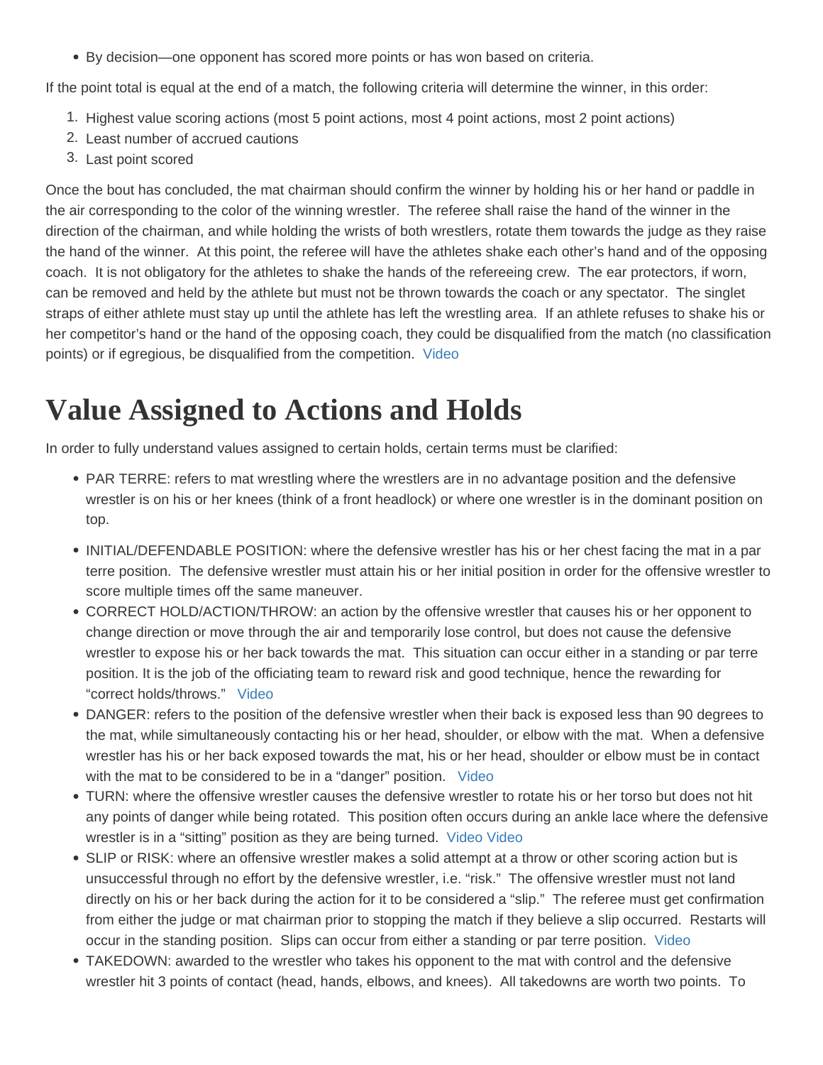- By decision—one opponent has scored more points or has won based on criteria.

If the point total is equal at the end of a match, the following criteria will determine the winner, in this order:

1. Highest value scoring actions (most 5 point actions, most 4 point actions, most 2 point actions)
2. Least number of accrued cautions
3. Last point scored

Once the bout has concluded, the mat chairman should confirm the winner by holding his or her hand or paddle in the air corresponding to the color of the winning wrestler.  The referee shall raise the hand of the winner in the direction of the chairman, and while holding the wrists of both wrestlers, rotate them towards the judge as they raise the hand of the winner.  At this point, the referee will have the athletes shake each other's hand and of the opposing coach.  It is not obligatory for the athletes to shake the hands of the refereeing crew.  The ear protectors, if worn, can be removed and held by the athlete but must not be thrown towards the coach or any spectator.  The singlet straps of either athlete must stay up until the athlete has left the wrestling area.  If an athlete refuses to shake his or her competitor's hand or the hand of the opposing coach, they could be disqualified from the match (no classification points) or if egregious, be disqualified from the competition.  Video

# Value Assigned to Actions and Holds

In order to fully understand values assigned to certain holds, certain terms must be clarified:

- PAR TERRE: refers to mat wrestling where the wrestlers are in no advantage position and the defensive wrestler is on his or her knees (think of a front headlock) or where one wrestler is in the dominant position on top.
- INITIAL/DEFENDABLE POSITION: where the defensive wrestler has his or her chest facing the mat in a par terre position.  The defensive wrestler must attain his or her initial position in order for the offensive wrestler to score multiple times off the same maneuver.
- CORRECT HOLD/ACTION/THROW: an action by the offensive wrestler that causes his or her opponent to change direction or move through the air and temporarily lose control, but does not cause the defensive wrestler to expose his or her back towards the mat.  This situation can occur either in a standing or par terre position. It is the job of the officiating team to reward risk and good technique, hence the rewarding for "correct holds/throws."   Video
- DANGER: refers to the position of the defensive wrestler when their back is exposed less than 90 degrees to the mat, while simultaneously contacting his or her head, shoulder, or elbow with the mat.  When a defensive wrestler has his or her back exposed towards the mat, his or her head, shoulder or elbow must be in contact with the mat to be considered to be in a "danger" position.   Video
- TURN: where the offensive wrestler causes the defensive wrestler to rotate his or her torso but does not hit any points of danger while being rotated.  This position often occurs during an ankle lace where the defensive wrestler is in a "sitting" position as they are being turned.  Video Video
- SLIP or RISK: where an offensive wrestler makes a solid attempt at a throw or other scoring action but is unsuccessful through no effort by the defensive wrestler, i.e. "risk."  The offensive wrestler must not land directly on his or her back during the action for it to be considered a "slip."  The referee must get confirmation from either the judge or mat chairman prior to stopping the match if they believe a slip occurred.  Restarts will occur in the standing position.  Slips can occur from either a standing or par terre position.  Video
- TAKEDOWN: awarded to the wrestler who takes his opponent to the mat with control and the defensive wrestler hit 3 points of contact (head, hands, elbows, and knees).  All takedowns are worth two points.  To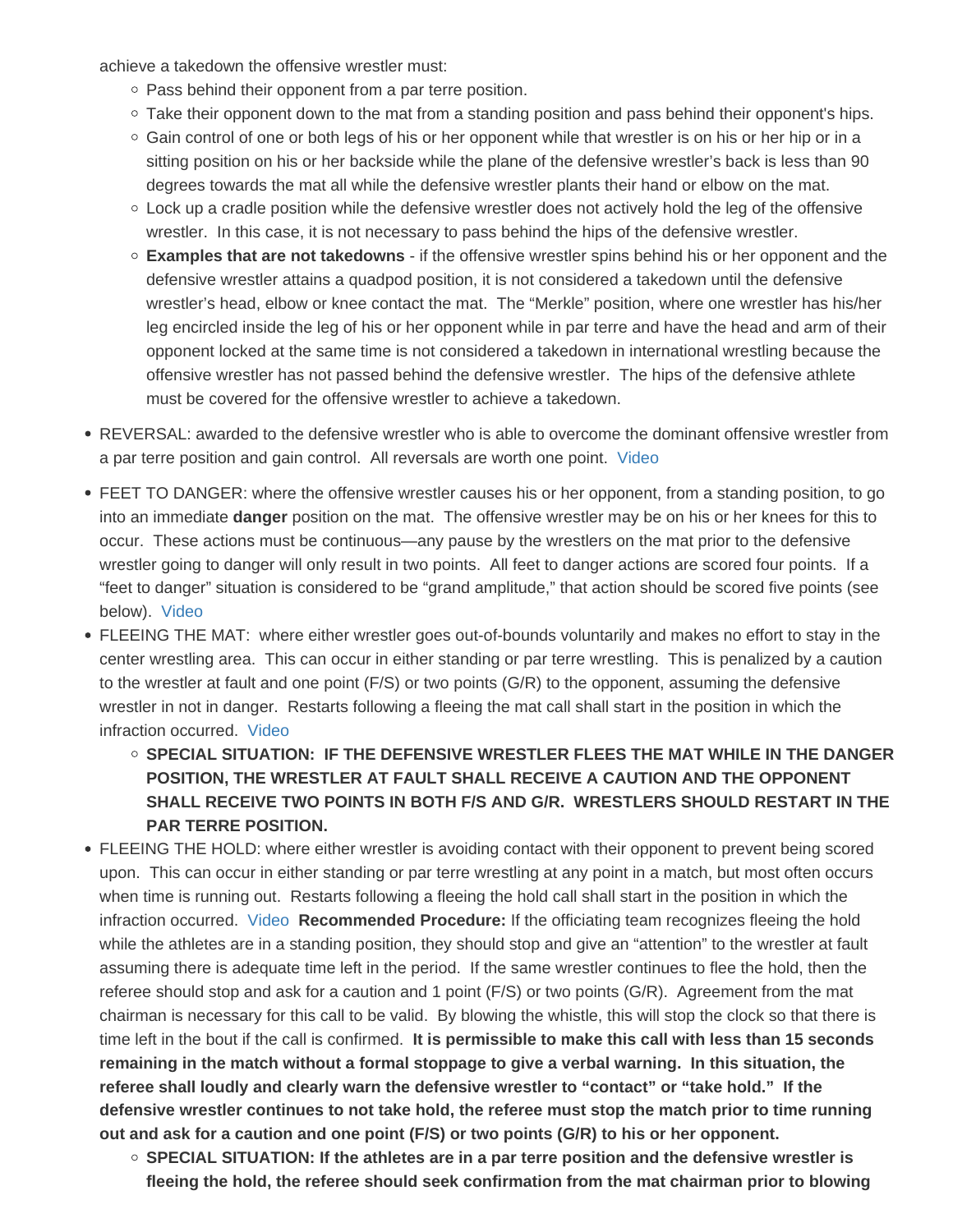achieve a takedown the offensive wrestler must:

  - Pass behind their opponent from a par terre position.
  - Take their opponent down to the mat from a standing position and pass behind their opponent's hips.
  - Gain control of one or both legs of his or her opponent while that wrestler is on his or her hip or in a sitting position on his or her backside while the plane of the defensive wrestler's back is less than 90 degrees towards the mat all while the defensive wrestler plants their hand or elbow on the mat.
  - Lock up a cradle position while the defensive wrestler does not actively hold the leg of the offensive wrestler. In this case, it is not necessary to pass behind the hips of the defensive wrestler.
  - **Examples that are not takedowns** - if the offensive wrestler spins behind his or her opponent and the defensive wrestler attains a quadpod position, it is not considered a takedown until the defensive wrestler's head, elbow or knee contact the mat. The "Merkle" position, where one wrestler has his/her leg encircled inside the leg of his or her opponent while in par terre and have the head and arm of their opponent locked at the same time is not considered a takedown in international wrestling because the offensive wrestler has not passed behind the defensive wrestler. The hips of the defensive athlete must be covered for the offensive wrestler to achieve a takedown.

- REVERSAL: awarded to the defensive wrestler who is able to overcome the dominant offensive wrestler from a par terre position and gain control. All reversals are worth one point. Video
- FEET TO DANGER: where the offensive wrestler causes his or her opponent, from a standing position, to go into an immediate **danger** position on the mat. The offensive wrestler may be on his or her knees for this to occur. These actions must be continuous—any pause by the wrestlers on the mat prior to the defensive wrestler going to danger will only result in two points. All feet to danger actions are scored four points. If a "feet to danger" situation is considered to be "grand amplitude," that action should be scored five points (see below). Video
- FLEEING THE MAT: where either wrestler goes out-of-bounds voluntarily and makes no effort to stay in the center wrestling area. This can occur in either standing or par terre wrestling. This is penalized by a caution to the wrestler at fault and one point (F/S) or two points (G/R) to the opponent, assuming the defensive wrestler in not in danger. Restarts following a fleeing the mat call shall start in the position in which the infraction occurred. Video
  - **SPECIAL SITUATION: IF THE DEFENSIVE WRESTLER FLEES THE MAT WHILE IN THE DANGER POSITION, THE WRESTLER AT FAULT SHALL RECEIVE A CAUTION AND THE OPPONENT SHALL RECEIVE TWO POINTS IN BOTH F/S AND G/R. WRESTLERS SHOULD RESTART IN THE PAR TERRE POSITION.**
- FLEEING THE HOLD: where either wrestler is avoiding contact with their opponent to prevent being scored upon. This can occur in either standing or par terre wrestling at any point in a match, but most often occurs when time is running out. Restarts following a fleeing the hold call shall start in the position in which the infraction occurred. Video **Recommended Procedure:** If the officiating team recognizes fleeing the hold while the athletes are in a standing position, they should stop and give an "attention" to the wrestler at fault assuming there is adequate time left in the period. If the same wrestler continues to flee the hold, then the referee should stop and ask for a caution and 1 point (F/S) or two points (G/R). Agreement from the mat chairman is necessary for this call to be valid. By blowing the whistle, this will stop the clock so that there is time left in the bout if the call is confirmed. **It is permissible to make this call with less than 15 seconds remaining in the match without a formal stoppage to give a verbal warning. In this situation, the referee shall loudly and clearly warn the defensive wrestler to "contact" or "take hold." If the defensive wrestler continues to not take hold, the referee must stop the match prior to time running out and ask for a caution and one point (F/S) or two points (G/R) to his or her opponent.**
  - **SPECIAL SITUATION: If the athletes are in a par terre position and the defensive wrestler is fleeing the hold, the referee should seek confirmation from the mat chairman prior to blowing**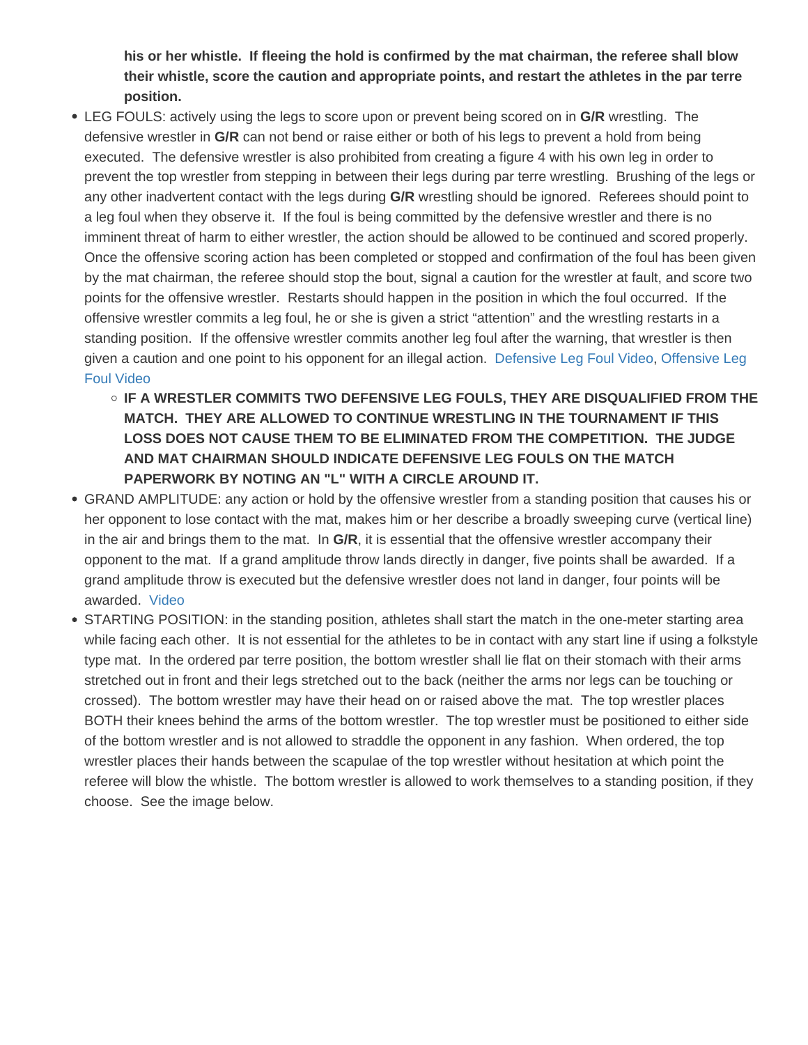**his or her whistle. If fleeing the hold is confirmed by the mat chairman, the referee shall blow their whistle, score the caution and appropriate points, and restart the athletes in the par terre position.**

- LEG FOULS: actively using the legs to score upon or prevent being scored on in **G/R** wrestling. The defensive wrestler in **G/R** can not bend or raise either or both of his legs to prevent a hold from being executed. The defensive wrestler is also prohibited from creating a figure 4 with his own leg in order to prevent the top wrestler from stepping in between their legs during par terre wrestling. Brushing of the legs or any other inadvertent contact with the legs during **G/R** wrestling should be ignored. Referees should point to a leg foul when they observe it. If the foul is being committed by the defensive wrestler and there is no imminent threat of harm to either wrestler, the action should be allowed to be continued and scored properly. Once the offensive scoring action has been completed or stopped and confirmation of the foul has been given by the mat chairman, the referee should stop the bout, signal a caution for the wrestler at fault, and score two points for the offensive wrestler. Restarts should happen in the position in which the foul occurred. If the offensive wrestler commits a leg foul, he or she is given a strict "attention" and the wrestling restarts in a standing position. If the offensive wrestler commits another leg foul after the warning, that wrestler is then given a caution and one point to his opponent for an illegal action. Defensive Leg Foul Video, Offensive Leg Foul Video
    - **IF A WRESTLER COMMITS TWO DEFENSIVE LEG FOULS, THEY ARE DISQUALIFIED FROM THE MATCH. THEY ARE ALLOWED TO CONTINUE WRESTLING IN THE TOURNAMENT IF THIS LOSS DOES NOT CAUSE THEM TO BE ELIMINATED FROM THE COMPETITION. THE JUDGE AND MAT CHAIRMAN SHOULD INDICATE DEFENSIVE LEG FOULS ON THE MATCH PAPERWORK BY NOTING AN "L" WITH A CIRCLE AROUND IT.**
- GRAND AMPLITUDE: any action or hold by the offensive wrestler from a standing position that causes his or her opponent to lose contact with the mat, makes him or her describe a broadly sweeping curve (vertical line) in the air and brings them to the mat. In **G/R**, it is essential that the offensive wrestler accompany their opponent to the mat. If a grand amplitude throw lands directly in danger, five points shall be awarded. If a grand amplitude throw is executed but the defensive wrestler does not land in danger, four points will be awarded. Video
- STARTING POSITION: in the standing position, athletes shall start the match in the one-meter starting area while facing each other. It is not essential for the athletes to be in contact with any start line if using a folkstyle type mat. In the ordered par terre position, the bottom wrestler shall lie flat on their stomach with their arms stretched out in front and their legs stretched out to the back (neither the arms nor legs can be touching or crossed). The bottom wrestler may have their head on or raised above the mat. The top wrestler places BOTH their knees behind the arms of the bottom wrestler. The top wrestler must be positioned to either side of the bottom wrestler and is not allowed to straddle the opponent in any fashion. When ordered, the top wrestler places their hands between the scapulae of the top wrestler without hesitation at which point the referee will blow the whistle. The bottom wrestler is allowed to work themselves to a standing position, if they choose. See the image below.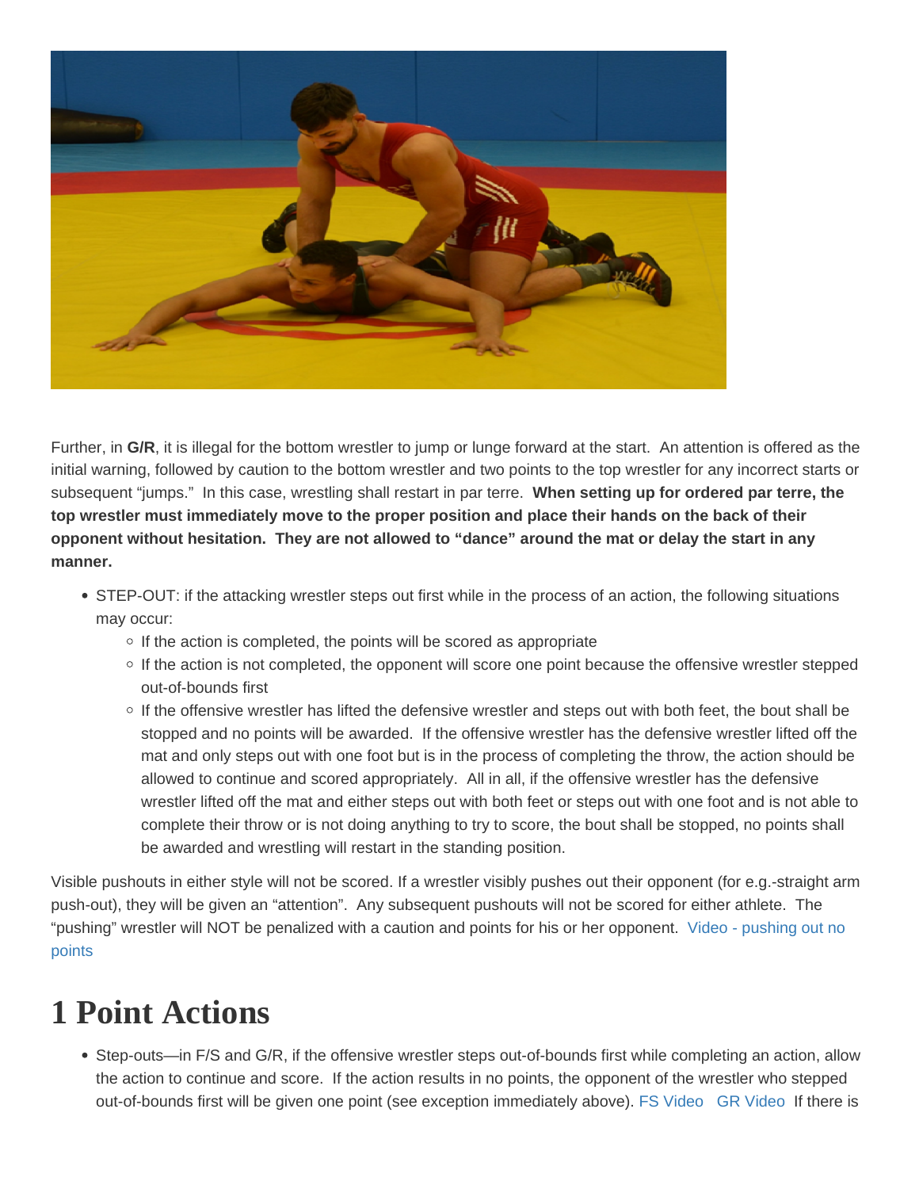Further, in **G/R**, it is illegal for the bottom wrestler to jump or lunge forward at the start. An attention is offered as the initial warning, followed by caution to the bottom wrestler and two points to the top wrestler for any incorrect starts or subsequent "jumps." In this case, wrestling shall restart in par terre. **When setting up for ordered par terre, the top wrestler must immediately move to the proper position and place their hands on the back of their opponent without hesitation. They are not allowed to "dance" around the mat or delay the start in any manner.**

- STEP-OUT: if the attacking wrestler steps out first while in the process of an action, the following situations may occur:
  - If the action is completed, the points will be scored as appropriate
  - If the action is not completed, the opponent will score one point because the offensive wrestler stepped out-of-bounds first
  - If the offensive wrestler has lifted the defensive wrestler and steps out with both feet, the bout shall be stopped and no points will be awarded. If the offensive wrestler has the defensive wrestler lifted off the mat and only steps out with one foot but is in the process of completing the throw, the action should be allowed to continue and scored appropriately. All in all, if the offensive wrestler has the defensive wrestler lifted off the mat and either steps out with both feet or steps out with one foot and is not able to complete their throw or is not doing anything to try to score, the bout shall be stopped, no points shall be awarded and wrestling will restart in the standing position.

Visible pushouts in either style will not be scored. If a wrestler visibly pushes out their opponent (for e.g.-straight arm push-out), they will be given an "attention". Any subsequent pushouts will not be scored for either athlete. The "pushing" wrestler will NOT be penalized with a caution and points for his or her opponent. Video - pushing out no points

# 1 Point Actions

- Step-outs—in F/S and G/R, if the offensive wrestler steps out-of-bounds first while completing an action, allow the action to continue and score. If the action results in no points, the opponent of the wrestler who stepped out-of-bounds first will be given one point (see exception immediately above). FS Video GR Video If there is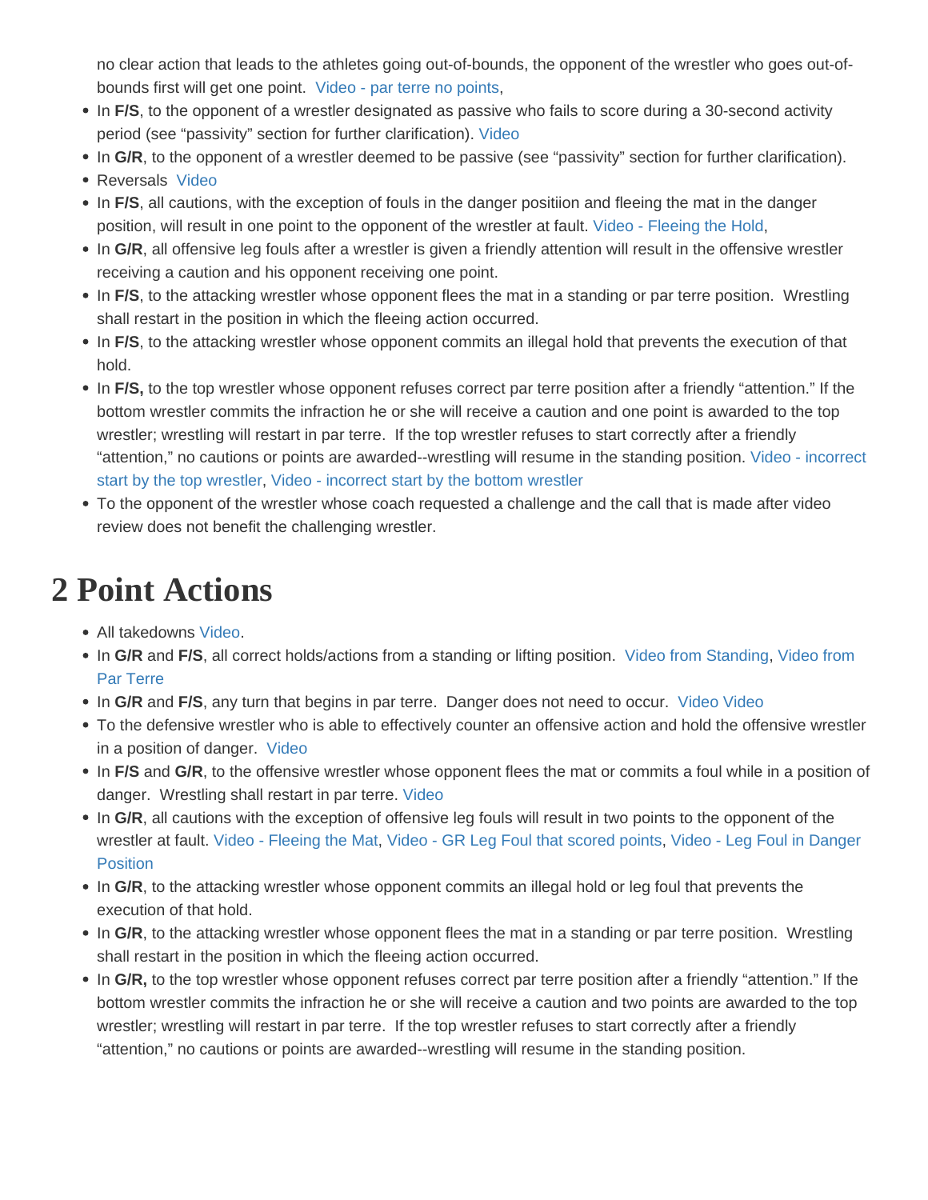no clear action that leads to the athletes going out-of-bounds, the opponent of the wrestler who goes out-of-bounds first will get one point. Video - par terre no points,

- In **F/S**, to the opponent of a wrestler designated as passive who fails to score during a 30-second activity period (see "passivity" section for further clarification). Video
- In **G/R**, to the opponent of a wrestler deemed to be passive (see "passivity" section for further clarification).
- Reversals Video
- In **F/S**, all cautions, with the exception of fouls in the danger positiion and fleeing the mat in the danger position, will result in one point to the opponent of the wrestler at fault. Video - Fleeing the Hold,
- In **G/R**, all offensive leg fouls after a wrestler is given a friendly attention will result in the offensive wrestler receiving a caution and his opponent receiving one point.
- In **F/S**, to the attacking wrestler whose opponent flees the mat in a standing or par terre position. Wrestling shall restart in the position in which the fleeing action occurred.
- In **F/S**, to the attacking wrestler whose opponent commits an illegal hold that prevents the execution of that hold.
- In **F/S,** to the top wrestler whose opponent refuses correct par terre position after a friendly "attention." If the bottom wrestler commits the infraction he or she will receive a caution and one point is awarded to the top wrestler; wrestling will restart in par terre. If the top wrestler refuses to start correctly after a friendly "attention," no cautions or points are awarded--wrestling will resume in the standing position. Video - incorrect start by the top wrestler, Video - incorrect start by the bottom wrestler
- To the opponent of the wrestler whose coach requested a challenge and the call that is made after video review does not benefit the challenging wrestler.

# 2 Point Actions

- All takedowns Video.
- In **G/R** and **F/S**, all correct holds/actions from a standing or lifting position. Video from Standing, Video from Par Terre
- In **G/R** and **F/S**, any turn that begins in par terre. Danger does not need to occur. Video Video
- To the defensive wrestler who is able to effectively counter an offensive action and hold the offensive wrestler in a position of danger. Video
- In **F/S** and **G/R**, to the offensive wrestler whose opponent flees the mat or commits a foul while in a position of danger. Wrestling shall restart in par terre. Video
- In **G/R**, all cautions with the exception of offensive leg fouls will result in two points to the opponent of the wrestler at fault. Video - Fleeing the Mat, Video - GR Leg Foul that scored points, Video - Leg Foul in Danger Position
- In **G/R**, to the attacking wrestler whose opponent commits an illegal hold or leg foul that prevents the execution of that hold.
- In **G/R**, to the attacking wrestler whose opponent flees the mat in a standing or par terre position. Wrestling shall restart in the position in which the fleeing action occurred.
- In **G/R,** to the top wrestler whose opponent refuses correct par terre position after a friendly "attention." If the bottom wrestler commits the infraction he or she will receive a caution and two points are awarded to the top wrestler; wrestling will restart in par terre. If the top wrestler refuses to start correctly after a friendly "attention," no cautions or points are awarded--wrestling will resume in the standing position.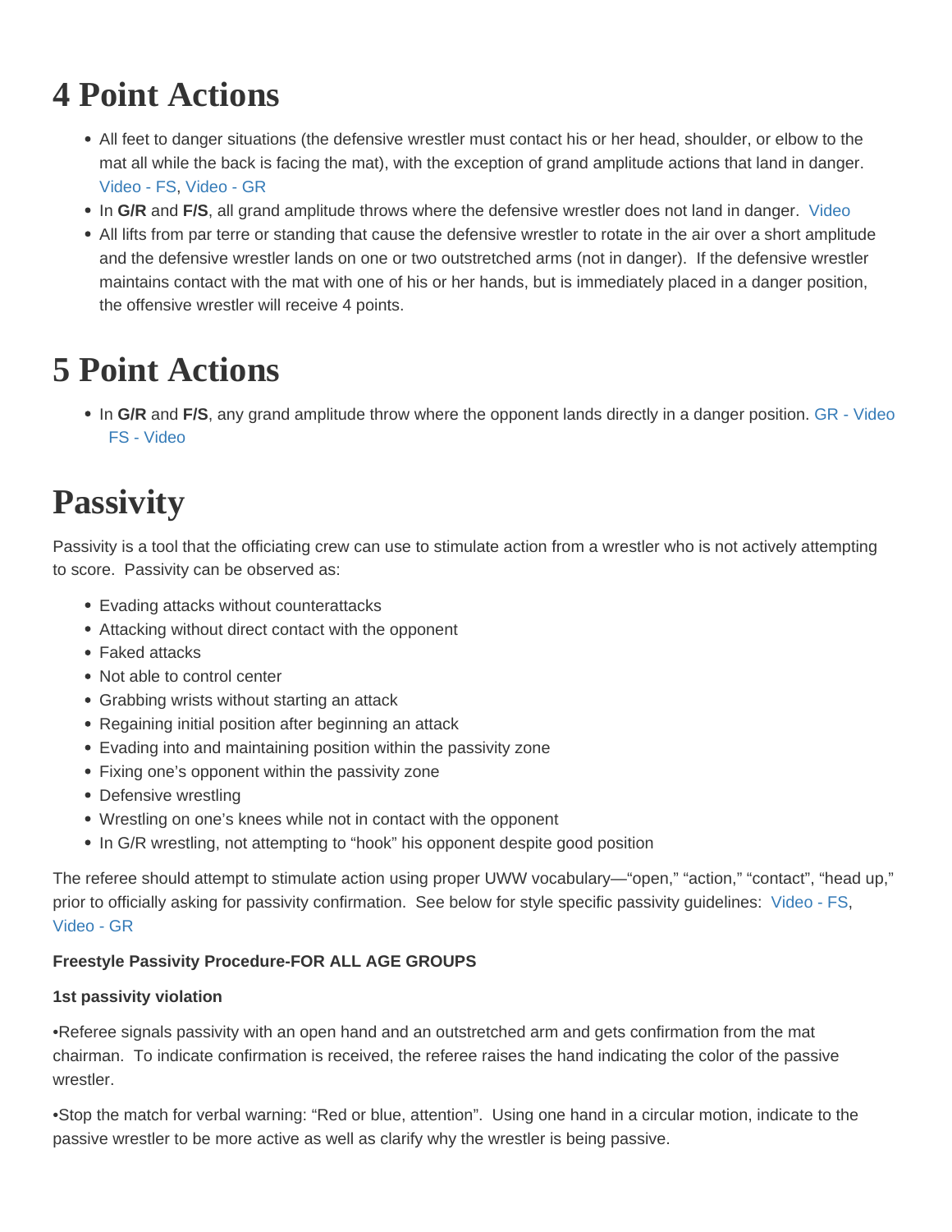# 4 Point Actions

- All feet to danger situations (the defensive wrestler must contact his or her head, shoulder, or elbow to the mat all while the back is facing the mat), with the exception of grand amplitude actions that land in danger. Video - FS, Video - GR
- In **G/R** and **F/S**, all grand amplitude throws where the defensive wrestler does not land in danger. Video
- All lifts from par terre or standing that cause the defensive wrestler to rotate in the air over a short amplitude and the defensive wrestler lands on one or two outstretched arms (not in danger). If the defensive wrestler maintains contact with the mat with one of his or her hands, but is immediately placed in a danger position, the offensive wrestler will receive 4 points.

# 5 Point Actions

- In **G/R** and **F/S**, any grand amplitude throw where the opponent lands directly in a danger position. GR - Video FS - Video

# Passivity

Passivity is a tool that the officiating crew can use to stimulate action from a wrestler who is not actively attempting to score. Passivity can be observed as:

- Evading attacks without counterattacks
- Attacking without direct contact with the opponent
- Faked attacks
- Not able to control center
- Grabbing wrists without starting an attack
- Regaining initial position after beginning an attack
- Evading into and maintaining position within the passivity zone
- Fixing one's opponent within the passivity zone
- Defensive wrestling
- Wrestling on one's knees while not in contact with the opponent
- In G/R wrestling, not attempting to "hook" his opponent despite good position

The referee should attempt to stimulate action using proper UWW vocabulary—"open," "action," "contact", "head up," prior to officially asking for passivity confirmation. See below for style specific passivity guidelines: Video - FS, Video - GR

**Freestyle Passivity Procedure-FOR ALL AGE GROUPS**

**1st passivity violation**

•Referee signals passivity with an open hand and an outstretched arm and gets confirmation from the mat chairman. To indicate confirmation is received, the referee raises the hand indicating the color of the passive wrestler.

•Stop the match for verbal warning: "Red or blue, attention". Using one hand in a circular motion, indicate to the passive wrestler to be more active as well as clarify why the wrestler is being passive.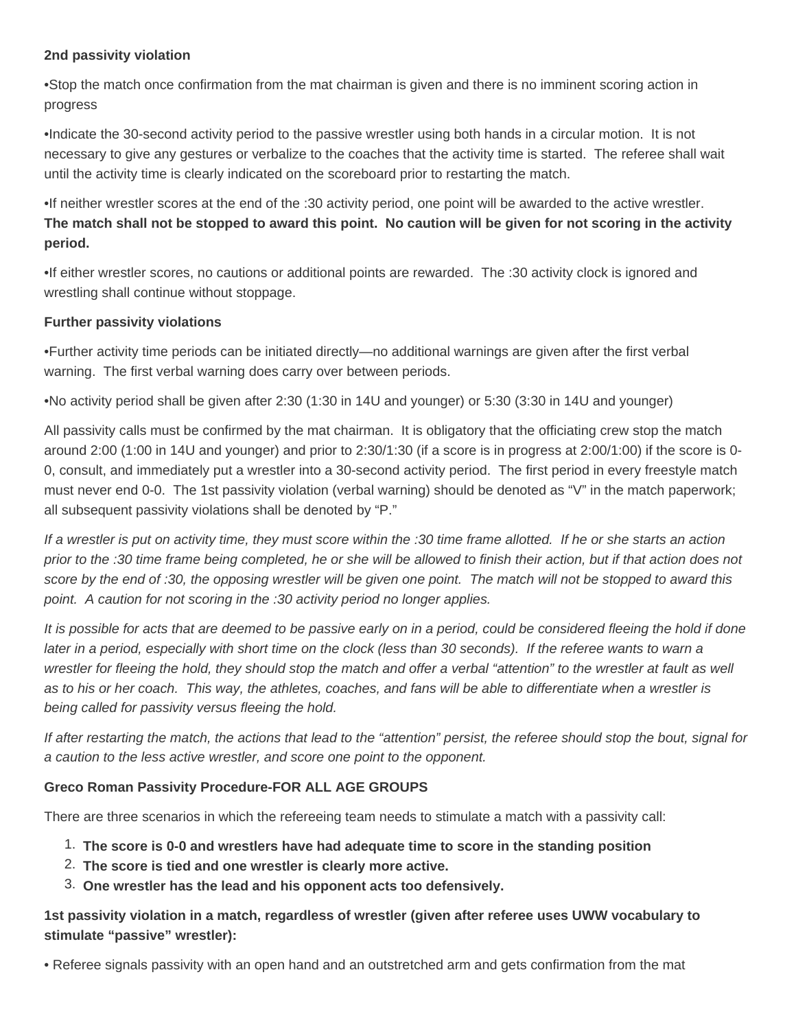**2nd passivity violation**

•Stop the match once confirmation from the mat chairman is given and there is no imminent scoring action in progress

•Indicate the 30-second activity period to the passive wrestler using both hands in a circular motion. It is not necessary to give any gestures or verbalize to the coaches that the activity time is started. The referee shall wait until the activity time is clearly indicated on the scoreboard prior to restarting the match.

•If neither wrestler scores at the end of the :30 activity period, one point will be awarded to the active wrestler. **The match shall not be stopped to award this point. No caution will be given for not scoring in the activity period.**

•If either wrestler scores, no cautions or additional points are rewarded. The :30 activity clock is ignored and wrestling shall continue without stoppage.

**Further passivity violations**

•Further activity time periods can be initiated directly—no additional warnings are given after the first verbal warning. The first verbal warning does carry over between periods.

•No activity period shall be given after 2:30 (1:30 in 14U and younger) or 5:30 (3:30 in 14U and younger)

All passivity calls must be confirmed by the mat chairman. It is obligatory that the officiating crew stop the match around 2:00 (1:00 in 14U and younger) and prior to 2:30/1:30 (if a score is in progress at 2:00/1:00) if the score is 0-0, consult, and immediately put a wrestler into a 30-second activity period. The first period in every freestyle match must never end 0-0. The 1st passivity violation (verbal warning) should be denoted as "V" in the match paperwork; all subsequent passivity violations shall be denoted by "P."

*If a wrestler is put on activity time, they must score within the :30 time frame allotted. If he or she starts an action prior to the :30 time frame being completed, he or she will be allowed to finish their action, but if that action does not score by the end of :30, the opposing wrestler will be given one point. The match will not be stopped to award this point. A caution for not scoring in the :30 activity period no longer applies.*

*It is possible for acts that are deemed to be passive early on in a period, could be considered fleeing the hold if done later in a period, especially with short time on the clock (less than 30 seconds). If the referee wants to warn a wrestler for fleeing the hold, they should stop the match and offer a verbal "attention" to the wrestler at fault as well as to his or her coach. This way, the athletes, coaches, and fans will be able to differentiate when a wrestler is being called for passivity versus fleeing the hold.*

*If after restarting the match, the actions that lead to the "attention" persist, the referee should stop the bout, signal for a caution to the less active wrestler, and score one point to the opponent.*

**Greco Roman Passivity Procedure-FOR ALL AGE GROUPS**

There are three scenarios in which the refereeing team needs to stimulate a match with a passivity call:

1. **The score is 0-0 and wrestlers have had adequate time to score in the standing position**
2. **The score is tied and one wrestler is clearly more active.**
3. **One wrestler has the lead and his opponent acts too defensively.**

**1st passivity violation in a match, regardless of wrestler (given after referee uses UWW vocabulary to stimulate "passive" wrestler):**

• Referee signals passivity with an open hand and an outstretched arm and gets confirmation from the mat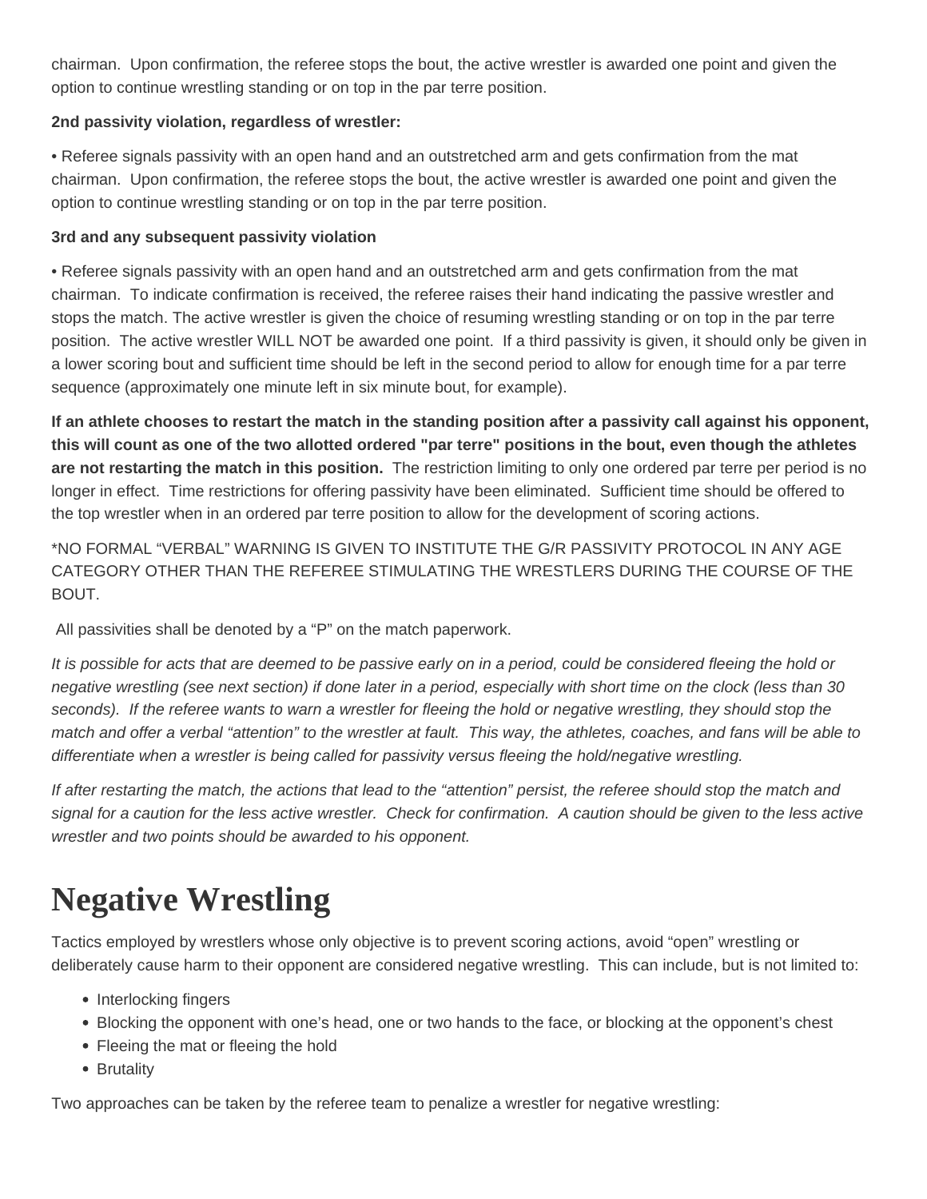chairman. Upon confirmation, the referee stops the bout, the active wrestler is awarded one point and given the option to continue wrestling standing or on top in the par terre position.

**2nd passivity violation, regardless of wrestler:**

• Referee signals passivity with an open hand and an outstretched arm and gets confirmation from the mat chairman. Upon confirmation, the referee stops the bout, the active wrestler is awarded one point and given the option to continue wrestling standing or on top in the par terre position.

**3rd and any subsequent passivity violation**

• Referee signals passivity with an open hand and an outstretched arm and gets confirmation from the mat chairman. To indicate confirmation is received, the referee raises their hand indicating the passive wrestler and stops the match. The active wrestler is given the choice of resuming wrestling standing or on top in the par terre position. The active wrestler WILL NOT be awarded one point. If a third passivity is given, it should only be given in a lower scoring bout and sufficient time should be left in the second period to allow for enough time for a par terre sequence (approximately one minute left in six minute bout, for example).

**If an athlete chooses to restart the match in the standing position after a passivity call against his opponent, this will count as one of the two allotted ordered "par terre" positions in the bout, even though the athletes are not restarting the match in this position.** The restriction limiting to only one ordered par terre per period is no longer in effect. Time restrictions for offering passivity have been eliminated. Sufficient time should be offered to the top wrestler when in an ordered par terre position to allow for the development of scoring actions.

*NO FORMAL "VERBAL" WARNING IS GIVEN TO INSTITUTE THE G/R PASSIVITY PROTOCOL IN ANY AGE CATEGORY OTHER THAN THE REFEREE STIMULATING THE WRESTLERS DURING THE COURSE OF THE BOUT.

All passivities shall be denoted by a "P" on the match paperwork.

*It is possible for acts that are deemed to be passive early on in a period, could be considered fleeing the hold or negative wrestling (see next section) if done later in a period, especially with short time on the clock (less than 30 seconds). If the referee wants to warn a wrestler for fleeing the hold or negative wrestling, they should stop the match and offer a verbal "attention" to the wrestler at fault. This way, the athletes, coaches, and fans will be able to differentiate when a wrestler is being called for passivity versus fleeing the hold/negative wrestling.*

*If after restarting the match, the actions that lead to the "attention" persist, the referee should stop the match and signal for a caution for the less active wrestler. Check for confirmation. A caution should be given to the less active wrestler and two points should be awarded to his opponent.*

# Negative Wrestling

Tactics employed by wrestlers whose only objective is to prevent scoring actions, avoid "open" wrestling or deliberately cause harm to their opponent are considered negative wrestling. This can include, but is not limited to:

- Interlocking fingers
- Blocking the opponent with one's head, one or two hands to the face, or blocking at the opponent's chest
- Fleeing the mat or fleeing the hold
- Brutality

Two approaches can be taken by the referee team to penalize a wrestler for negative wrestling: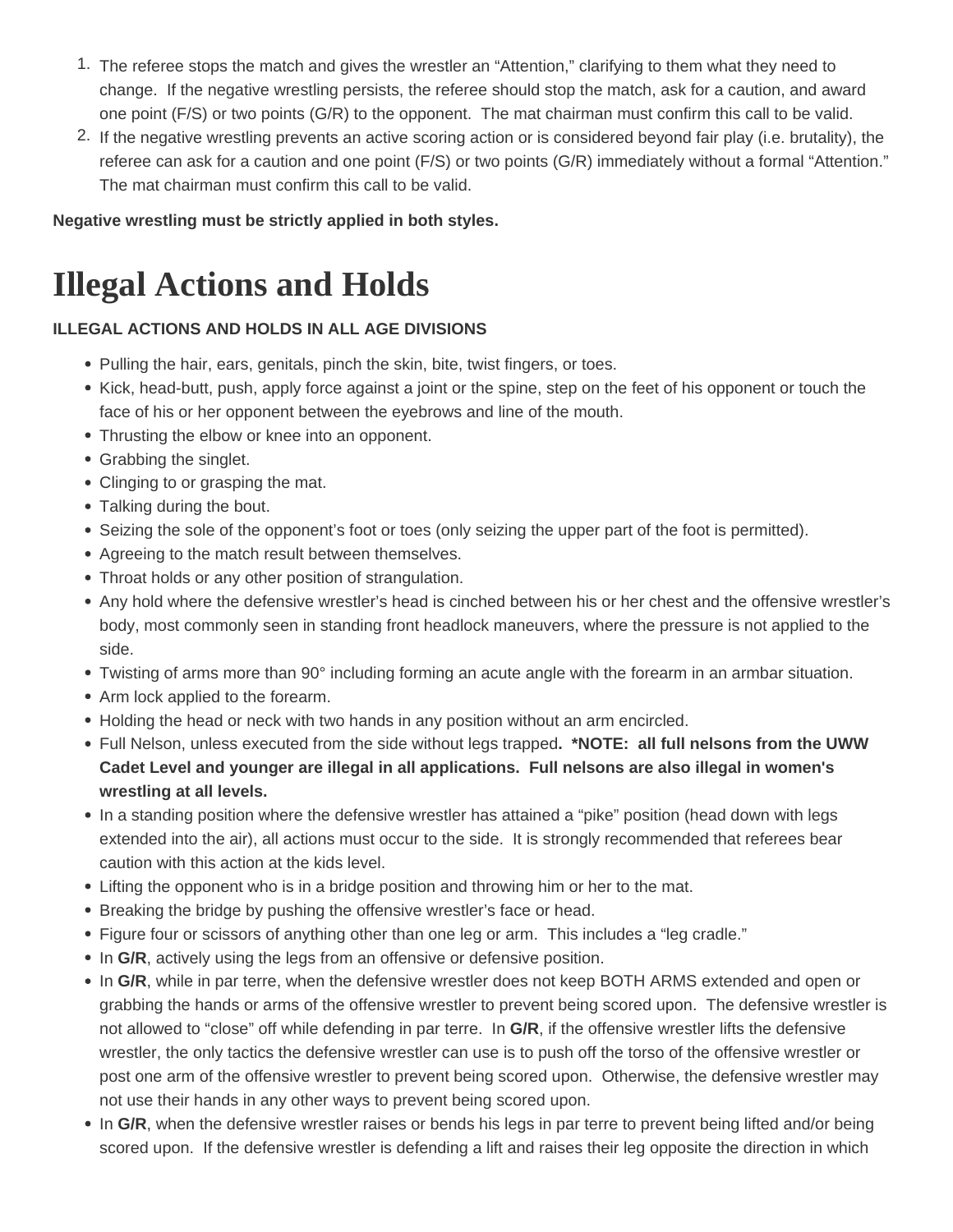1. The referee stops the match and gives the wrestler an "Attention," clarifying to them what they need to change. If the negative wrestling persists, the referee should stop the match, ask for a caution, and award one point (F/S) or two points (G/R) to the opponent. The mat chairman must confirm this call to be valid.
2. If the negative wrestling prevents an active scoring action or is considered beyond fair play (i.e. brutality), the referee can ask for a caution and one point (F/S) or two points (G/R) immediately without a formal "Attention." The mat chairman must confirm this call to be valid.

**Negative wrestling must be strictly applied in both styles.**

# Illegal Actions and Holds

**ILLEGAL ACTIONS AND HOLDS IN ALL AGE DIVISIONS**

- Pulling the hair, ears, genitals, pinch the skin, bite, twist fingers, or toes.
- Kick, head-butt, push, apply force against a joint or the spine, step on the feet of his opponent or touch the face of his or her opponent between the eyebrows and line of the mouth.
- Thrusting the elbow or knee into an opponent.
- Grabbing the singlet.
- Clinging to or grasping the mat.
- Talking during the bout.
- Seizing the sole of the opponent's foot or toes (only seizing the upper part of the foot is permitted).
- Agreeing to the match result between themselves.
- Throat holds or any other position of strangulation.
- Any hold where the defensive wrestler's head is cinched between his or her chest and the offensive wrestler's body, most commonly seen in standing front headlock maneuvers, where the pressure is not applied to the side.
- Twisting of arms more than 90° including forming an acute angle with the forearm in an armbar situation.
- Arm lock applied to the forearm.
- Holding the head or neck with two hands in any position without an arm encircled.
- Full Nelson, unless executed from the side without legs trapped**. *NOTE: all full nelsons from the UWW Cadet Level and younger are illegal in all applications. Full nelsons are also illegal in women's wrestling at all levels.**
- In a standing position where the defensive wrestler has attained a "pike" position (head down with legs extended into the air), all actions must occur to the side. It is strongly recommended that referees bear caution with this action at the kids level.
- Lifting the opponent who is in a bridge position and throwing him or her to the mat.
- Breaking the bridge by pushing the offensive wrestler's face or head.
- Figure four or scissors of anything other than one leg or arm. This includes a "leg cradle."
- In **G/R**, actively using the legs from an offensive or defensive position.
- In **G/R**, while in par terre, when the defensive wrestler does not keep BOTH ARMS extended and open or grabbing the hands or arms of the offensive wrestler to prevent being scored upon. The defensive wrestler is not allowed to "close" off while defending in par terre. In **G/R**, if the offensive wrestler lifts the defensive wrestler, the only tactics the defensive wrestler can use is to push off the torso of the offensive wrestler or post one arm of the offensive wrestler to prevent being scored upon. Otherwise, the defensive wrestler may not use their hands in any other ways to prevent being scored upon.
- In **G/R**, when the defensive wrestler raises or bends his legs in par terre to prevent being lifted and/or being scored upon. If the defensive wrestler is defending a lift and raises their leg opposite the direction in which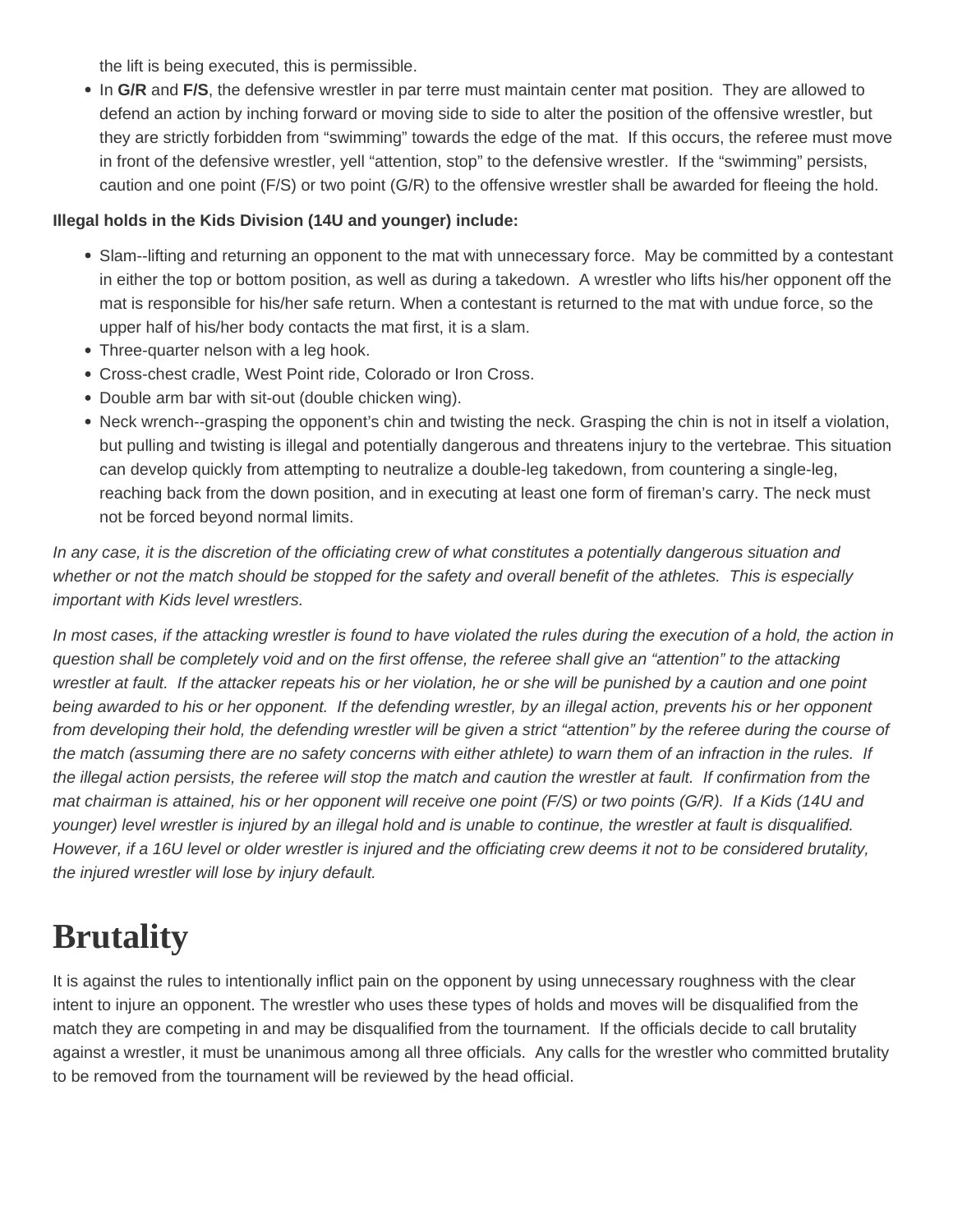the lift is being executed, this is permissible.

- In **G/R** and **F/S**, the defensive wrestler in par terre must maintain center mat position. They are allowed to defend an action by inching forward or moving side to side to alter the position of the offensive wrestler, but they are strictly forbidden from "swimming" towards the edge of the mat. If this occurs, the referee must move in front of the defensive wrestler, yell "attention, stop" to the defensive wrestler. If the "swimming" persists, caution and one point (F/S) or two point (G/R) to the offensive wrestler shall be awarded for fleeing the hold.

**Illegal holds in the Kids Division (14U and younger) include:**

- Slam--lifting and returning an opponent to the mat with unnecessary force. May be committed by a contestant in either the top or bottom position, as well as during a takedown. A wrestler who lifts his/her opponent off the mat is responsible for his/her safe return. When a contestant is returned to the mat with undue force, so the upper half of his/her body contacts the mat first, it is a slam.
- Three-quarter nelson with a leg hook.
- Cross-chest cradle, West Point ride, Colorado or Iron Cross.
- Double arm bar with sit-out (double chicken wing).
- Neck wrench--grasping the opponent's chin and twisting the neck. Grasping the chin is not in itself a violation, but pulling and twisting is illegal and potentially dangerous and threatens injury to the vertebrae. This situation can develop quickly from attempting to neutralize a double-leg takedown, from countering a single-leg, reaching back from the down position, and in executing at least one form of fireman's carry. The neck must not be forced beyond normal limits.

*In any case, it is the discretion of the officiating crew of what constitutes a potentially dangerous situation and whether or not the match should be stopped for the safety and overall benefit of the athletes. This is especially important with Kids level wrestlers.*

*In most cases, if the attacking wrestler is found to have violated the rules during the execution of a hold, the action in question shall be completely void and on the first offense, the referee shall give an "attention" to the attacking wrestler at fault. If the attacker repeats his or her violation, he or she will be punished by a caution and one point being awarded to his or her opponent. If the defending wrestler, by an illegal action, prevents his or her opponent from developing their hold, the defending wrestler will be given a strict "attention" by the referee during the course of the match (assuming there are no safety concerns with either athlete) to warn them of an infraction in the rules. If the illegal action persists, the referee will stop the match and caution the wrestler at fault. If confirmation from the mat chairman is attained, his or her opponent will receive one point (F/S) or two points (G/R). If a Kids (14U and younger) level wrestler is injured by an illegal hold and is unable to continue, the wrestler at fault is disqualified. However, if a 16U level or older wrestler is injured and the officiating crew deems it not to be considered brutality, the injured wrestler will lose by injury default.*

# Brutality

It is against the rules to intentionally inflict pain on the opponent by using unnecessary roughness with the clear intent to injure an opponent. The wrestler who uses these types of holds and moves will be disqualified from the match they are competing in and may be disqualified from the tournament. If the officials decide to call brutality against a wrestler, it must be unanimous among all three officials. Any calls for the wrestler who committed brutality to be removed from the tournament will be reviewed by the head official.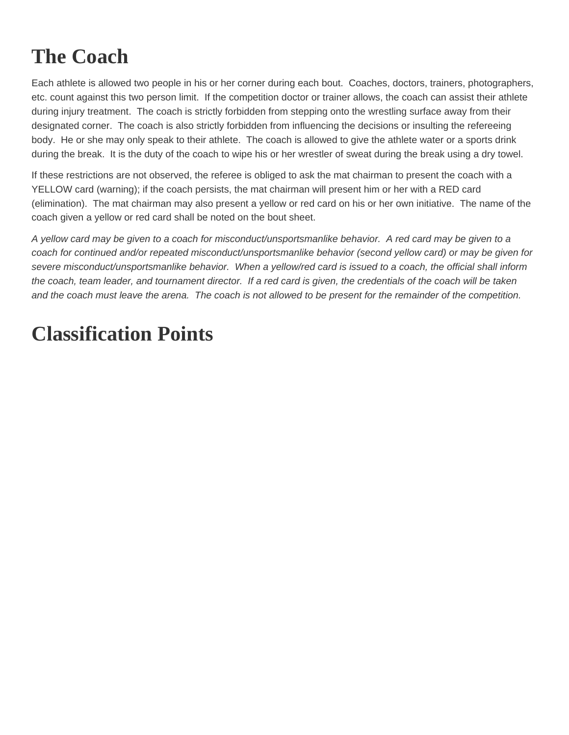# The Coach

Each athlete is allowed two people in his or her corner during each bout. Coaches, doctors, trainers, photographers, etc. count against this two person limit. If the competition doctor or trainer allows, the coach can assist their athlete during injury treatment. The coach is strictly forbidden from stepping onto the wrestling surface away from their designated corner. The coach is also strictly forbidden from influencing the decisions or insulting the refereeing body. He or she may only speak to their athlete. The coach is allowed to give the athlete water or a sports drink during the break. It is the duty of the coach to wipe his or her wrestler of sweat during the break using a dry towel.

If these restrictions are not observed, the referee is obliged to ask the mat chairman to present the coach with a YELLOW card (warning); if the coach persists, the mat chairman will present him or her with a RED card (elimination). The mat chairman may also present a yellow or red card on his or her own initiative. The name of the coach given a yellow or red card shall be noted on the bout sheet.

*A yellow card may be given to a coach for misconduct/unsportsmanlike behavior. A red card may be given to a coach for continued and/or repeated misconduct/unsportsmanlike behavior (second yellow card) or may be given for severe misconduct/unsportsmanlike behavior. When a yellow/red card is issued to a coach, the official shall inform the coach, team leader, and tournament director. If a red card is given, the credentials of the coach will be taken and the coach must leave the arena. The coach is not allowed to be present for the remainder of the competition.*

# Classification Points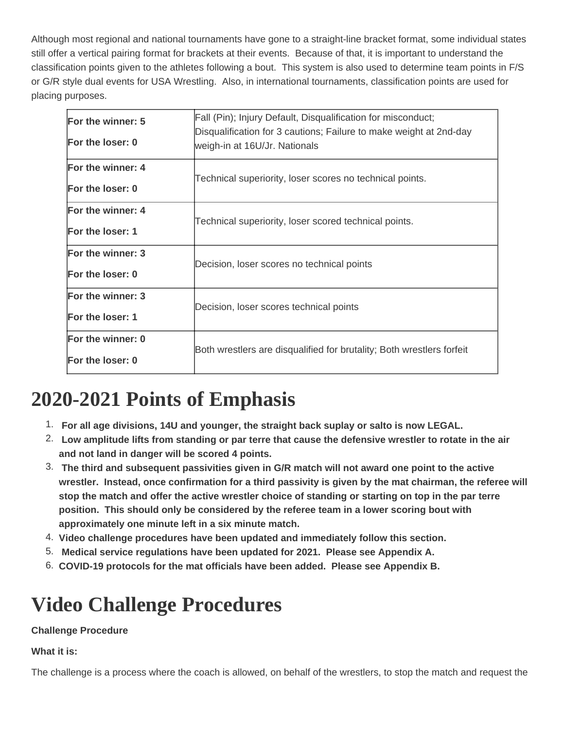Although most regional and national tournaments have gone to a straight-line bracket format, some individual states still offer a vertical pairing format for brackets at their events. Because of that, it is important to understand the classification points given to the athletes following a bout. This system is also used to determine team points in F/S or G/R style dual events for USA Wrestling. Also, in international tournaments, classification points are used for placing purposes.

| Points | Result |
|---|---|
| **For the winner: 5**<br>**For the loser: 0** | Fall (Pin); Injury Default, Disqualification for misconduct; Disqualification for 3 cautions; Failure to make weight at 2nd-day weigh-in at 16U/Jr. Nationals |
| **For the winner: 4**<br>**For the loser: 0** | Technical superiority, loser scores no technical points. |
| **For the winner: 4**<br>**For the loser: 1** | Technical superiority, loser scored technical points. |
| **For the winner: 3**<br>**For the loser: 0** | Decision, loser scores no technical points |
| **For the winner: 3**<br>**For the loser: 1** | Decision, loser scores technical points |
| **For the winner: 0**<br>**For the loser: 0** | Both wrestlers are disqualified for brutality; Both wrestlers forfeit |

# 2020-2021 Points of Emphasis

1. **For all age divisions, 14U and younger, the straight back suplay or salto is now LEGAL.**
2. **Low amplitude lifts from standing or par terre that cause the defensive wrestler to rotate in the air and not land in danger will be scored 4 points.**
3. **The third and subsequent passivities given in G/R match will not award one point to the active wrestler. Instead, once confirmation for a third passivity is given by the mat chairman, the referee will stop the match and offer the active wrestler choice of standing or starting on top in the par terre position. This should only be considered by the referee team in a lower scoring bout with approximately one minute left in a six minute match.**
4. **Video challenge procedures have been updated and immediately follow this section.**
5. **Medical service regulations have been updated for 2021. Please see Appendix A.**
6. **COVID-19 protocols for the mat officials have been added. Please see Appendix B.**

# Video Challenge Procedures

**Challenge Procedure**

**What it is:**

The challenge is a process where the coach is allowed, on behalf of the wrestlers, to stop the match and request the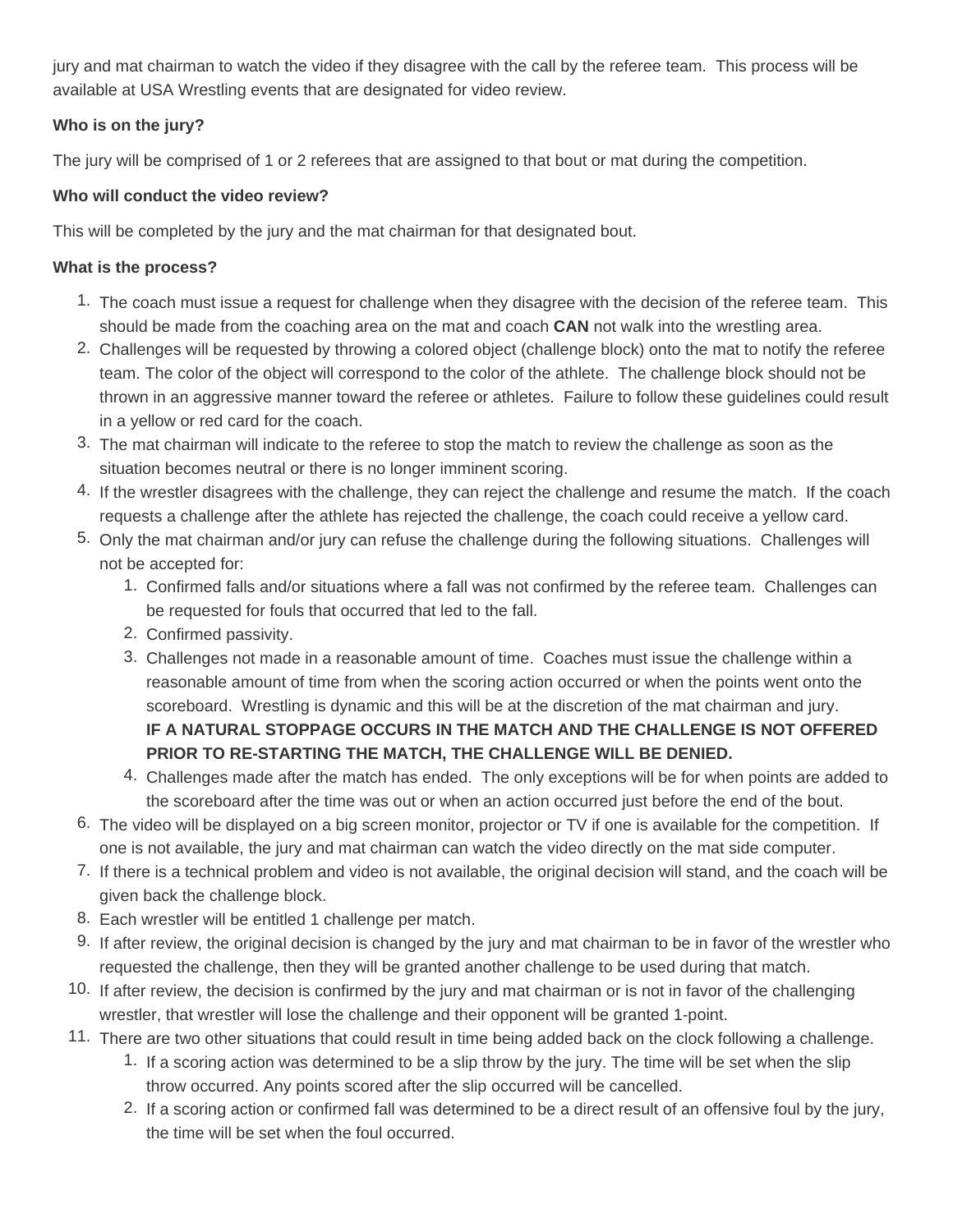jury and mat chairman to watch the video if they disagree with the call by the referee team. This process will be available at USA Wrestling events that are designated for video review.

**Who is on the jury?**

The jury will be comprised of 1 or 2 referees that are assigned to that bout or mat during the competition.

**Who will conduct the video review?**

This will be completed by the jury and the mat chairman for that designated bout.

**What is the process?**

1. The coach must issue a request for challenge when they disagree with the decision of the referee team. This should be made from the coaching area on the mat and coach **CAN** not walk into the wrestling area.
2. Challenges will be requested by throwing a colored object (challenge block) onto the mat to notify the referee team. The color of the object will correspond to the color of the athlete. The challenge block should not be thrown in an aggressive manner toward the referee or athletes. Failure to follow these guidelines could result in a yellow or red card for the coach.
3. The mat chairman will indicate to the referee to stop the match to review the challenge as soon as the situation becomes neutral or there is no longer imminent scoring.
4. If the wrestler disagrees with the challenge, they can reject the challenge and resume the match. If the coach requests a challenge after the athlete has rejected the challenge, the coach could receive a yellow card.
5. Only the mat chairman and/or jury can refuse the challenge during the following situations. Challenges will not be accepted for:
    1. Confirmed falls and/or situations where a fall was not confirmed by the referee team. Challenges can be requested for fouls that occurred that led to the fall.
    2. Confirmed passivity.
    3. Challenges not made in a reasonable amount of time. Coaches must issue the challenge within a reasonable amount of time from when the scoring action occurred or when the points went onto the scoreboard. Wrestling is dynamic and this will be at the discretion of the mat chairman and jury. **IF A NATURAL STOPPAGE OCCURS IN THE MATCH AND THE CHALLENGE IS NOT OFFERED PRIOR TO RE-STARTING THE MATCH, THE CHALLENGE WILL BE DENIED.**
    4. Challenges made after the match has ended. The only exceptions will be for when points are added to the scoreboard after the time was out or when an action occurred just before the end of the bout.
6. The video will be displayed on a big screen monitor, projector or TV if one is available for the competition. If one is not available, the jury and mat chairman can watch the video directly on the mat side computer.
7. If there is a technical problem and video is not available, the original decision will stand, and the coach will be given back the challenge block.
8. Each wrestler will be entitled 1 challenge per match.
9. If after review, the original decision is changed by the jury and mat chairman to be in favor of the wrestler who requested the challenge, then they will be granted another challenge to be used during that match.
10. If after review, the decision is confirmed by the jury and mat chairman or is not in favor of the challenging wrestler, that wrestler will lose the challenge and their opponent will be granted 1-point.
11. There are two other situations that could result in time being added back on the clock following a challenge.
    1. If a scoring action was determined to be a slip throw by the jury. The time will be set when the slip throw occurred. Any points scored after the slip occurred will be cancelled.
    2. If a scoring action or confirmed fall was determined to be a direct result of an offensive foul by the jury, the time will be set when the foul occurred.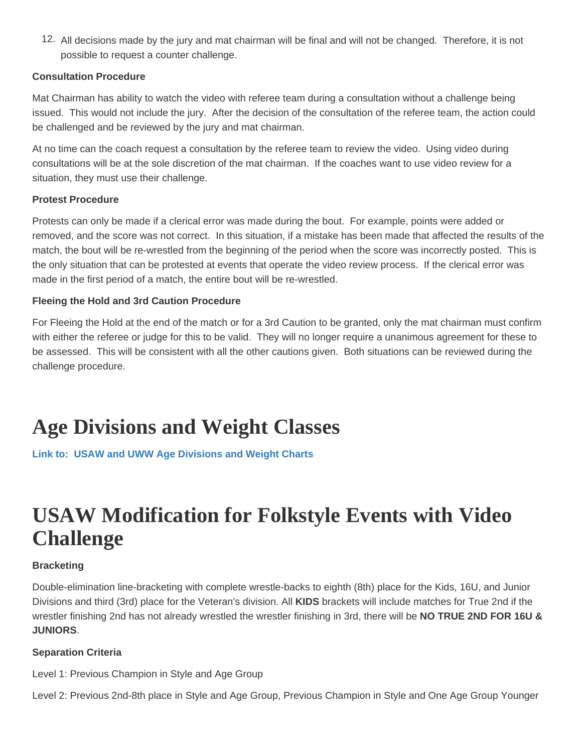12. All decisions made by the jury and mat chairman will be final and will not be changed. Therefore, it is not possible to request a counter challenge.

**Consultation Procedure**

Mat Chairman has ability to watch the video with referee team during a consultation without a challenge being issued. This would not include the jury. After the decision of the consultation of the referee team, the action could be challenged and be reviewed by the jury and mat chairman.

At no time can the coach request a consultation by the referee team to review the video. Using video during consultations will be at the sole discretion of the mat chairman. If the coaches want to use video review for a situation, they must use their challenge.

**Protest Procedure**

Protests can only be made if a clerical error was made during the bout. For example, points were added or removed, and the score was not correct. In this situation, if a mistake has been made that affected the results of the match, the bout will be re-wrestled from the beginning of the period when the score was incorrectly posted. This is the only situation that can be protested at events that operate the video review process. If the clerical error was made in the first period of a match, the entire bout will be re-wrestled.

**Fleeing the Hold and 3rd Caution Procedure**

For Fleeing the Hold at the end of the match or for a 3rd Caution to be granted, only the mat chairman must confirm with either the referee or judge for this to be valid. They will no longer require a unanimous agreement for these to be assessed. This will be consistent with all the other cautions given. Both situations can be reviewed during the challenge procedure.

# Age Divisions and Weight Classes

**Link to: USAW and UWW Age Divisions and Weight Charts**

# USAW Modification for Folkstyle Events with Video Challenge

**Bracketing**

Double-elimination line-bracketing with complete wrestle-backs to eighth (8th) place for the Kids, 16U, and Junior Divisions and third (3rd) place for the Veteran's division. All **KIDS** brackets will include matches for True 2nd if the wrestler finishing 2nd has not already wrestled the wrestler finishing in 3rd, there will be **NO TRUE 2ND FOR 16U & JUNIORS**.

**Separation Criteria**

Level 1: Previous Champion in Style and Age Group

Level 2: Previous 2nd-8th place in Style and Age Group, Previous Champion in Style and One Age Group Younger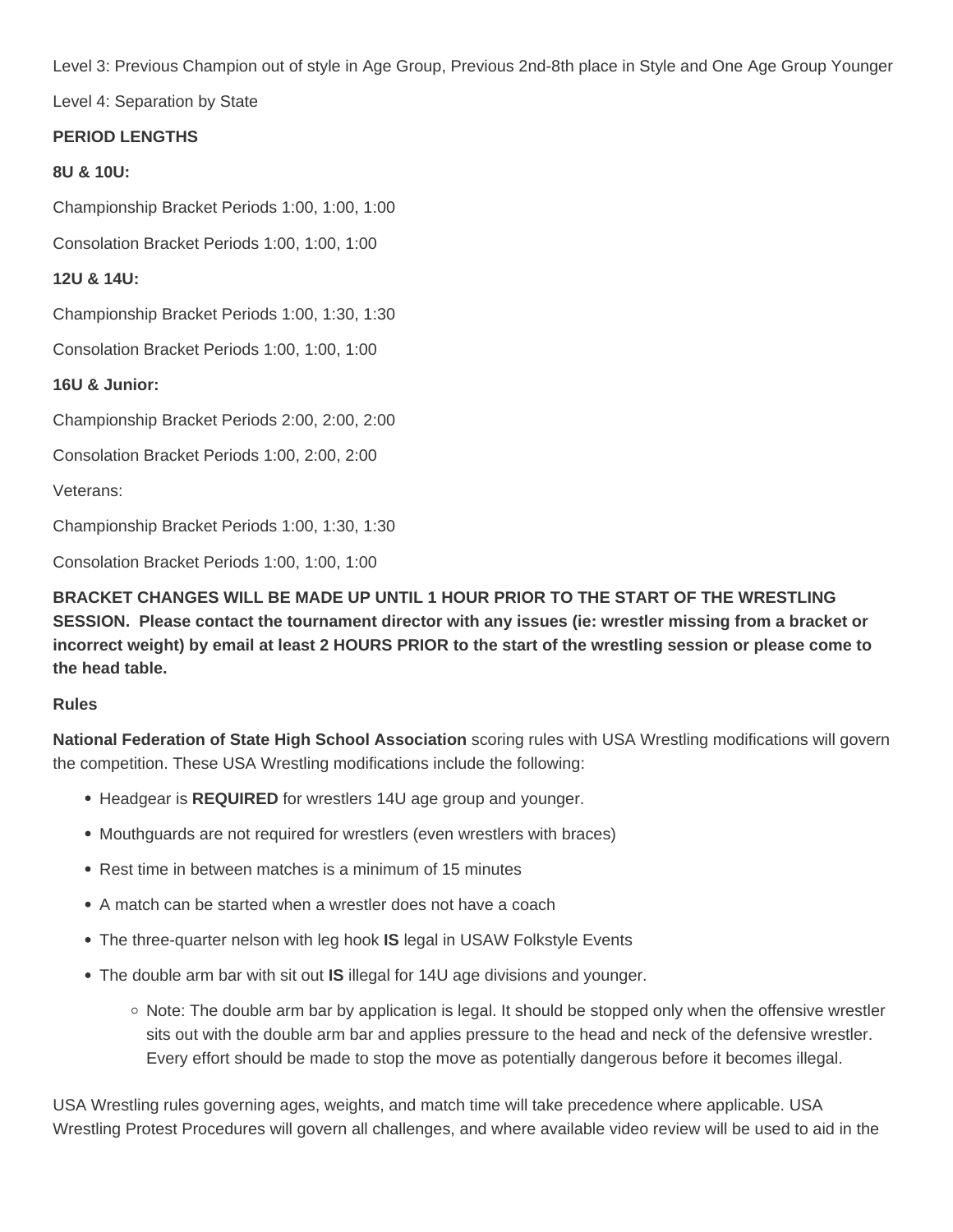Level 3: Previous Champion out of style in Age Group, Previous 2nd-8th place in Style and One Age Group Younger

Level 4: Separation by State

**PERIOD LENGTHS**

**8U & 10U:**

Championship Bracket Periods 1:00, 1:00, 1:00

Consolation Bracket Periods 1:00, 1:00, 1:00

**12U & 14U:**

Championship Bracket Periods 1:00, 1:30, 1:30

Consolation Bracket Periods 1:00, 1:00, 1:00

**16U & Junior:**

Championship Bracket Periods 2:00, 2:00, 2:00

Consolation Bracket Periods 1:00, 2:00, 2:00

Veterans:

Championship Bracket Periods 1:00, 1:30, 1:30

Consolation Bracket Periods 1:00, 1:00, 1:00

**BRACKET CHANGES WILL BE MADE UP UNTIL 1 HOUR PRIOR TO THE START OF THE WRESTLING SESSION. Please contact the tournament director with any issues (ie: wrestler missing from a bracket or incorrect weight) by email at least 2 HOURS PRIOR to the start of the wrestling session or please come to the head table.**

**Rules**

**National Federation of State High School Association** scoring rules with USA Wrestling modifications will govern the competition. These USA Wrestling modifications include the following:

- Headgear is **REQUIRED** for wrestlers 14U age group and younger.
- Mouthguards are not required for wrestlers (even wrestlers with braces)
- Rest time in between matches is a minimum of 15 minutes
- A match can be started when a wrestler does not have a coach
- The three-quarter nelson with leg hook **IS** legal in USAW Folkstyle Events
- The double arm bar with sit out **IS** illegal for 14U age divisions and younger.
    - Note: The double arm bar by application is legal. It should be stopped only when the offensive wrestler sits out with the double arm bar and applies pressure to the head and neck of the defensive wrestler. Every effort should be made to stop the move as potentially dangerous before it becomes illegal.

USA Wrestling rules governing ages, weights, and match time will take precedence where applicable. USA Wrestling Protest Procedures will govern all challenges, and where available video review will be used to aid in the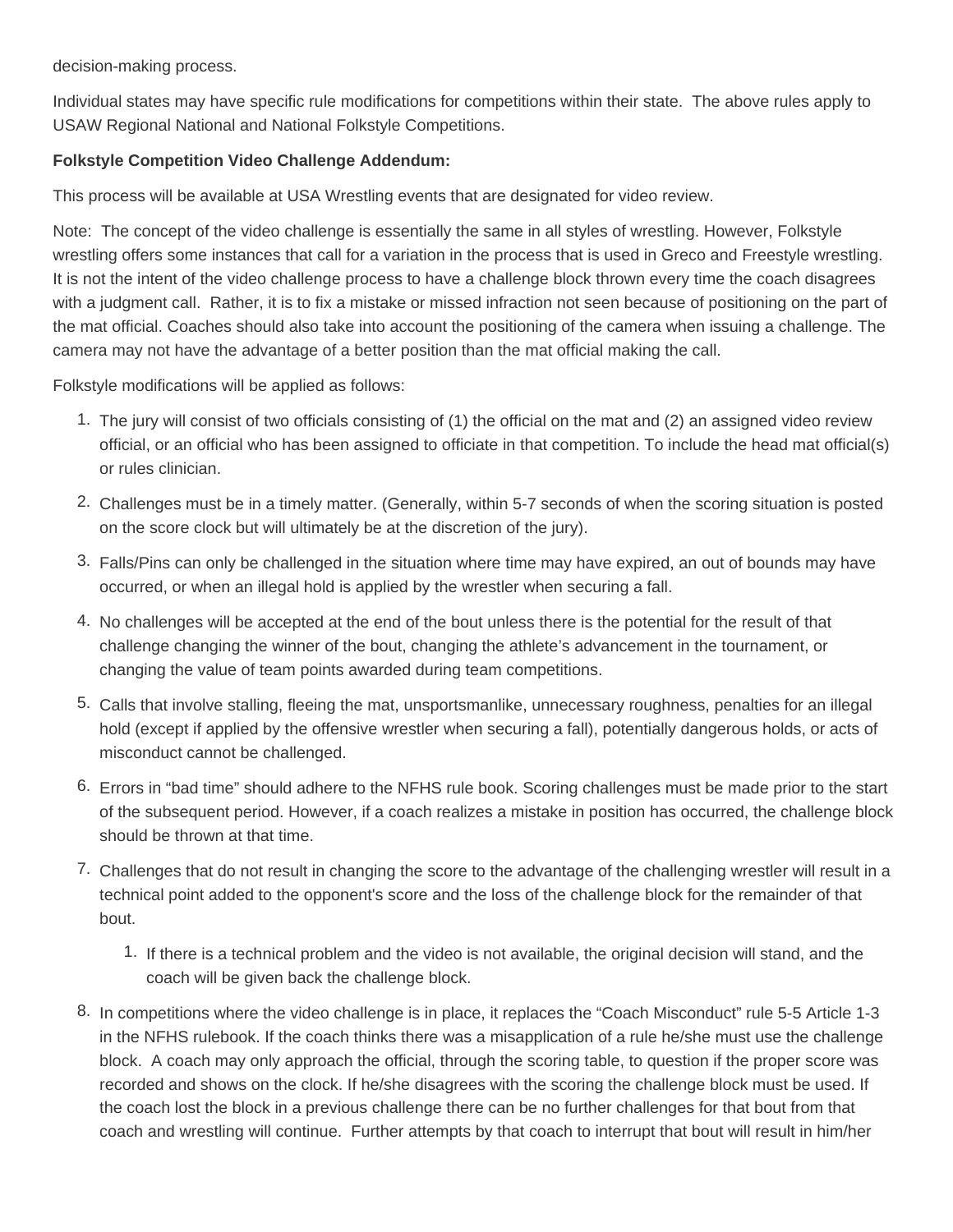decision-making process.

Individual states may have specific rule modifications for competitions within their state. The above rules apply to USAW Regional National and National Folkstyle Competitions.

**Folkstyle Competition Video Challenge Addendum:**

This process will be available at USA Wrestling events that are designated for video review.

Note: The concept of the video challenge is essentially the same in all styles of wrestling. However, Folkstyle wrestling offers some instances that call for a variation in the process that is used in Greco and Freestyle wrestling. It is not the intent of the video challenge process to have a challenge block thrown every time the coach disagrees with a judgment call. Rather, it is to fix a mistake or missed infraction not seen because of positioning on the part of the mat official. Coaches should also take into account the positioning of the camera when issuing a challenge. The camera may not have the advantage of a better position than the mat official making the call.

Folkstyle modifications will be applied as follows:

1. The jury will consist of two officials consisting of (1) the official on the mat and (2) an assigned video review official, or an official who has been assigned to officiate in that competition. To include the head mat official(s) or rules clinician.
2. Challenges must be in a timely matter. (Generally, within 5-7 seconds of when the scoring situation is posted on the score clock but will ultimately be at the discretion of the jury).
3. Falls/Pins can only be challenged in the situation where time may have expired, an out of bounds may have occurred, or when an illegal hold is applied by the wrestler when securing a fall.
4. No challenges will be accepted at the end of the bout unless there is the potential for the result of that challenge changing the winner of the bout, changing the athlete's advancement in the tournament, or changing the value of team points awarded during team competitions.
5. Calls that involve stalling, fleeing the mat, unsportsmanlike, unnecessary roughness, penalties for an illegal hold (except if applied by the offensive wrestler when securing a fall), potentially dangerous holds, or acts of misconduct cannot be challenged.
6. Errors in "bad time" should adhere to the NFHS rule book. Scoring challenges must be made prior to the start of the subsequent period. However, if a coach realizes a mistake in position has occurred, the challenge block should be thrown at that time.
7. Challenges that do not result in changing the score to the advantage of the challenging wrestler will result in a technical point added to the opponent's score and the loss of the challenge block for the remainder of that bout.
    1. If there is a technical problem and the video is not available, the original decision will stand, and the coach will be given back the challenge block.
8. In competitions where the video challenge is in place, it replaces the "Coach Misconduct" rule 5-5 Article 1-3 in the NFHS rulebook. If the coach thinks there was a misapplication of a rule he/she must use the challenge block. A coach may only approach the official, through the scoring table, to question if the proper score was recorded and shows on the clock. If he/she disagrees with the scoring the challenge block must be used. If the coach lost the block in a previous challenge there can be no further challenges for that bout from that coach and wrestling will continue. Further attempts by that coach to interrupt that bout will result in him/her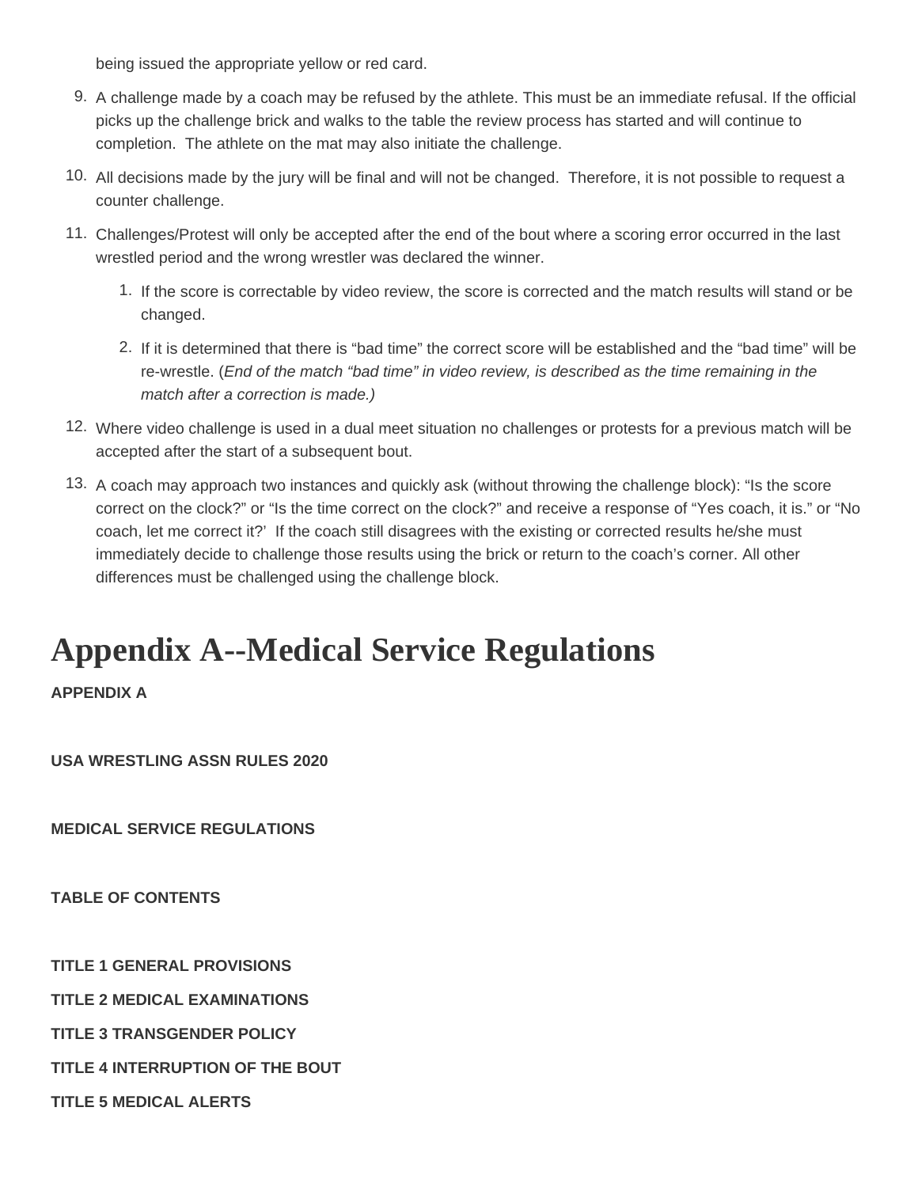being issued the appropriate yellow or red card.

9. A challenge made by a coach may be refused by the athlete. This must be an immediate refusal. If the official picks up the challenge brick and walks to the table the review process has started and will continue to completion. The athlete on the mat may also initiate the challenge.
10. All decisions made by the jury will be final and will not be changed. Therefore, it is not possible to request a counter challenge.
11. Challenges/Protest will only be accepted after the end of the bout where a scoring error occurred in the last wrestled period and the wrong wrestler was declared the winner.
    1. If the score is correctable by video review, the score is corrected and the match results will stand or be changed.
    2. If it is determined that there is "bad time" the correct score will be established and the "bad time" will be re-wrestle. (*End of the match "bad time" in video review, is described as the time remaining in the match after a correction is made.)*
12. Where video challenge is used in a dual meet situation no challenges or protests for a previous match will be accepted after the start of a subsequent bout.
13. A coach may approach two instances and quickly ask (without throwing the challenge block): "Is the score correct on the clock?" or "Is the time correct on the clock?" and receive a response of "Yes coach, it is." or "No coach, let me correct it?' If the coach still disagrees with the existing or corrected results he/she must immediately decide to challenge those results using the brick or return to the coach's corner. All other differences must be challenged using the challenge block.

# Appendix A--Medical Service Regulations

**APPENDIX A**

**USA WRESTLING ASSN RULES 2020**

**MEDICAL SERVICE REGULATIONS**

**TABLE OF CONTENTS**

**TITLE 1 GENERAL PROVISIONS**

**TITLE 2 MEDICAL EXAMINATIONS**

**TITLE 3 TRANSGENDER POLICY**

**TITLE 4 INTERRUPTION OF THE BOUT**

**TITLE 5 MEDICAL ALERTS**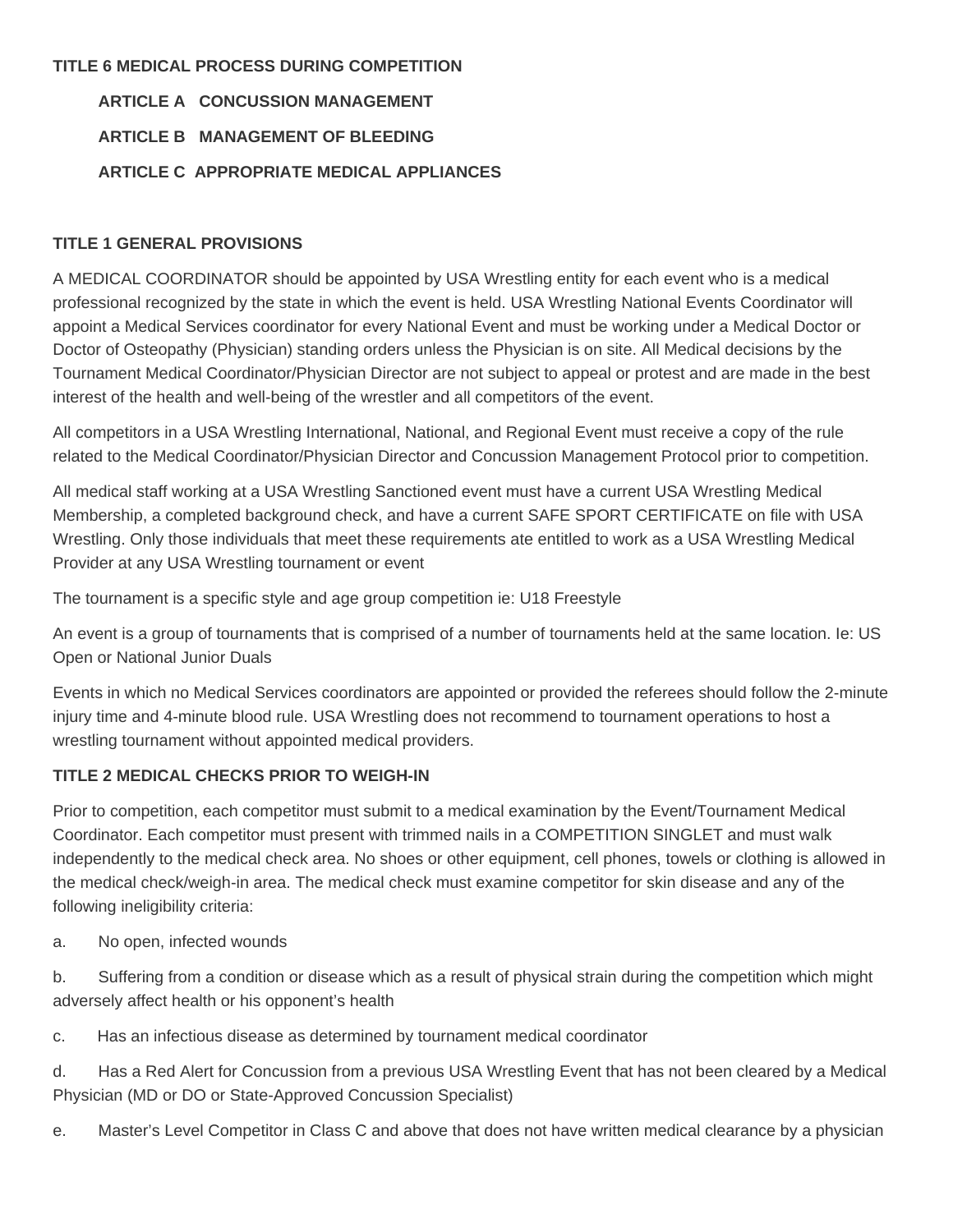**TITLE 6 MEDICAL PROCESS DURING COMPETITION**

**ARTICLE A CONCUSSION MANAGEMENT**

**ARTICLE B MANAGEMENT OF BLEEDING**

**ARTICLE C APPROPRIATE MEDICAL APPLIANCES**

**TITLE 1 GENERAL PROVISIONS**

A MEDICAL COORDINATOR should be appointed by USA Wrestling entity for each event who is a medical professional recognized by the state in which the event is held. USA Wrestling National Events Coordinator will appoint a Medical Services coordinator for every National Event and must be working under a Medical Doctor or Doctor of Osteopathy (Physician) standing orders unless the Physician is on site. All Medical decisions by the Tournament Medical Coordinator/Physician Director are not subject to appeal or protest and are made in the best interest of the health and well-being of the wrestler and all competitors of the event.

All competitors in a USA Wrestling International, National, and Regional Event must receive a copy of the rule related to the Medical Coordinator/Physician Director and Concussion Management Protocol prior to competition.

All medical staff working at a USA Wrestling Sanctioned event must have a current USA Wrestling Medical Membership, a completed background check, and have a current SAFE SPORT CERTIFICATE on file with USA Wrestling. Only those individuals that meet these requirements ate entitled to work as a USA Wrestling Medical Provider at any USA Wrestling tournament or event

The tournament is a specific style and age group competition ie: U18 Freestyle

An event is a group of tournaments that is comprised of a number of tournaments held at the same location. Ie: US Open or National Junior Duals

Events in which no Medical Services coordinators are appointed or provided the referees should follow the 2-minute injury time and 4-minute blood rule. USA Wrestling does not recommend to tournament operations to host a wrestling tournament without appointed medical providers.

**TITLE 2 MEDICAL CHECKS PRIOR TO WEIGH-IN**

Prior to competition, each competitor must submit to a medical examination by the Event/Tournament Medical Coordinator. Each competitor must present with trimmed nails in a COMPETITION SINGLET and must walk independently to the medical check area. No shoes or other equipment, cell phones, towels or clothing is allowed in the medical check/weigh-in area. The medical check must examine competitor for skin disease and any of the following ineligibility criteria:

a. No open, infected wounds

b. Suffering from a condition or disease which as a result of physical strain during the competition which might adversely affect health or his opponent's health

c. Has an infectious disease as determined by tournament medical coordinator

d. Has a Red Alert for Concussion from a previous USA Wrestling Event that has not been cleared by a Medical Physician (MD or DO or State-Approved Concussion Specialist)

e. Master's Level Competitor in Class C and above that does not have written medical clearance by a physician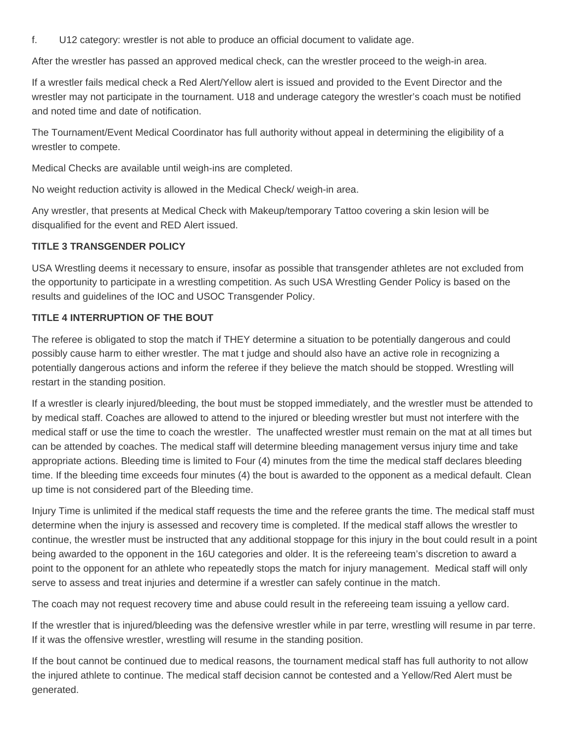f. U12 category: wrestler is not able to produce an official document to validate age.

After the wrestler has passed an approved medical check, can the wrestler proceed to the weigh-in area.

If a wrestler fails medical check a Red Alert/Yellow alert is issued and provided to the Event Director and the wrestler may not participate in the tournament. U18 and underage category the wrestler's coach must be notified and noted time and date of notification.

The Tournament/Event Medical Coordinator has full authority without appeal in determining the eligibility of a wrestler to compete.

Medical Checks are available until weigh-ins are completed.

No weight reduction activity is allowed in the Medical Check/ weigh-in area.

Any wrestler, that presents at Medical Check with Makeup/temporary Tattoo covering a skin lesion will be disqualified for the event and RED Alert issued.

**TITLE 3 TRANSGENDER POLICY**

USA Wrestling deems it necessary to ensure, insofar as possible that transgender athletes are not excluded from the opportunity to participate in a wrestling competition. As such USA Wrestling Gender Policy is based on the results and guidelines of the IOC and USOC Transgender Policy.

**TITLE 4 INTERRUPTION OF THE BOUT**

The referee is obligated to stop the match if THEY determine a situation to be potentially dangerous and could possibly cause harm to either wrestler. The mat t judge and should also have an active role in recognizing a potentially dangerous actions and inform the referee if they believe the match should be stopped. Wrestling will restart in the standing position.

If a wrestler is clearly injured/bleeding, the bout must be stopped immediately, and the wrestler must be attended to by medical staff. Coaches are allowed to attend to the injured or bleeding wrestler but must not interfere with the medical staff or use the time to coach the wrestler. The unaffected wrestler must remain on the mat at all times but can be attended by coaches. The medical staff will determine bleeding management versus injury time and take appropriate actions. Bleeding time is limited to Four (4) minutes from the time the medical staff declares bleeding time. If the bleeding time exceeds four minutes (4) the bout is awarded to the opponent as a medical default. Clean up time is not considered part of the Bleeding time.

Injury Time is unlimited if the medical staff requests the time and the referee grants the time. The medical staff must determine when the injury is assessed and recovery time is completed. If the medical staff allows the wrestler to continue, the wrestler must be instructed that any additional stoppage for this injury in the bout could result in a point being awarded to the opponent in the 16U categories and older. It is the refereeing team's discretion to award a point to the opponent for an athlete who repeatedly stops the match for injury management. Medical staff will only serve to assess and treat injuries and determine if a wrestler can safely continue in the match.

The coach may not request recovery time and abuse could result in the refereeing team issuing a yellow card.

If the wrestler that is injured/bleeding was the defensive wrestler while in par terre, wrestling will resume in par terre. If it was the offensive wrestler, wrestling will resume in the standing position.

If the bout cannot be continued due to medical reasons, the tournament medical staff has full authority to not allow the injured athlete to continue. The medical staff decision cannot be contested and a Yellow/Red Alert must be generated.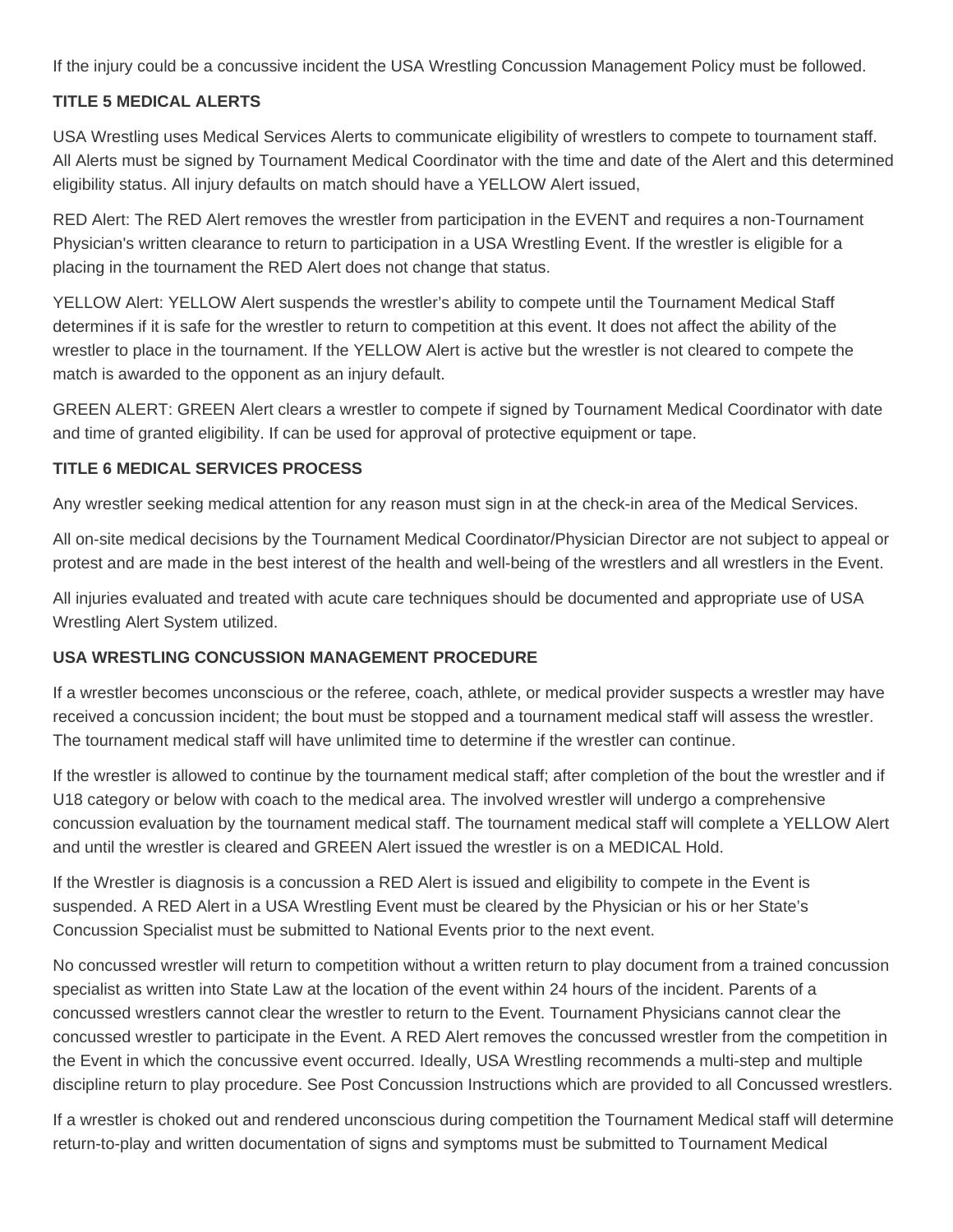If the injury could be a concussive incident the USA Wrestling Concussion Management Policy must be followed.

**TITLE 5 MEDICAL ALERTS**

USA Wrestling uses Medical Services Alerts to communicate eligibility of wrestlers to compete to tournament staff. All Alerts must be signed by Tournament Medical Coordinator with the time and date of the Alert and this determined eligibility status. All injury defaults on match should have a YELLOW Alert issued,

RED Alert: The RED Alert removes the wrestler from participation in the EVENT and requires a non-Tournament Physician's written clearance to return to participation in a USA Wrestling Event. If the wrestler is eligible for a placing in the tournament the RED Alert does not change that status.

YELLOW Alert: YELLOW Alert suspends the wrestler's ability to compete until the Tournament Medical Staff determines if it is safe for the wrestler to return to competition at this event. It does not affect the ability of the wrestler to place in the tournament. If the YELLOW Alert is active but the wrestler is not cleared to compete the match is awarded to the opponent as an injury default.

GREEN ALERT: GREEN Alert clears a wrestler to compete if signed by Tournament Medical Coordinator with date and time of granted eligibility. If can be used for approval of protective equipment or tape.

**TITLE 6 MEDICAL SERVICES PROCESS**

Any wrestler seeking medical attention for any reason must sign in at the check-in area of the Medical Services.

All on-site medical decisions by the Tournament Medical Coordinator/Physician Director are not subject to appeal or protest and are made in the best interest of the health and well-being of the wrestlers and all wrestlers in the Event.

All injuries evaluated and treated with acute care techniques should be documented and appropriate use of USA Wrestling Alert System utilized.

**USA WRESTLING CONCUSSION MANAGEMENT PROCEDURE**

If a wrestler becomes unconscious or the referee, coach, athlete, or medical provider suspects a wrestler may have received a concussion incident; the bout must be stopped and a tournament medical staff will assess the wrestler. The tournament medical staff will have unlimited time to determine if the wrestler can continue.

If the wrestler is allowed to continue by the tournament medical staff; after completion of the bout the wrestler and if U18 category or below with coach to the medical area. The involved wrestler will undergo a comprehensive concussion evaluation by the tournament medical staff. The tournament medical staff will complete a YELLOW Alert and until the wrestler is cleared and GREEN Alert issued the wrestler is on a MEDICAL Hold.

If the Wrestler is diagnosis is a concussion a RED Alert is issued and eligibility to compete in the Event is suspended. A RED Alert in a USA Wrestling Event must be cleared by the Physician or his or her State's Concussion Specialist must be submitted to National Events prior to the next event.

No concussed wrestler will return to competition without a written return to play document from a trained concussion specialist as written into State Law at the location of the event within 24 hours of the incident. Parents of a concussed wrestlers cannot clear the wrestler to return to the Event. Tournament Physicians cannot clear the concussed wrestler to participate in the Event. A RED Alert removes the concussed wrestler from the competition in the Event in which the concussive event occurred. Ideally, USA Wrestling recommends a multi-step and multiple discipline return to play procedure. See Post Concussion Instructions which are provided to all Concussed wrestlers.

If a wrestler is choked out and rendered unconscious during competition the Tournament Medical staff will determine return-to-play and written documentation of signs and symptoms must be submitted to Tournament Medical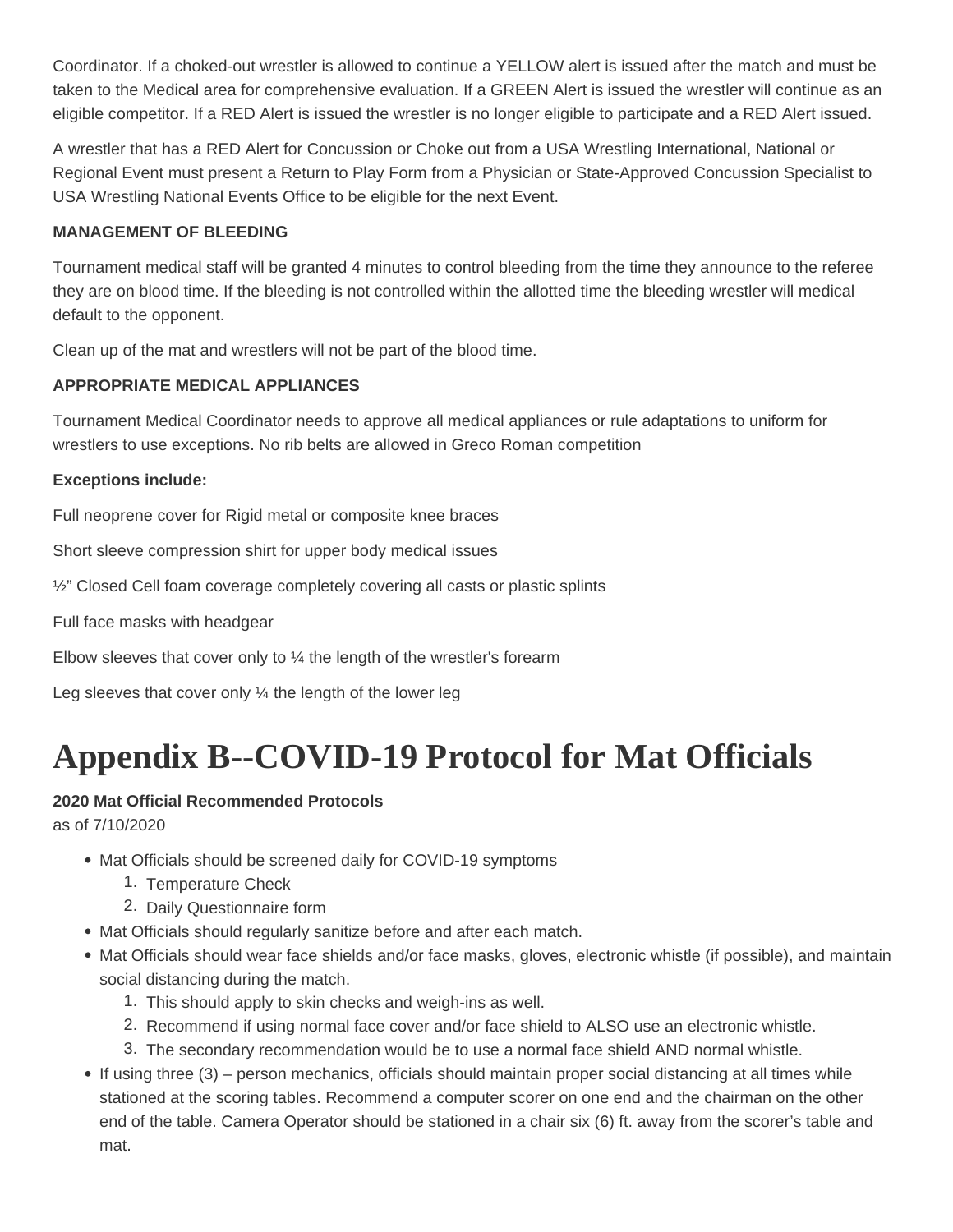Coordinator. If a choked-out wrestler is allowed to continue a YELLOW alert is issued after the match and must be taken to the Medical area for comprehensive evaluation. If a GREEN Alert is issued the wrestler will continue as an eligible competitor. If a RED Alert is issued the wrestler is no longer eligible to participate and a RED Alert issued.

A wrestler that has a RED Alert for Concussion or Choke out from a USA Wrestling International, National or Regional Event must present a Return to Play Form from a Physician or State-Approved Concussion Specialist to USA Wrestling National Events Office to be eligible for the next Event.

**MANAGEMENT OF BLEEDING**

Tournament medical staff will be granted 4 minutes to control bleeding from the time they announce to the referee they are on blood time. If the bleeding is not controlled within the allotted time the bleeding wrestler will medical default to the opponent.

Clean up of the mat and wrestlers will not be part of the blood time.

**APPROPRIATE MEDICAL APPLIANCES**

Tournament Medical Coordinator needs to approve all medical appliances or rule adaptations to uniform for wrestlers to use exceptions. No rib belts are allowed in Greco Roman competition

**Exceptions include:**

Full neoprene cover for Rigid metal or composite knee braces

Short sleeve compression shirt for upper body medical issues

½" Closed Cell foam coverage completely covering all casts or plastic splints

Full face masks with headgear

Elbow sleeves that cover only to ¼ the length of the wrestler's forearm

Leg sleeves that cover only ¼ the length of the lower leg

# Appendix B--COVID-19 Protocol for Mat Officials

**2020 Mat Official Recommended Protocols**
as of 7/10/2020

- Mat Officials should be screened daily for COVID-19 symptoms
  1. Temperature Check
  2. Daily Questionnaire form
- Mat Officials should regularly sanitize before and after each match.
- Mat Officials should wear face shields and/or face masks, gloves, electronic whistle (if possible), and maintain social distancing during the match.
  1. This should apply to skin checks and weigh-ins as well.
  2. Recommend if using normal face cover and/or face shield to ALSO use an electronic whistle.
  3. The secondary recommendation would be to use a normal face shield AND normal whistle.
- If using three (3) – person mechanics, officials should maintain proper social distancing at all times while stationed at the scoring tables. Recommend a computer scorer on one end and the chairman on the other end of the table. Camera Operator should be stationed in a chair six (6) ft. away from the scorer's table and mat.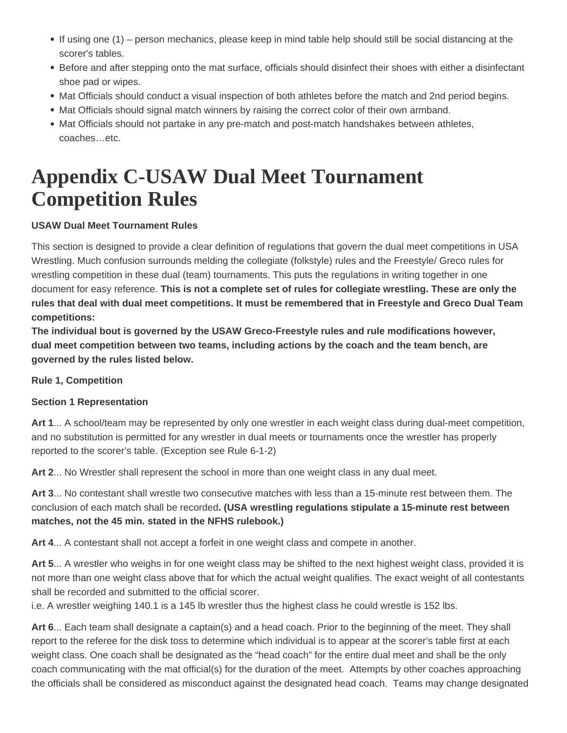- If using one (1) – person mechanics, please keep in mind table help should still be social distancing at the scorer's tables.
- Before and after stepping onto the mat surface, officials should disinfect their shoes with either a disinfectant shoe pad or wipes.
- Mat Officials should conduct a visual inspection of both athletes before the match and 2nd period begins.
- Mat Officials should signal match winners by raising the correct color of their own armband.
- Mat Officials should not partake in any pre-match and post-match handshakes between athletes, coaches…etc.

# Appendix C-USAW Dual Meet Tournament Competition Rules

**USAW Dual Meet Tournament Rules**

This section is designed to provide a clear definition of regulations that govern the dual meet competitions in USA Wrestling. Much confusion surrounds melding the collegiate (folkstyle) rules and the Freestyle/ Greco rules for wrestling competition in these dual (team) tournaments. This puts the regulations in writing together in one document for easy reference. **This is not a complete set of rules for collegiate wrestling. These are only the rules that deal with dual meet competitions. It must be remembered that in Freestyle and Greco Dual Team competitions:**
**The individual bout is governed by the USAW Greco-Freestyle rules and rule modifications however, dual meet competition between two teams, including actions by the coach and the team bench, are governed by the rules listed below.**

**Rule 1, Competition**

**Section 1 Representation**

**Art 1**... A school/team may be represented by only one wrestler in each weight class during dual-meet competition, and no substitution is permitted for any wrestler in dual meets or tournaments once the wrestler has properly reported to the scorer's table. (Exception see Rule 6-1-2)

**Art 2**... No Wrestler shall represent the school in more than one weight class in any dual meet.

**Art 3**... No contestant shall wrestle two consecutive matches with less than a 15-minute rest between them. The conclusion of each match shall be recorded**. (USA wrestling regulations stipulate a 15-minute rest between matches, not the 45 min. stated in the NFHS rulebook.)**

**Art 4**... A contestant shall not accept a forfeit in one weight class and compete in another.

**Art 5**... A wrestler who weighs in for one weight class may be shifted to the next highest weight class, provided it is not more than one weight class above that for which the actual weight qualifies. The exact weight of all contestants shall be recorded and submitted to the official scorer.
i.e. A wrestler weighing 140.1 is a 145 lb wrestler thus the highest class he could wrestle is 152 lbs.

**Art 6**... Each team shall designate a captain(s) and a head coach. Prior to the beginning of the meet. They shall report to the referee for the disk toss to determine which individual is to appear at the scorer's table first at each weight class. One coach shall be designated as the "head coach" for the entire dual meet and shall be the only coach communicating with the mat official(s) for the duration of the meet. Attempts by other coaches approaching the officials shall be considered as misconduct against the designated head coach. Teams may change designated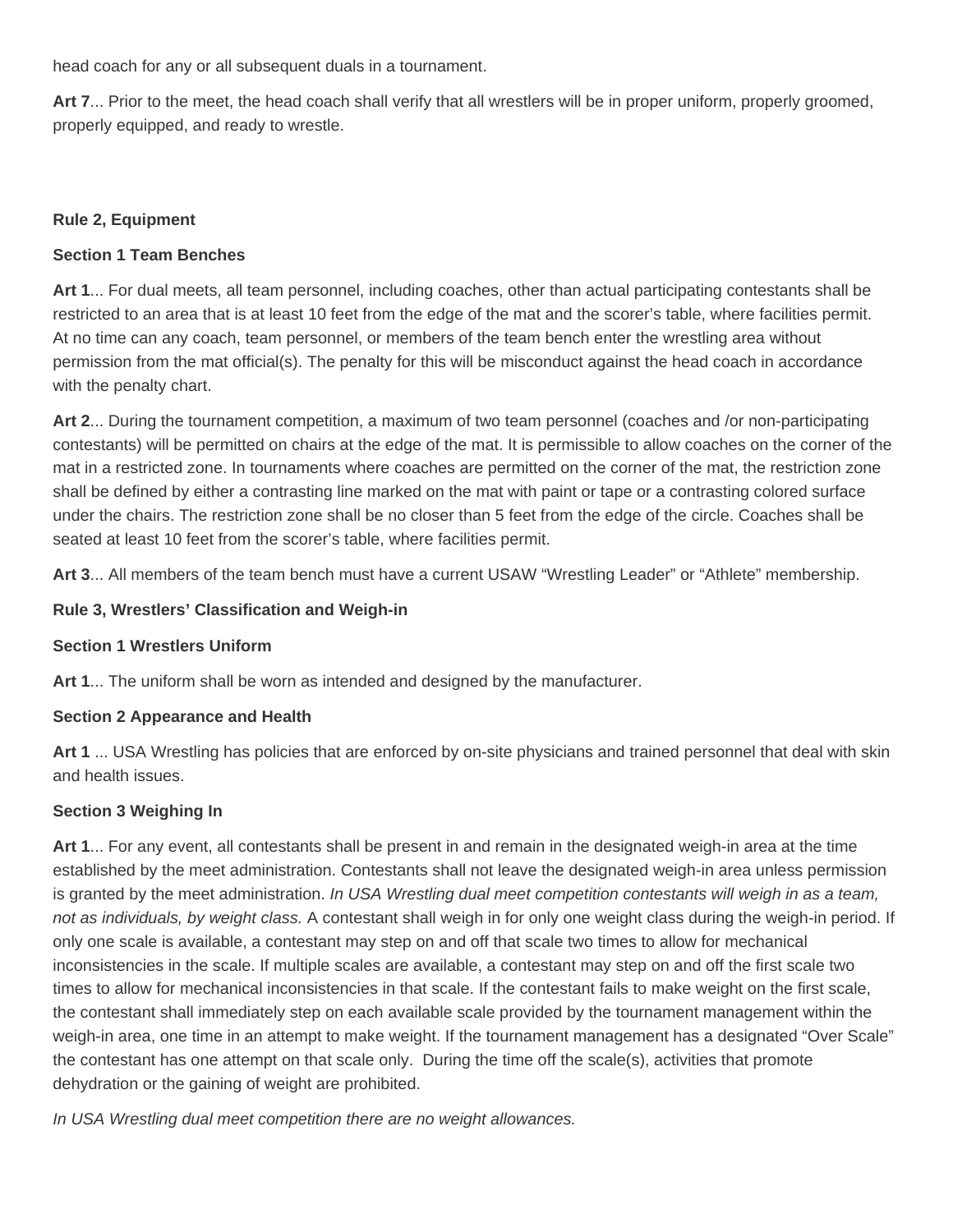head coach for any or all subsequent duals in a tournament.

**Art 7**... Prior to the meet, the head coach shall verify that all wrestlers will be in proper uniform, properly groomed, properly equipped, and ready to wrestle.

**Rule 2, Equipment**

**Section 1 Team Benches**

**Art 1**... For dual meets, all team personnel, including coaches, other than actual participating contestants shall be restricted to an area that is at least 10 feet from the edge of the mat and the scorer's table, where facilities permit. At no time can any coach, team personnel, or members of the team bench enter the wrestling area without permission from the mat official(s). The penalty for this will be misconduct against the head coach in accordance with the penalty chart.

**Art 2**... During the tournament competition, a maximum of two team personnel (coaches and /or non-participating contestants) will be permitted on chairs at the edge of the mat. It is permissible to allow coaches on the corner of the mat in a restricted zone. In tournaments where coaches are permitted on the corner of the mat, the restriction zone shall be defined by either a contrasting line marked on the mat with paint or tape or a contrasting colored surface under the chairs. The restriction zone shall be no closer than 5 feet from the edge of the circle. Coaches shall be seated at least 10 feet from the scorer's table, where facilities permit.

**Art 3**... All members of the team bench must have a current USAW "Wrestling Leader" or "Athlete" membership.

**Rule 3, Wrestlers' Classification and Weigh-in**

**Section 1 Wrestlers Uniform**

**Art 1**... The uniform shall be worn as intended and designed by the manufacturer.

**Section 2 Appearance and Health**

**Art 1** ... USA Wrestling has policies that are enforced by on-site physicians and trained personnel that deal with skin and health issues.

**Section 3 Weighing In**

**Art 1**... For any event, all contestants shall be present in and remain in the designated weigh-in area at the time established by the meet administration. Contestants shall not leave the designated weigh-in area unless permission is granted by the meet administration. *In USA Wrestling dual meet competition contestants will weigh in as a team, not as individuals, by weight class.* A contestant shall weigh in for only one weight class during the weigh-in period. If only one scale is available, a contestant may step on and off that scale two times to allow for mechanical inconsistencies in the scale. If multiple scales are available, a contestant may step on and off the first scale two times to allow for mechanical inconsistencies in that scale. If the contestant fails to make weight on the first scale, the contestant shall immediately step on each available scale provided by the tournament management within the weigh-in area, one time in an attempt to make weight. If the tournament management has a designated "Over Scale" the contestant has one attempt on that scale only. During the time off the scale(s), activities that promote dehydration or the gaining of weight are prohibited.

*In USA Wrestling dual meet competition there are no weight allowances.*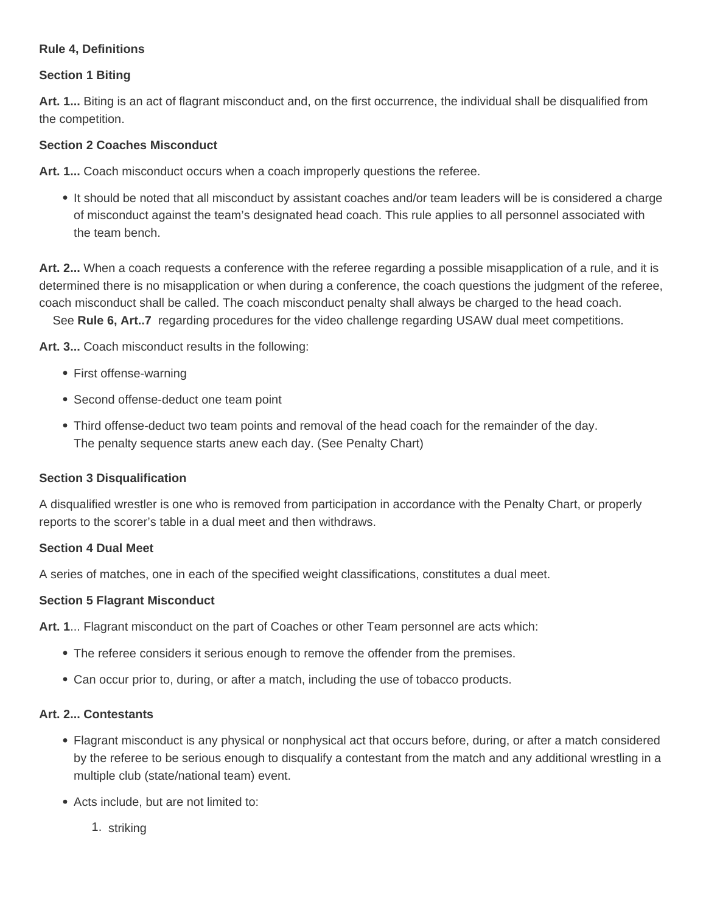**Rule 4, Definitions**

**Section 1 Biting**

**Art. 1...** Biting is an act of flagrant misconduct and, on the first occurrence, the individual shall be disqualified from the competition.

**Section 2 Coaches Misconduct**

**Art. 1...** Coach misconduct occurs when a coach improperly questions the referee.

- It should be noted that all misconduct by assistant coaches and/or team leaders will be is considered a charge of misconduct against the team's designated head coach. This rule applies to all personnel associated with the team bench.

**Art. 2...** When a coach requests a conference with the referee regarding a possible misapplication of a rule, and it is determined there is no misapplication or when during a conference, the coach questions the judgment of the referee, coach misconduct shall be called. The coach misconduct penalty shall always be charged to the head coach.
See **Rule 6, Art..7** regarding procedures for the video challenge regarding USAW dual meet competitions.

**Art. 3...** Coach misconduct results in the following:

- First offense-warning
- Second offense-deduct one team point
- Third offense-deduct two team points and removal of the head coach for the remainder of the day.
  The penalty sequence starts anew each day. (See Penalty Chart)

**Section 3 Disqualification**

A disqualified wrestler is one who is removed from participation in accordance with the Penalty Chart, or properly reports to the scorer's table in a dual meet and then withdraws.

**Section 4 Dual Meet**

A series of matches, one in each of the specified weight classifications, constitutes a dual meet.

**Section 5 Flagrant Misconduct**

**Art. 1**... Flagrant misconduct on the part of Coaches or other Team personnel are acts which:

- The referee considers it serious enough to remove the offender from the premises.
- Can occur prior to, during, or after a match, including the use of tobacco products.

**Art. 2... Contestants**

- Flagrant misconduct is any physical or nonphysical act that occurs before, during, or after a match considered by the referee to be serious enough to disqualify a contestant from the match and any additional wrestling in a multiple club (state/national team) event.
- Acts include, but are not limited to:
  1. striking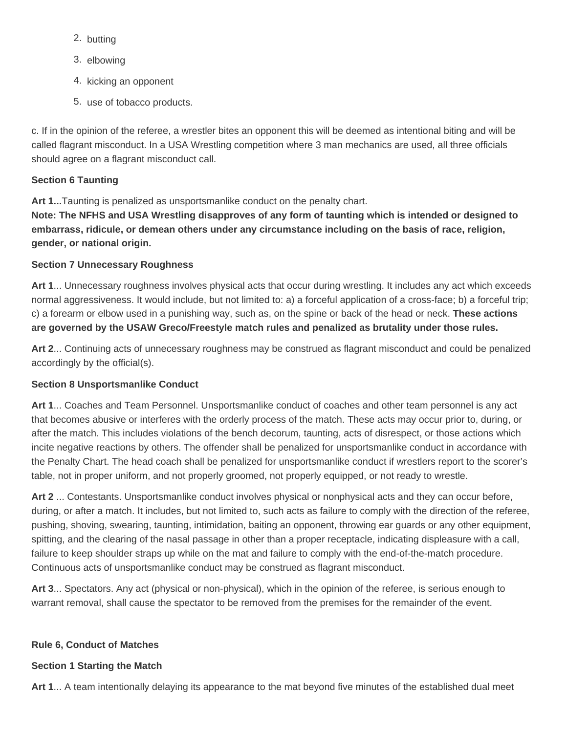2. butting
3. elbowing
4. kicking an opponent
5. use of tobacco products.

c. If in the opinion of the referee, a wrestler bites an opponent this will be deemed as intentional biting and will be called flagrant misconduct. In a USA Wrestling competition where 3 man mechanics are used, all three officials should agree on a flagrant misconduct call.

**Section 6 Taunting**

**Art 1...**Taunting is penalized as unsportsmanlike conduct on the penalty chart.
**Note: The NFHS and USA Wrestling disapproves of any form of taunting which is intended or designed to embarrass, ridicule, or demean others under any circumstance including on the basis of race, religion, gender, or national origin.**

**Section 7 Unnecessary Roughness**

**Art 1**... Unnecessary roughness involves physical acts that occur during wrestling. It includes any act which exceeds normal aggressiveness. It would include, but not limited to: a) a forceful application of a cross-face; b) a forceful trip; c) a forearm or elbow used in a punishing way, such as, on the spine or back of the head or neck. **These actions are governed by the USAW Greco/Freestyle match rules and penalized as brutality under those rules.**

**Art 2**... Continuing acts of unnecessary roughness may be construed as flagrant misconduct and could be penalized accordingly by the official(s).

**Section 8 Unsportsmanlike Conduct**

**Art 1**... Coaches and Team Personnel. Unsportsmanlike conduct of coaches and other team personnel is any act that becomes abusive or interferes with the orderly process of the match. These acts may occur prior to, during, or after the match. This includes violations of the bench decorum, taunting, acts of disrespect, or those actions which incite negative reactions by others. The offender shall be penalized for unsportsmanlike conduct in accordance with the Penalty Chart. The head coach shall be penalized for unsportsmanlike conduct if wrestlers report to the scorer's table, not in proper uniform, and not properly groomed, not properly equipped, or not ready to wrestle.

**Art 2** ... Contestants. Unsportsmanlike conduct involves physical or nonphysical acts and they can occur before, during, or after a match. It includes, but not limited to, such acts as failure to comply with the direction of the referee, pushing, shoving, swearing, taunting, intimidation, baiting an opponent, throwing ear guards or any other equipment, spitting, and the clearing of the nasal passage in other than a proper receptacle, indicating displeasure with a call, failure to keep shoulder straps up while on the mat and failure to comply with the end-of-the-match procedure. Continuous acts of unsportsmanlike conduct may be construed as flagrant misconduct.

**Art 3**... Spectators. Any act (physical or non-physical), which in the opinion of the referee, is serious enough to warrant removal, shall cause the spectator to be removed from the premises for the remainder of the event.

**Rule 6, Conduct of Matches**

**Section 1 Starting the Match**

**Art 1**... A team intentionally delaying its appearance to the mat beyond five minutes of the established dual meet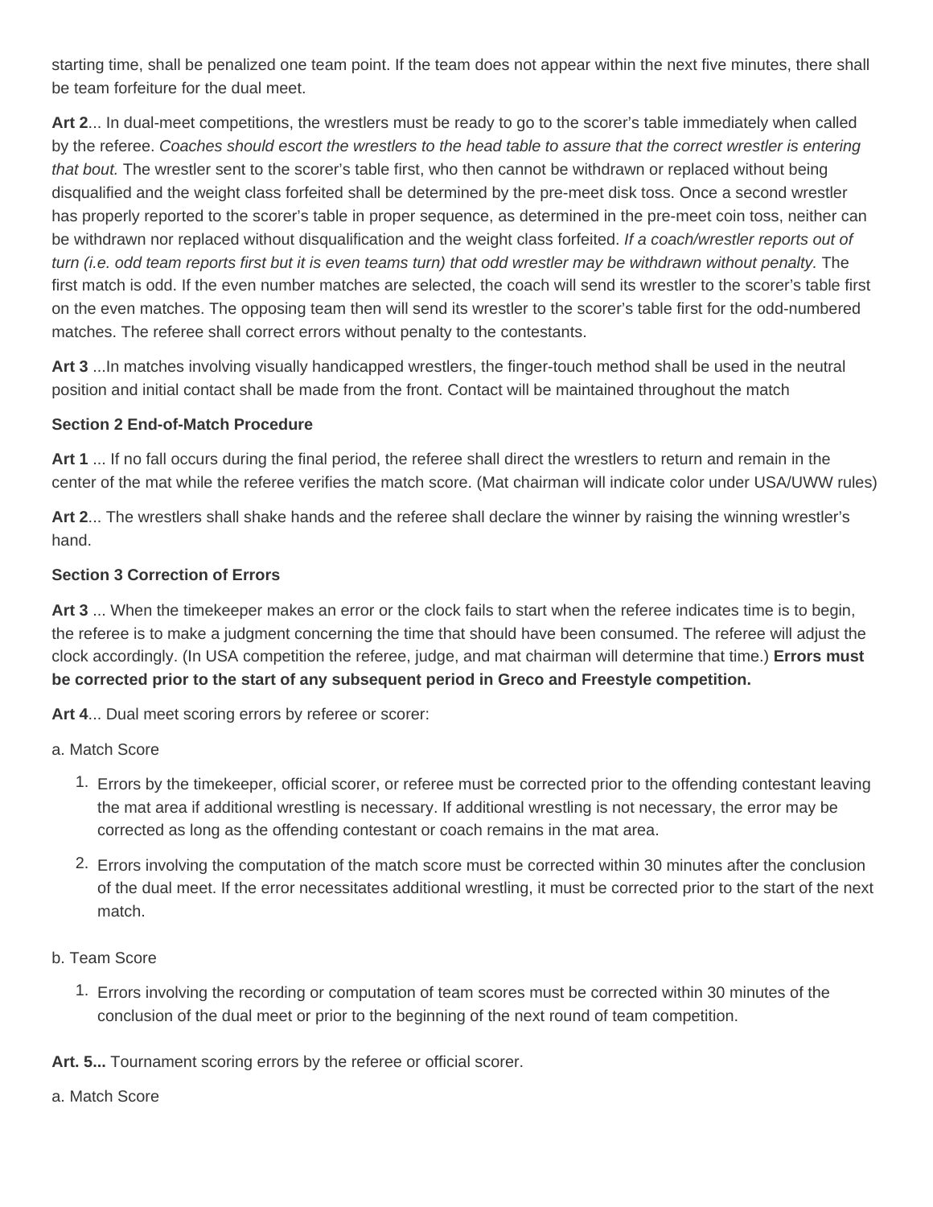starting time, shall be penalized one team point. If the team does not appear within the next five minutes, there shall be team forfeiture for the dual meet.

**Art 2**... In dual-meet competitions, the wrestlers must be ready to go to the scorer's table immediately when called by the referee. *Coaches should escort the wrestlers to the head table to assure that the correct wrestler is entering that bout.* The wrestler sent to the scorer's table first, who then cannot be withdrawn or replaced without being disqualified and the weight class forfeited shall be determined by the pre-meet disk toss. Once a second wrestler has properly reported to the scorer's table in proper sequence, as determined in the pre-meet coin toss, neither can be withdrawn nor replaced without disqualification and the weight class forfeited. *If a coach/wrestler reports out of turn (i.e. odd team reports first but it is even teams turn) that odd wrestler may be withdrawn without penalty.* The first match is odd. If the even number matches are selected, the coach will send its wrestler to the scorer's table first on the even matches. The opposing team then will send its wrestler to the scorer's table first for the odd-numbered matches. The referee shall correct errors without penalty to the contestants.

**Art 3** ...In matches involving visually handicapped wrestlers, the finger-touch method shall be used in the neutral position and initial contact shall be made from the front. Contact will be maintained throughout the match

**Section 2 End-of-Match Procedure**

**Art 1** ... If no fall occurs during the final period, the referee shall direct the wrestlers to return and remain in the center of the mat while the referee verifies the match score. (Mat chairman will indicate color under USA/UWW rules)

**Art 2**... The wrestlers shall shake hands and the referee shall declare the winner by raising the winning wrestler's hand.

**Section 3 Correction of Errors**

**Art 3** ... When the timekeeper makes an error or the clock fails to start when the referee indicates time is to begin, the referee is to make a judgment concerning the time that should have been consumed. The referee will adjust the clock accordingly. (In USA competition the referee, judge, and mat chairman will determine that time.) **Errors must be corrected prior to the start of any subsequent period in Greco and Freestyle competition.**

**Art 4**... Dual meet scoring errors by referee or scorer:

a. Match Score

1. Errors by the timekeeper, official scorer, or referee must be corrected prior to the offending contestant leaving the mat area if additional wrestling is necessary. If additional wrestling is not necessary, the error may be corrected as long as the offending contestant or coach remains in the mat area.
2. Errors involving the computation of the match score must be corrected within 30 minutes after the conclusion of the dual meet. If the error necessitates additional wrestling, it must be corrected prior to the start of the next match.

b. Team Score

1. Errors involving the recording or computation of team scores must be corrected within 30 minutes of the conclusion of the dual meet or prior to the beginning of the next round of team competition.

**Art. 5...** Tournament scoring errors by the referee or official scorer.

a. Match Score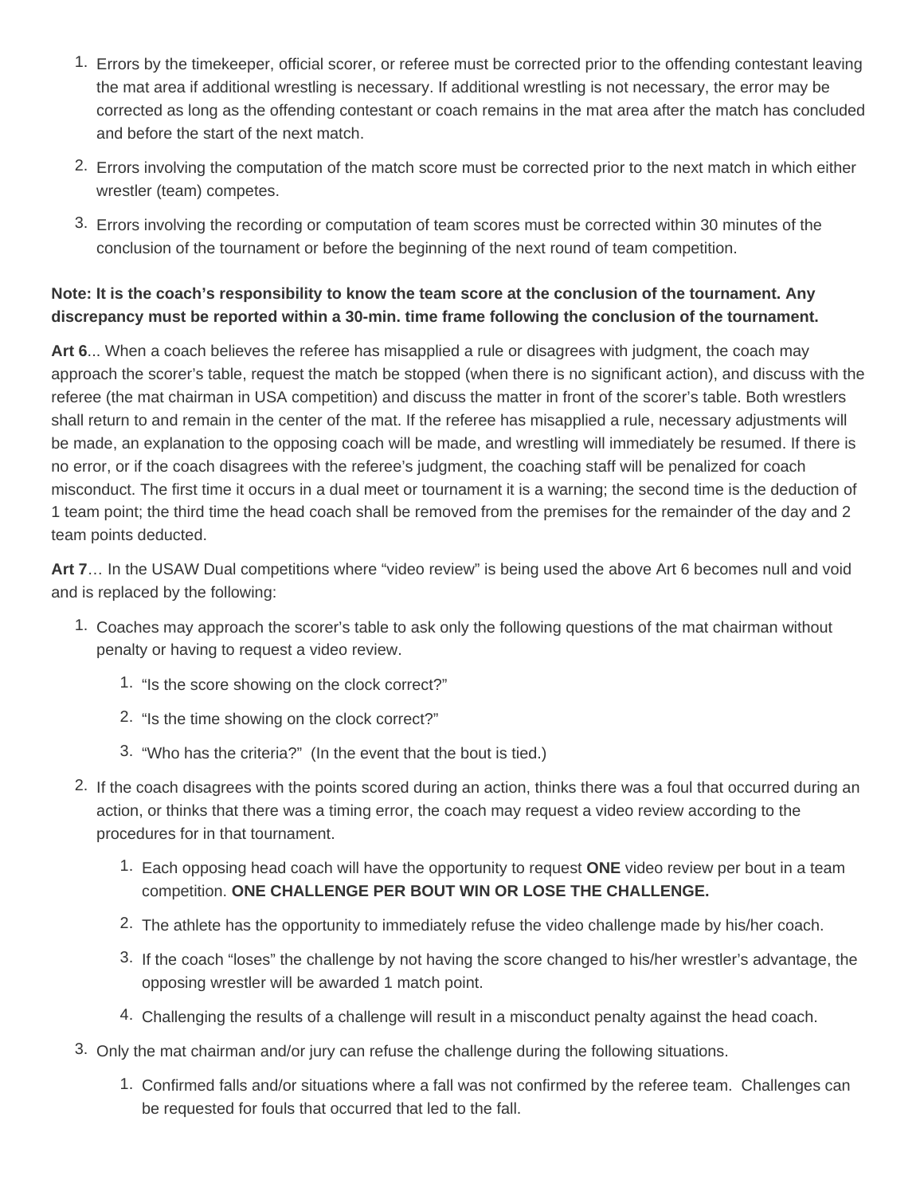1. Errors by the timekeeper, official scorer, or referee must be corrected prior to the offending contestant leaving the mat area if additional wrestling is necessary. If additional wrestling is not necessary, the error may be corrected as long as the offending contestant or coach remains in the mat area after the match has concluded and before the start of the next match.
2. Errors involving the computation of the match score must be corrected prior to the next match in which either wrestler (team) competes.
3. Errors involving the recording or computation of team scores must be corrected within 30 minutes of the conclusion of the tournament or before the beginning of the next round of team competition.

**Note: It is the coach's responsibility to know the team score at the conclusion of the tournament. Any discrepancy must be reported within a 30-min. time frame following the conclusion of the tournament.**

**Art 6**... When a coach believes the referee has misapplied a rule or disagrees with judgment, the coach may approach the scorer's table, request the match be stopped (when there is no significant action), and discuss with the referee (the mat chairman in USA competition) and discuss the matter in front of the scorer's table. Both wrestlers shall return to and remain in the center of the mat. If the referee has misapplied a rule, necessary adjustments will be made, an explanation to the opposing coach will be made, and wrestling will immediately be resumed. If there is no error, or if the coach disagrees with the referee's judgment, the coaching staff will be penalized for coach misconduct. The first time it occurs in a dual meet or tournament it is a warning; the second time is the deduction of 1 team point; the third time the head coach shall be removed from the premises for the remainder of the day and 2 team points deducted.

**Art 7**… In the USAW Dual competitions where "video review" is being used the above Art 6 becomes null and void and is replaced by the following:

1. Coaches may approach the scorer's table to ask only the following questions of the mat chairman without penalty or having to request a video review.
   1. "Is the score showing on the clock correct?"
   2. "Is the time showing on the clock correct?"
   3. "Who has the criteria?" (In the event that the bout is tied.)
2. If the coach disagrees with the points scored during an action, thinks there was a foul that occurred during an action, or thinks that there was a timing error, the coach may request a video review according to the procedures for in that tournament.
   1. Each opposing head coach will have the opportunity to request **ONE** video review per bout in a team competition. **ONE CHALLENGE PER BOUT WIN OR LOSE THE CHALLENGE.**
   2. The athlete has the opportunity to immediately refuse the video challenge made by his/her coach.
   3. If the coach "loses" the challenge by not having the score changed to his/her wrestler's advantage, the opposing wrestler will be awarded 1 match point.
   4. Challenging the results of a challenge will result in a misconduct penalty against the head coach.
3. Only the mat chairman and/or jury can refuse the challenge during the following situations.
   1. Confirmed falls and/or situations where a fall was not confirmed by the referee team. Challenges can be requested for fouls that occurred that led to the fall.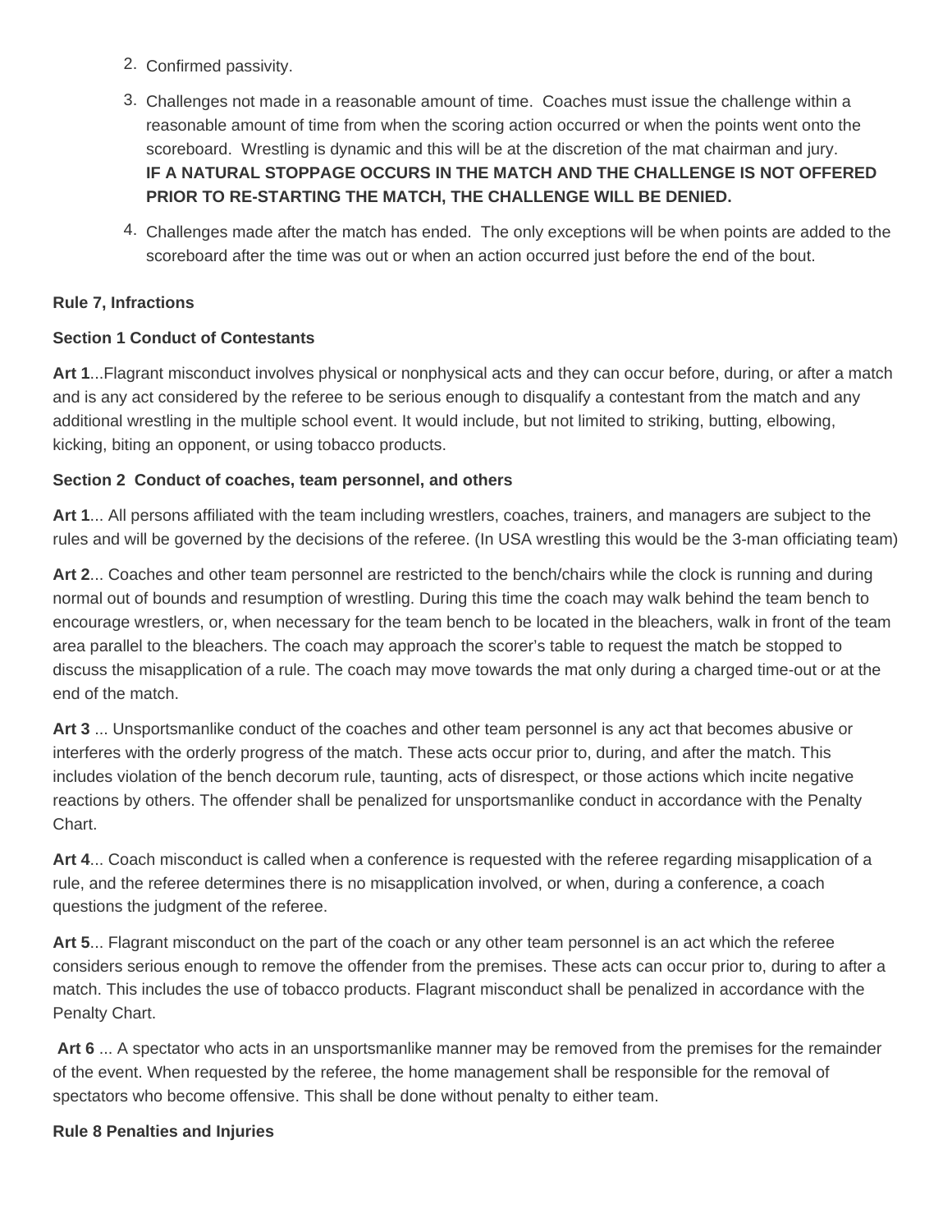2. Confirmed passivity.
3. Challenges not made in a reasonable amount of time. Coaches must issue the challenge within a reasonable amount of time from when the scoring action occurred or when the points went onto the scoreboard. Wrestling is dynamic and this will be at the discretion of the mat chairman and jury. **IF A NATURAL STOPPAGE OCCURS IN THE MATCH AND THE CHALLENGE IS NOT OFFERED PRIOR TO RE-STARTING THE MATCH, THE CHALLENGE WILL BE DENIED.**
4. Challenges made after the match has ended. The only exceptions will be when points are added to the scoreboard after the time was out or when an action occurred just before the end of the bout.

**Rule 7, Infractions**

**Section 1 Conduct of Contestants**

**Art 1**...Flagrant misconduct involves physical or nonphysical acts and they can occur before, during, or after a match and is any act considered by the referee to be serious enough to disqualify a contestant from the match and any additional wrestling in the multiple school event. It would include, but not limited to striking, butting, elbowing, kicking, biting an opponent, or using tobacco products.

**Section 2 Conduct of coaches, team personnel, and others**

**Art 1**... All persons affiliated with the team including wrestlers, coaches, trainers, and managers are subject to the rules and will be governed by the decisions of the referee. (In USA wrestling this would be the 3-man officiating team)

**Art 2**... Coaches and other team personnel are restricted to the bench/chairs while the clock is running and during normal out of bounds and resumption of wrestling. During this time the coach may walk behind the team bench to encourage wrestlers, or, when necessary for the team bench to be located in the bleachers, walk in front of the team area parallel to the bleachers. The coach may approach the scorer's table to request the match be stopped to discuss the misapplication of a rule. The coach may move towards the mat only during a charged time-out or at the end of the match.

**Art 3** ... Unsportsmanlike conduct of the coaches and other team personnel is any act that becomes abusive or interferes with the orderly progress of the match. These acts occur prior to, during, and after the match. This includes violation of the bench decorum rule, taunting, acts of disrespect, or those actions which incite negative reactions by others. The offender shall be penalized for unsportsmanlike conduct in accordance with the Penalty Chart.

**Art 4**... Coach misconduct is called when a conference is requested with the referee regarding misapplication of a rule, and the referee determines there is no misapplication involved, or when, during a conference, a coach questions the judgment of the referee.

**Art 5**... Flagrant misconduct on the part of the coach or any other team personnel is an act which the referee considers serious enough to remove the offender from the premises. These acts can occur prior to, during to after a match. This includes the use of tobacco products. Flagrant misconduct shall be penalized in accordance with the Penalty Chart.

**Art 6** ... A spectator who acts in an unsportsmanlike manner may be removed from the premises for the remainder of the event. When requested by the referee, the home management shall be responsible for the removal of spectators who become offensive. This shall be done without penalty to either team.

**Rule 8 Penalties and Injuries**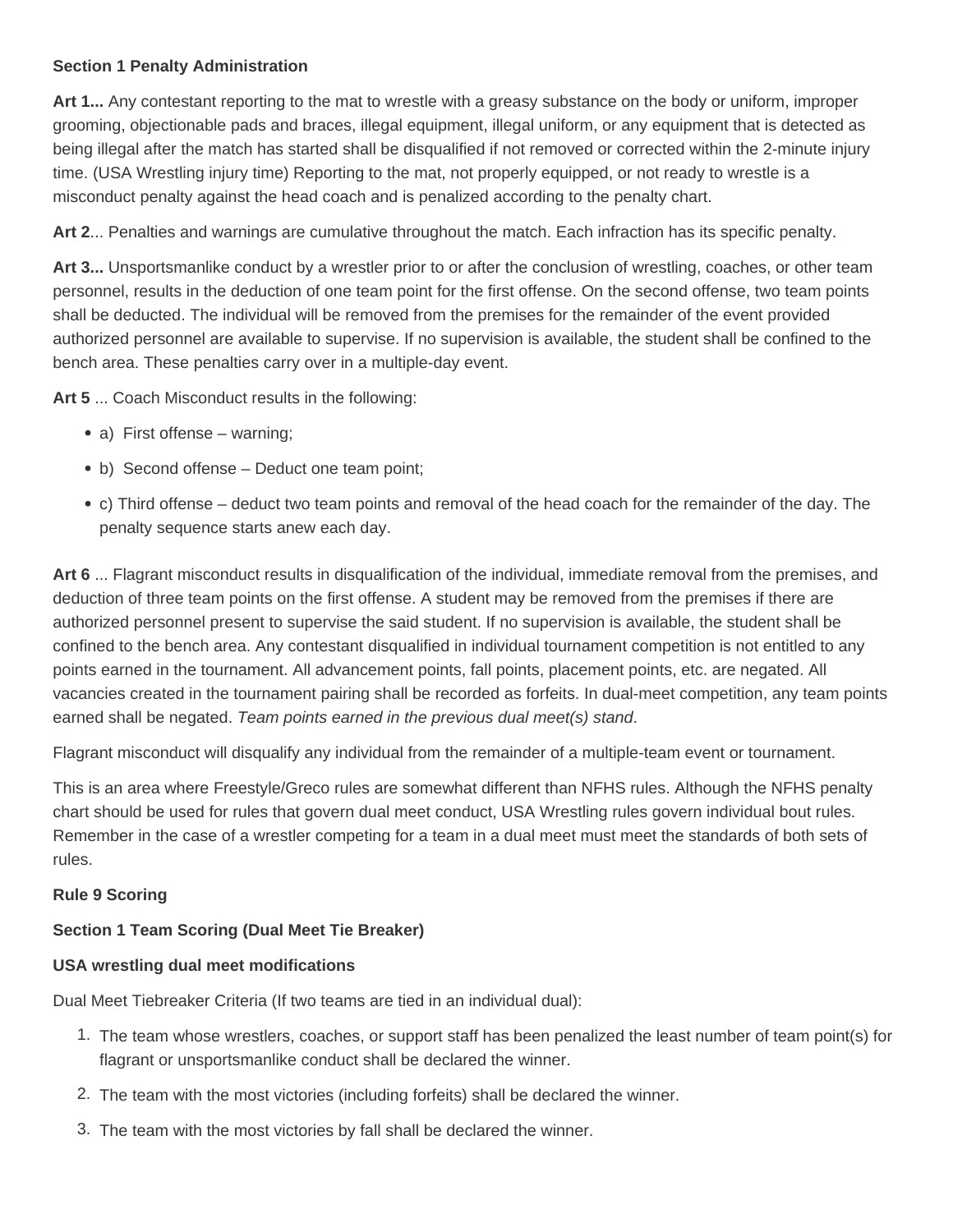**Section 1 Penalty Administration**

**Art 1...** Any contestant reporting to the mat to wrestle with a greasy substance on the body or uniform, improper grooming, objectionable pads and braces, illegal equipment, illegal uniform, or any equipment that is detected as being illegal after the match has started shall be disqualified if not removed or corrected within the 2-minute injury time. (USA Wrestling injury time) Reporting to the mat, not properly equipped, or not ready to wrestle is a misconduct penalty against the head coach and is penalized according to the penalty chart.

**Art 2**... Penalties and warnings are cumulative throughout the match. Each infraction has its specific penalty.

**Art 3...** Unsportsmanlike conduct by a wrestler prior to or after the conclusion of wrestling, coaches, or other team personnel, results in the deduction of one team point for the first offense. On the second offense, two team points shall be deducted. The individual will be removed from the premises for the remainder of the event provided authorized personnel are available to supervise. If no supervision is available, the student shall be confined to the bench area. These penalties carry over in a multiple-day event.

**Art 5** ... Coach Misconduct results in the following:

- a) First offense – warning;
- b) Second offense – Deduct one team point;
- c) Third offense – deduct two team points and removal of the head coach for the remainder of the day. The penalty sequence starts anew each day.

**Art 6** ... Flagrant misconduct results in disqualification of the individual, immediate removal from the premises, and deduction of three team points on the first offense. A student may be removed from the premises if there are authorized personnel present to supervise the said student. If no supervision is available, the student shall be confined to the bench area. Any contestant disqualified in individual tournament competition is not entitled to any points earned in the tournament. All advancement points, fall points, placement points, etc. are negated. All vacancies created in the tournament pairing shall be recorded as forfeits. In dual-meet competition, any team points earned shall be negated. *Team points earned in the previous dual meet(s) stand*.

Flagrant misconduct will disqualify any individual from the remainder of a multiple-team event or tournament.

This is an area where Freestyle/Greco rules are somewhat different than NFHS rules. Although the NFHS penalty chart should be used for rules that govern dual meet conduct, USA Wrestling rules govern individual bout rules. Remember in the case of a wrestler competing for a team in a dual meet must meet the standards of both sets of rules.

**Rule 9 Scoring**

**Section 1 Team Scoring (Dual Meet Tie Breaker)**

**USA wrestling dual meet modifications**

Dual Meet Tiebreaker Criteria (If two teams are tied in an individual dual):

1. The team whose wrestlers, coaches, or support staff has been penalized the least number of team point(s) for flagrant or unsportsmanlike conduct shall be declared the winner.
2. The team with the most victories (including forfeits) shall be declared the winner.
3. The team with the most victories by fall shall be declared the winner.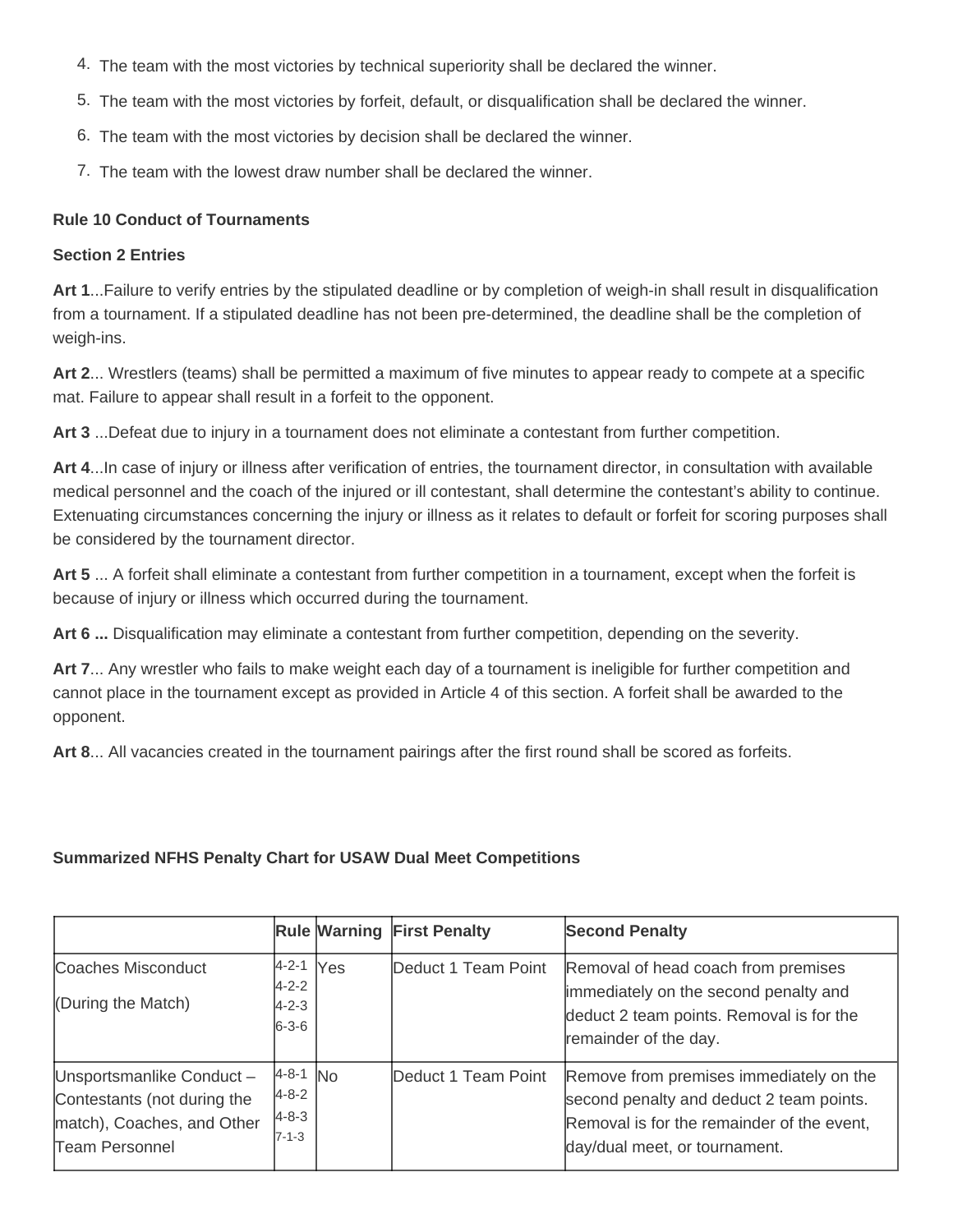4. The team with the most victories by technical superiority shall be declared the winner.
5. The team with the most victories by forfeit, default, or disqualification shall be declared the winner.
6. The team with the most victories by decision shall be declared the winner.
7. The team with the lowest draw number shall be declared the winner.

**Rule 10 Conduct of Tournaments**

**Section 2 Entries**

**Art 1**...Failure to verify entries by the stipulated deadline or by completion of weigh-in shall result in disqualification from a tournament. If a stipulated deadline has not been pre-determined, the deadline shall be the completion of weigh-ins.

**Art 2**... Wrestlers (teams) shall be permitted a maximum of five minutes to appear ready to compete at a specific mat. Failure to appear shall result in a forfeit to the opponent.

**Art 3** ...Defeat due to injury in a tournament does not eliminate a contestant from further competition.

**Art 4**...In case of injury or illness after verification of entries, the tournament director, in consultation with available medical personnel and the coach of the injured or ill contestant, shall determine the contestant's ability to continue. Extenuating circumstances concerning the injury or illness as it relates to default or forfeit for scoring purposes shall be considered by the tournament director.

**Art 5** ... A forfeit shall eliminate a contestant from further competition in a tournament, except when the forfeit is because of injury or illness which occurred during the tournament.

**Art 6 ...** Disqualification may eliminate a contestant from further competition, depending on the severity.

**Art 7**... Any wrestler who fails to make weight each day of a tournament is ineligible for further competition and cannot place in the tournament except as provided in Article 4 of this section. A forfeit shall be awarded to the opponent.

**Art 8**... All vacancies created in the tournament pairings after the first round shall be scored as forfeits.

**Summarized NFHS Penalty Chart for USAW Dual Meet Competitions**

| | **Rule** | **Warning** | **First Penalty** | **Second Penalty** |
|---|---|---|---|---|
| Coaches Misconduct<br>(During the Match) | 4-2-1<br>4-2-2<br>4-2-3<br>6-3-6 | Yes | Deduct 1 Team Point | Removal of head coach from premises immediately on the second penalty and deduct 2 team points. Removal is for the remainder of the day. |
| Unsportsmanlike Conduct – Contestants (not during the match), Coaches, and Other Team Personnel | 4-8-1<br>4-8-2<br>4-8-3<br>7-1-3 | No | Deduct 1 Team Point | Remove from premises immediately on the second penalty and deduct 2 team points. Removal is for the remainder of the event, day/dual meet, or tournament. |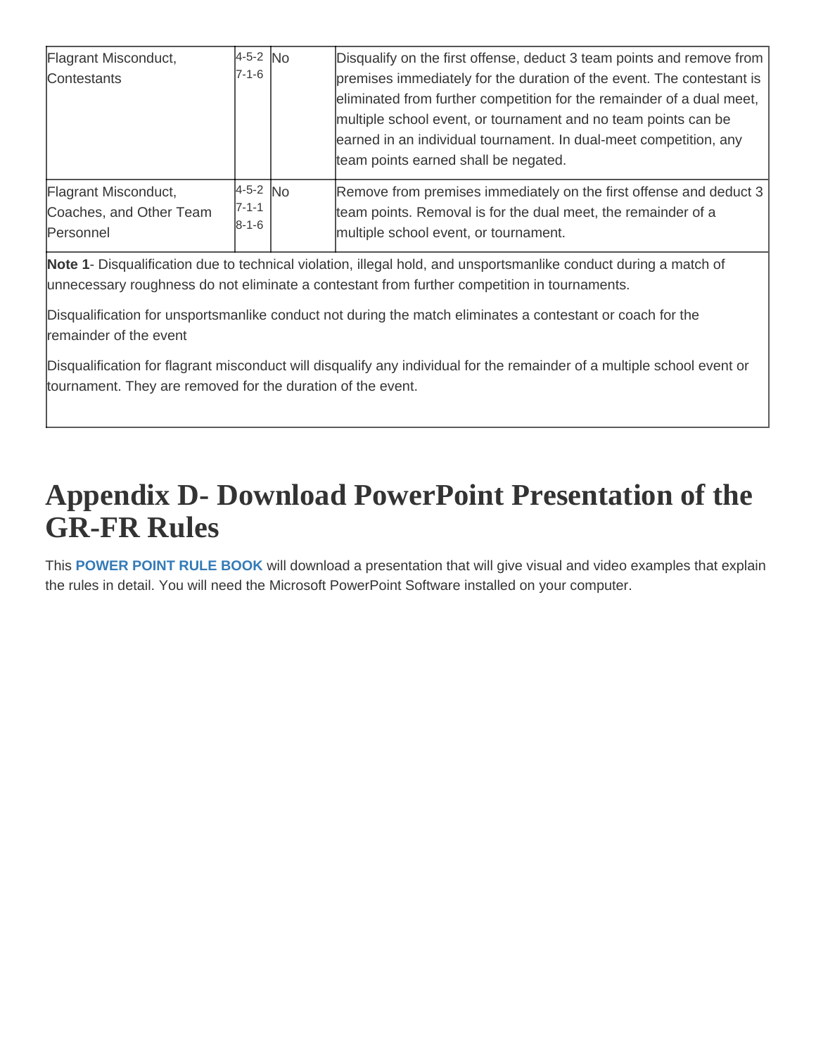| | | | |
|---|---|---|---|
| Flagrant Misconduct, Contestants | 4-5-2 7-1-6 | No | Disqualify on the first offense, deduct 3 team points and remove from premises immediately for the duration of the event. The contestant is eliminated from further competition for the remainder of a dual meet, multiple school event, or tournament and no team points can be earned in an individual tournament. In dual-meet competition, any team points earned shall be negated. |
| Flagrant Misconduct, Coaches, and Other Team Personnel | 4-5-2 7-1-1 8-1-6 | No | Remove from premises immediately on the first offense and deduct 3 team points. Removal is for the dual meet, the remainder of a multiple school event, or tournament. |

**Note 1**- Disqualification due to technical violation, illegal hold, and unsportsmanlike conduct during a match of unnecessary roughness do not eliminate a contestant from further competition in tournaments.

Disqualification for unsportsmanlike conduct not during the match eliminates a contestant or coach for the remainder of the event

Disqualification for flagrant misconduct will disqualify any individual for the remainder of a multiple school event or tournament. They are removed for the duration of the event.

# Appendix D- Download PowerPoint Presentation of the GR-FR Rules

This **POWER POINT RULE BOOK** will download a presentation that will give visual and video examples that explain the rules in detail. You will need the Microsoft PowerPoint Software installed on your computer.